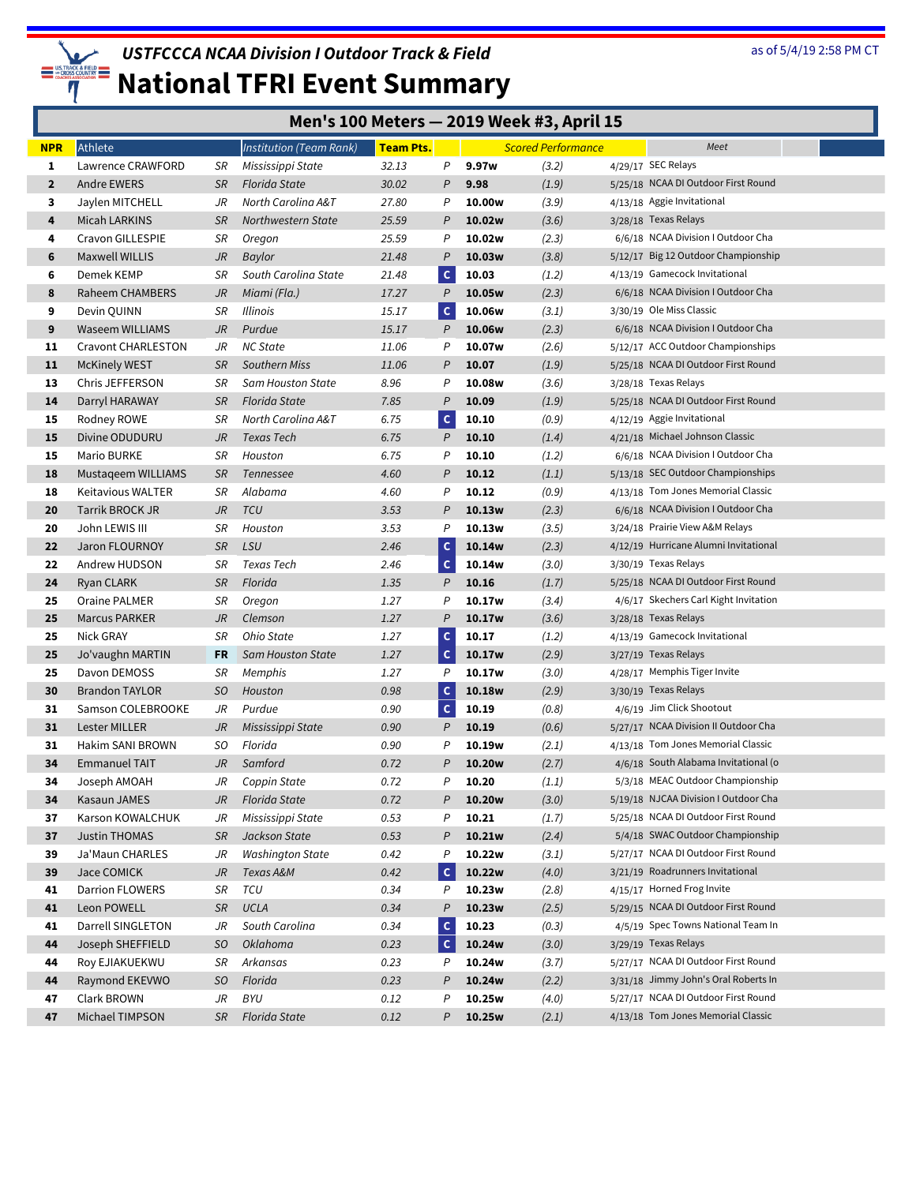# USTFCCCA NCAA Division I Outdoor Track & Field

# National TFRI Event Summary

as of 5/4/19 2:58 PM CT

## Men's 100 Meters — 2019 Week #3, April 15

| NPR | Athlete | | Institution (Team Rank) | Team Pts. | | Scored Performance | | | Meet |
|---|---|---|---|---|---|---|---|---|---|
| 1 | Lawrence CRAWFORD | SR | Mississippi State | 32.13 | P | 9.97w | (3.2) | 4/29/17 | SEC Relays |
| 2 | Andre EWERS | SR | Florida State | 30.02 | P | 9.98 | (1.9) | 5/25/18 | NCAA DI Outdoor First Round |
| 3 | Jaylen MITCHELL | JR | North Carolina A&T | 27.80 | P | 10.00w | (3.9) | 4/13/18 | Aggie Invitational |
| 4 | Micah LARKINS | SR | Northwestern State | 25.59 | P | 10.02w | (3.6) | 3/28/18 | Texas Relays |
| 4 | Cravon GILLESPIE | SR | Oregon | 25.59 | P | 10.02w | (2.3) | 6/6/18 | NCAA Division I Outdoor Cha |
| 6 | Maxwell WILLIS | JR | Baylor | 21.48 | P | 10.03w | (3.8) | 5/12/17 | Big 12 Outdoor Championship |
| 6 | Demek KEMP | SR | South Carolina State | 21.48 | C | 10.03 | (1.2) | 4/13/19 | Gamecock Invitational |
| 8 | Raheem CHAMBERS | JR | Miami (Fla.) | 17.27 | P | 10.05w | (2.3) | 6/6/18 | NCAA Division I Outdoor Cha |
| 9 | Devin QUINN | SR | Illinois | 15.17 | C | 10.06w | (3.1) | 3/30/19 | Ole Miss Classic |
| 9 | Waseem WILLIAMS | JR | Purdue | 15.17 | P | 10.06w | (2.3) | 6/6/18 | NCAA Division I Outdoor Cha |
| 11 | Cravont CHARLESTON | JR | NC State | 11.06 | P | 10.07w | (2.6) | 5/12/17 | ACC Outdoor Championships |
| 11 | McKinely WEST | SR | Southern Miss | 11.06 | P | 10.07 | (1.9) | 5/25/18 | NCAA DI Outdoor First Round |
| 13 | Chris JEFFERSON | SR | Sam Houston State | 8.96 | P | 10.08w | (3.6) | 3/28/18 | Texas Relays |
| 14 | Darryl HARAWAY | SR | Florida State | 7.85 | P | 10.09 | (1.9) | 5/25/18 | NCAA DI Outdoor First Round |
| 15 | Rodney ROWE | SR | North Carolina A&T | 6.75 | C | 10.10 | (0.9) | 4/12/19 | Aggie Invitational |
| 15 | Divine ODUDURU | JR | Texas Tech | 6.75 | P | 10.10 | (1.4) | 4/21/18 | Michael Johnson Classic |
| 15 | Mario BURKE | SR | Houston | 6.75 | P | 10.10 | (1.2) | 6/6/18 | NCAA Division I Outdoor Cha |
| 18 | Mustaqeem WILLIAMS | SR | Tennessee | 4.60 | P | 10.12 | (1.1) | 5/13/18 | SEC Outdoor Championships |
| 18 | Keitavious WALTER | SR | Alabama | 4.60 | P | 10.12 | (0.9) | 4/13/18 | Tom Jones Memorial Classic |
| 20 | Tarrik BROCK JR | JR | TCU | 3.53 | P | 10.13w | (2.3) | 6/6/18 | NCAA Division I Outdoor Cha |
| 20 | John LEWIS III | SR | Houston | 3.53 | P | 10.13w | (3.5) | 3/24/18 | Prairie View A&M Relays |
| 22 | Jaron FLOURNOY | SR | LSU | 2.46 | C | 10.14w | (2.3) | 4/12/19 | Hurricane Alumni Invitational |
| 22 | Andrew HUDSON | SR | Texas Tech | 2.46 | C | 10.14w | (3.0) | 3/30/19 | Texas Relays |
| 24 | Ryan CLARK | SR | Florida | 1.35 | P | 10.16 | (1.7) | 5/25/18 | NCAA DI Outdoor First Round |
| 25 | Oraine PALMER | SR | Oregon | 1.27 | P | 10.17w | (3.4) | 4/6/17 | Skechers Carl Kight Invitation |
| 25 | Marcus PARKER | JR | Clemson | 1.27 | P | 10.17w | (3.6) | 3/28/18 | Texas Relays |
| 25 | Nick GRAY | SR | Ohio State | 1.27 | C | 10.17 | (1.2) | 4/13/19 | Gamecock Invitational |
| 25 | Jo'vaughn MARTIN | FR | Sam Houston State | 1.27 | C | 10.17w | (2.9) | 3/27/19 | Texas Relays |
| 25 | Davon DEMOSS | SR | Memphis | 1.27 | P | 10.17w | (3.0) | 4/28/17 | Memphis Tiger Invite |
| 30 | Brandon TAYLOR | SO | Houston | 0.98 | C | 10.18w | (2.9) | 3/30/19 | Texas Relays |
| 31 | Samson COLEBROOKE | JR | Purdue | 0.90 | C | 10.19 | (0.8) | 4/6/19 | Jim Click Shootout |
| 31 | Lester MILLER | JR | Mississippi State | 0.90 | P | 10.19 | (0.6) | 5/27/17 | NCAA Division II Outdoor Cha |
| 31 | Hakim SANI BROWN | SO | Florida | 0.90 | P | 10.19w | (2.1) | 4/13/18 | Tom Jones Memorial Classic |
| 34 | Emmanuel TAIT | JR | Samford | 0.72 | P | 10.20w | (2.7) | 4/6/18 | South Alabama Invitational (o |
| 34 | Joseph AMOAH | JR | Coppin State | 0.72 | P | 10.20 | (1.1) | 5/3/18 | MEAC Outdoor Championship |
| 34 | Kasaun JAMES | JR | Florida State | 0.72 | P | 10.20w | (3.0) | 5/19/18 | NJCAA Division I Outdoor Cha |
| 37 | Karson KOWALCHUK | JR | Mississippi State | 0.53 | P | 10.21 | (1.7) | 5/25/18 | NCAA DI Outdoor First Round |
| 37 | Justin THOMAS | SR | Jackson State | 0.53 | P | 10.21w | (2.4) | 5/4/18 | SWAC Outdoor Championship |
| 39 | Ja'Maun CHARLES | JR | Washington State | 0.42 | P | 10.22w | (3.1) | 5/27/17 | NCAA DI Outdoor First Round |
| 39 | Jace COMICK | JR | Texas A&M | 0.42 | C | 10.22w | (4.0) | 3/21/19 | Roadrunners Invitational |
| 41 | Darrion FLOWERS | SR | TCU | 0.34 | P | 10.23w | (2.8) | 4/15/17 | Horned Frog Invite |
| 41 | Leon POWELL | SR | UCLA | 0.34 | P | 10.23w | (2.5) | 5/29/15 | NCAA DI Outdoor First Round |
| 41 | Darrell SINGLETON | JR | South Carolina | 0.34 | C | 10.23 | (0.3) | 4/5/19 | Spec Towns National Team In |
| 44 | Joseph SHEFFIELD | SO | Oklahoma | 0.23 | C | 10.24w | (3.0) | 3/29/19 | Texas Relays |
| 44 | Roy EJIAKUEKWU | SR | Arkansas | 0.23 | P | 10.24w | (3.7) | 5/27/17 | NCAA DI Outdoor First Round |
| 44 | Raymond EKEVWO | SO | Florida | 0.23 | P | 10.24w | (2.2) | 3/31/18 | Jimmy John's Oral Roberts In |
| 47 | Clark BROWN | JR | BYU | 0.12 | P | 10.25w | (4.0) | 5/27/17 | NCAA DI Outdoor First Round |
| 47 | Michael TIMPSON | SR | Florida State | 0.12 | P | 10.25w | (2.1) | 4/13/18 | Tom Jones Memorial Classic |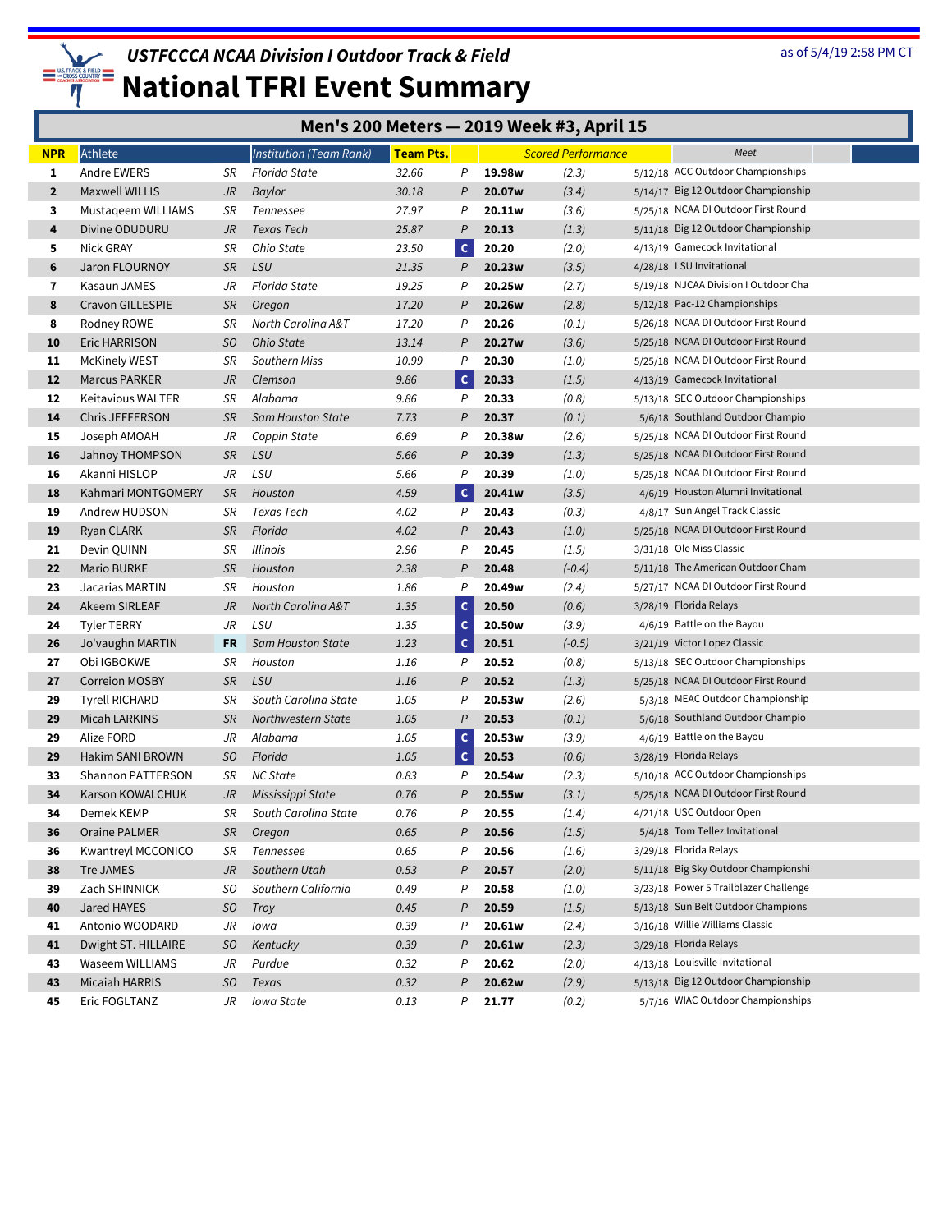# USTFCCCA NCAA Division I Outdoor Track & Field

## National TFRI Event Summary

as of 5/4/19 2:58 PM CT

### Men's 200 Meters — 2019 Week #3, April 15

| NPR | Athlete | | Institution (Team Rank) | Team Pts. | | Scored Performance | | Meet |
|---|---|---|---|---|---|---|---|---|
| 1 | Andre EWERS | SR | Florida State | 32.66 | P | 19.98w | (2.3) | 5/12/18 ACC Outdoor Championships |
| 2 | Maxwell WILLIS | JR | Baylor | 30.18 | P | 20.07w | (3.4) | 5/14/17 Big 12 Outdoor Championship |
| 3 | Mustaqeem WILLIAMS | SR | Tennessee | 27.97 | P | 20.11w | (3.6) | 5/25/18 NCAA DI Outdoor First Round |
| 4 | Divine ODUDURU | JR | Texas Tech | 25.87 | P | 20.13 | (1.3) | 5/11/18 Big 12 Outdoor Championship |
| 5 | Nick GRAY | SR | Ohio State | 23.50 | C | 20.20 | (2.0) | 4/13/19 Gamecock Invitational |
| 6 | Jaron FLOURNOY | SR | LSU | 21.35 | P | 20.23w | (3.5) | 4/28/18 LSU Invitational |
| 7 | Kasaun JAMES | JR | Florida State | 19.25 | P | 20.25w | (2.7) | 5/19/18 NJCAA Division I Outdoor Cha |
| 8 | Cravon GILLESPIE | SR | Oregon | 17.20 | P | 20.26w | (2.8) | 5/12/18 Pac-12 Championships |
| 8 | Rodney ROWE | SR | North Carolina A&T | 17.20 | P | 20.26 | (0.1) | 5/26/18 NCAA DI Outdoor First Round |
| 10 | Eric HARRISON | SO | Ohio State | 13.14 | P | 20.27w | (3.6) | 5/25/18 NCAA DI Outdoor First Round |
| 11 | McKinely WEST | SR | Southern Miss | 10.99 | P | 20.30 | (1.0) | 5/25/18 NCAA DI Outdoor First Round |
| 12 | Marcus PARKER | JR | Clemson | 9.86 | C | 20.33 | (1.5) | 4/13/19 Gamecock Invitational |
| 12 | Keitavious WALTER | SR | Alabama | 9.86 | P | 20.33 | (0.8) | 5/13/18 SEC Outdoor Championships |
| 14 | Chris JEFFERSON | SR | Sam Houston State | 7.73 | P | 20.37 | (0.1) | 5/6/18 Southland Outdoor Champio |
| 15 | Joseph AMOAH | JR | Coppin State | 6.69 | P | 20.38w | (2.6) | 5/25/18 NCAA DI Outdoor First Round |
| 16 | Jahnoy THOMPSON | SR | LSU | 5.66 | P | 20.39 | (1.3) | 5/25/18 NCAA DI Outdoor First Round |
| 16 | Akanni HISLOP | JR | LSU | 5.66 | P | 20.39 | (1.0) | 5/25/18 NCAA DI Outdoor First Round |
| 18 | Kahmari MONTGOMERY | SR | Houston | 4.59 | C | 20.41w | (3.5) | 4/6/19 Houston Alumni Invitational |
| 19 | Andrew HUDSON | SR | Texas Tech | 4.02 | P | 20.43 | (0.3) | 4/8/17 Sun Angel Track Classic |
| 19 | Ryan CLARK | SR | Florida | 4.02 | P | 20.43 | (1.0) | 5/25/18 NCAA DI Outdoor First Round |
| 21 | Devin QUINN | SR | Illinois | 2.96 | P | 20.45 | (1.5) | 3/31/18 Ole Miss Classic |
| 22 | Mario BURKE | SR | Houston | 2.38 | P | 20.48 | (-0.4) | 5/11/18 The American Outdoor Cham |
| 23 | Jacarias MARTIN | SR | Houston | 1.86 | P | 20.49w | (2.4) | 5/27/17 NCAA DI Outdoor First Round |
| 24 | Akeem SIRLEAF | JR | North Carolina A&T | 1.35 | C | 20.50 | (0.6) | 3/28/19 Florida Relays |
| 24 | Tyler TERRY | JR | LSU | 1.35 | C | 20.50w | (3.9) | 4/6/19 Battle on the Bayou |
| 26 | Jo'vaughn MARTIN | FR | Sam Houston State | 1.23 | C | 20.51 | (-0.5) | 3/21/19 Victor Lopez Classic |
| 27 | Obi IGBOKWE | SR | Houston | 1.16 | P | 20.52 | (0.8) | 5/13/18 SEC Outdoor Championships |
| 27 | Correion MOSBY | SR | LSU | 1.16 | P | 20.52 | (1.3) | 5/25/18 NCAA DI Outdoor First Round |
| 29 | Tyrell RICHARD | SR | South Carolina State | 1.05 | P | 20.53w | (2.6) | 5/3/18 MEAC Outdoor Championship |
| 29 | Micah LARKINS | SR | Northwestern State | 1.05 | P | 20.53 | (0.1) | 5/6/18 Southland Outdoor Champio |
| 29 | Alize FORD | JR | Alabama | 1.05 | C | 20.53w | (3.9) | 4/6/19 Battle on the Bayou |
| 29 | Hakim SANI BROWN | SO | Florida | 1.05 | C | 20.53 | (0.6) | 3/28/19 Florida Relays |
| 33 | Shannon PATTERSON | SR | NC State | 0.83 | P | 20.54w | (2.3) | 5/10/18 ACC Outdoor Championships |
| 34 | Karson KOWALCHUK | JR | Mississippi State | 0.76 | P | 20.55w | (3.1) | 5/25/18 NCAA DI Outdoor First Round |
| 34 | Demek KEMP | SR | South Carolina State | 0.76 | P | 20.55 | (1.4) | 4/21/18 USC Outdoor Open |
| 36 | Oraine PALMER | SR | Oregon | 0.65 | P | 20.56 | (1.5) | 5/4/18 Tom Tellez Invitational |
| 36 | Kwantreyl MCCONICO | SR | Tennessee | 0.65 | P | 20.56 | (1.6) | 3/29/18 Florida Relays |
| 38 | Tre JAMES | JR | Southern Utah | 0.53 | P | 20.57 | (2.0) | 5/11/18 Big Sky Outdoor Championshi |
| 39 | Zach SHINNICK | SO | Southern California | 0.49 | P | 20.58 | (1.0) | 3/23/18 Power 5 Trailblazer Challenge |
| 40 | Jared HAYES | SO | Troy | 0.45 | P | 20.59 | (1.5) | 5/13/18 Sun Belt Outdoor Champions |
| 41 | Antonio WOODARD | JR | Iowa | 0.39 | P | 20.61w | (2.4) | 3/16/18 Willie Williams Classic |
| 41 | Dwight ST. HILLAIRE | SO | Kentucky | 0.39 | P | 20.61w | (2.3) | 3/29/18 Florida Relays |
| 43 | Waseem WILLIAMS | JR | Purdue | 0.32 | P | 20.62 | (2.0) | 4/13/18 Louisville Invitational |
| 43 | Micaiah HARRIS | SO | Texas | 0.32 | P | 20.62w | (2.9) | 5/13/18 Big 12 Outdoor Championship |
| 45 | Eric FOGLTANZ | JR | Iowa State | 0.13 | P | 21.77 | (0.2) | 5/7/16 WIAC Outdoor Championships |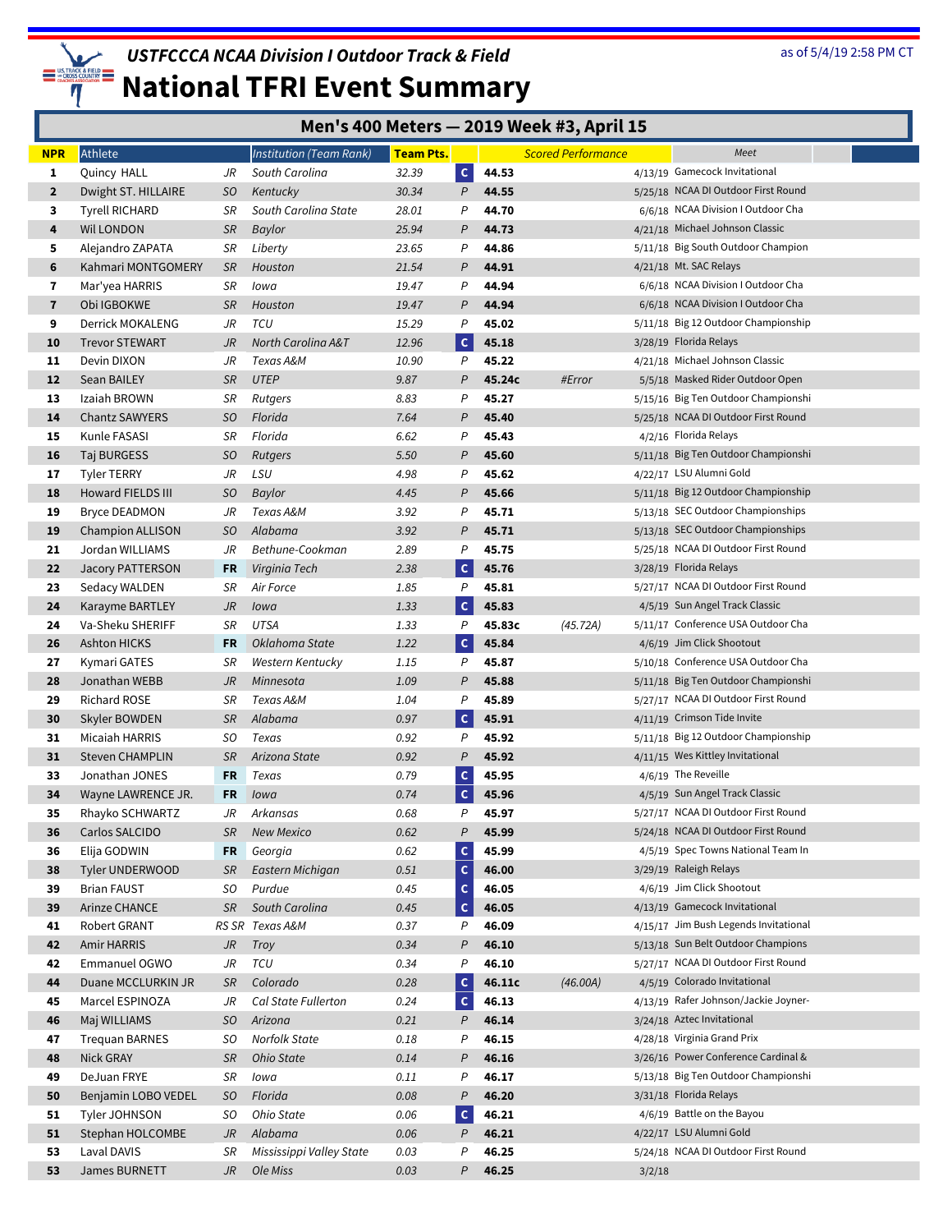# USTFCCCA NCAA Division I Outdoor Track & Field

## National TFRI Event Summary

as of 5/4/19 2:58 PM CT

### Men's 400 Meters — 2019 Week #3, April 15

| NPR | Athlete | | Institution (Team Rank) | Team Pts. | | Scored Performance | | | Meet |
|---|---|---|---|---|---|---|---|---|---|
| 1 | Quincy HALL | JR | South Carolina | 32.39 | C | 44.53 | | 4/13/19 | Gamecock Invitational |
| 2 | Dwight ST. HILLAIRE | SO | Kentucky | 30.34 | P | 44.55 | | 5/25/18 | NCAA DI Outdoor First Round |
| 3 | Tyrell RICHARD | SR | South Carolina State | 28.01 | P | 44.70 | | 6/6/18 | NCAA Division I Outdoor Cha |
| 4 | Wil LONDON | SR | Baylor | 25.94 | P | 44.73 | | 4/21/18 | Michael Johnson Classic |
| 5 | Alejandro ZAPATA | SR | Liberty | 23.65 | P | 44.86 | | 5/11/18 | Big South Outdoor Champion |
| 6 | Kahmari MONTGOMERY | SR | Houston | 21.54 | P | 44.91 | | 4/21/18 | Mt. SAC Relays |
| 7 | Mar'yea HARRIS | SR | Iowa | 19.47 | P | 44.94 | | 6/6/18 | NCAA Division I Outdoor Cha |
| 7 | Obi IGBOKWE | SR | Houston | 19.47 | P | 44.94 | | 6/6/18 | NCAA Division I Outdoor Cha |
| 9 | Derrick MOKALENG | JR | TCU | 15.29 | P | 45.02 | | 5/11/18 | Big 12 Outdoor Championship |
| 10 | Trevor STEWART | JR | North Carolina A&T | 12.96 | C | 45.18 | | 3/28/19 | Florida Relays |
| 11 | Devin DIXON | JR | Texas A&M | 10.90 | P | 45.22 | | 4/21/18 | Michael Johnson Classic |
| 12 | Sean BAILEY | SR | UTEP | 9.87 | P | 45.24c | #Error | 5/5/18 | Masked Rider Outdoor Open |
| 13 | Izaiah BROWN | SR | Rutgers | 8.83 | P | 45.27 | | 5/15/16 | Big Ten Outdoor Championshi |
| 14 | Chantz SAWYERS | SO | Florida | 7.64 | P | 45.40 | | 5/25/18 | NCAA DI Outdoor First Round |
| 15 | Kunle FASASI | SR | Florida | 6.62 | P | 45.43 | | 4/2/16 | Florida Relays |
| 16 | Taj BURGESS | SO | Rutgers | 5.50 | P | 45.60 | | 5/11/18 | Big Ten Outdoor Championshi |
| 17 | Tyler TERRY | JR | LSU | 4.98 | P | 45.62 | | 4/22/17 | LSU Alumni Gold |
| 18 | Howard FIELDS III | SO | Baylor | 4.45 | P | 45.66 | | 5/11/18 | Big 12 Outdoor Championship |
| 19 | Bryce DEADMON | JR | Texas A&M | 3.92 | P | 45.71 | | 5/13/18 | SEC Outdoor Championships |
| 19 | Champion ALLISON | SO | Alabama | 3.92 | P | 45.71 | | 5/13/18 | SEC Outdoor Championships |
| 21 | Jordan WILLIAMS | JR | Bethune-Cookman | 2.89 | P | 45.75 | | 5/25/18 | NCAA DI Outdoor First Round |
| 22 | Jacory PATTERSON | FR | Virginia Tech | 2.38 | C | 45.76 | | 3/28/19 | Florida Relays |
| 23 | Sedacy WALDEN | SR | Air Force | 1.85 | P | 45.81 | | 5/27/17 | NCAA DI Outdoor First Round |
| 24 | Karayme BARTLEY | JR | Iowa | 1.33 | C | 45.83 | | 4/5/19 | Sun Angel Track Classic |
| 24 | Va-Sheku SHERIFF | SR | UTSA | 1.33 | P | 45.83c | (45.72A) | 5/11/17 | Conference USA Outdoor Cha |
| 26 | Ashton HICKS | FR | Oklahoma State | 1.22 | C | 45.84 | | 4/6/19 | Jim Click Shootout |
| 27 | Kymari GATES | SR | Western Kentucky | 1.15 | P | 45.87 | | 5/10/18 | Conference USA Outdoor Cha |
| 28 | Jonathan WEBB | JR | Minnesota | 1.09 | P | 45.88 | | 5/11/18 | Big Ten Outdoor Championshi |
| 29 | Richard ROSE | SR | Texas A&M | 1.04 | P | 45.89 | | 5/27/17 | NCAA DI Outdoor First Round |
| 30 | Skyler BOWDEN | SR | Alabama | 0.97 | C | 45.91 | | 4/11/19 | Crimson Tide Invite |
| 31 | Micaiah HARRIS | SO | Texas | 0.92 | P | 45.92 | | 5/11/18 | Big 12 Outdoor Championship |
| 31 | Steven CHAMPLIN | SR | Arizona State | 0.92 | P | 45.92 | | 4/11/15 | Wes Kittley Invitational |
| 33 | Jonathan JONES | FR | Texas | 0.79 | C | 45.95 | | 4/6/19 | The Reveille |
| 34 | Wayne LAWRENCE JR. | FR | Iowa | 0.74 | C | 45.96 | | 4/5/19 | Sun Angel Track Classic |
| 35 | Rhayko SCHWARTZ | JR | Arkansas | 0.68 | P | 45.97 | | 5/27/17 | NCAA DI Outdoor First Round |
| 36 | Carlos SALCIDO | SR | New Mexico | 0.62 | P | 45.99 | | 5/24/18 | NCAA DI Outdoor First Round |
| 36 | Elija GODWIN | FR | Georgia | 0.62 | C | 45.99 | | 4/5/19 | Spec Towns National Team In |
| 38 | Tyler UNDERWOOD | SR | Eastern Michigan | 0.51 | C | 46.00 | | 3/29/19 | Raleigh Relays |
| 39 | Brian FAUST | SO | Purdue | 0.45 | C | 46.05 | | 4/6/19 | Jim Click Shootout |
| 39 | Arinze CHANCE | SR | South Carolina | 0.45 | C | 46.05 | | 4/13/19 | Gamecock Invitational |
| 41 | Robert GRANT | RS SR | Texas A&M | 0.37 | P | 46.09 | | 4/15/17 | Jim Bush Legends Invitational |
| 42 | Amir HARRIS | JR | Troy | 0.34 | P | 46.10 | | 5/13/18 | Sun Belt Outdoor Champions |
| 42 | Emmanuel OGWO | JR | TCU | 0.34 | P | 46.10 | | 5/27/17 | NCAA DI Outdoor First Round |
| 44 | Duane MCCLURKIN JR | SR | Colorado | 0.28 | C | 46.11c | (46.00A) | 4/5/19 | Colorado Invitational |
| 45 | Marcel ESPINOZA | JR | Cal State Fullerton | 0.24 | C | 46.13 | | 4/13/19 | Rafer Johnson/Jackie Joyner- |
| 46 | Maj WILLIAMS | SO | Arizona | 0.21 | P | 46.14 | | 3/24/18 | Aztec Invitational |
| 47 | Trequan BARNES | SO | Norfolk State | 0.18 | P | 46.15 | | 4/28/18 | Virginia Grand Prix |
| 48 | Nick GRAY | SR | Ohio State | 0.14 | P | 46.16 | | 3/26/16 | Power Conference Cardinal & |
| 49 | DeJuan FRYE | SR | Iowa | 0.11 | P | 46.17 | | 5/13/18 | Big Ten Outdoor Championshi |
| 50 | Benjamin LOBO VEDEL | SO | Florida | 0.08 | P | 46.20 | | 3/31/18 | Florida Relays |
| 51 | Tyler JOHNSON | SO | Ohio State | 0.06 | C | 46.21 | | 4/6/19 | Battle on the Bayou |
| 51 | Stephan HOLCOMBE | JR | Alabama | 0.06 | P | 46.21 | | 4/22/17 | LSU Alumni Gold |
| 53 | Laval DAVIS | SR | Mississippi Valley State | 0.03 | P | 46.25 | | 5/24/18 | NCAA DI Outdoor First Round |
| 53 | James BURNETT | JR | Ole Miss | 0.03 | P | 46.25 | | 3/2/18 | |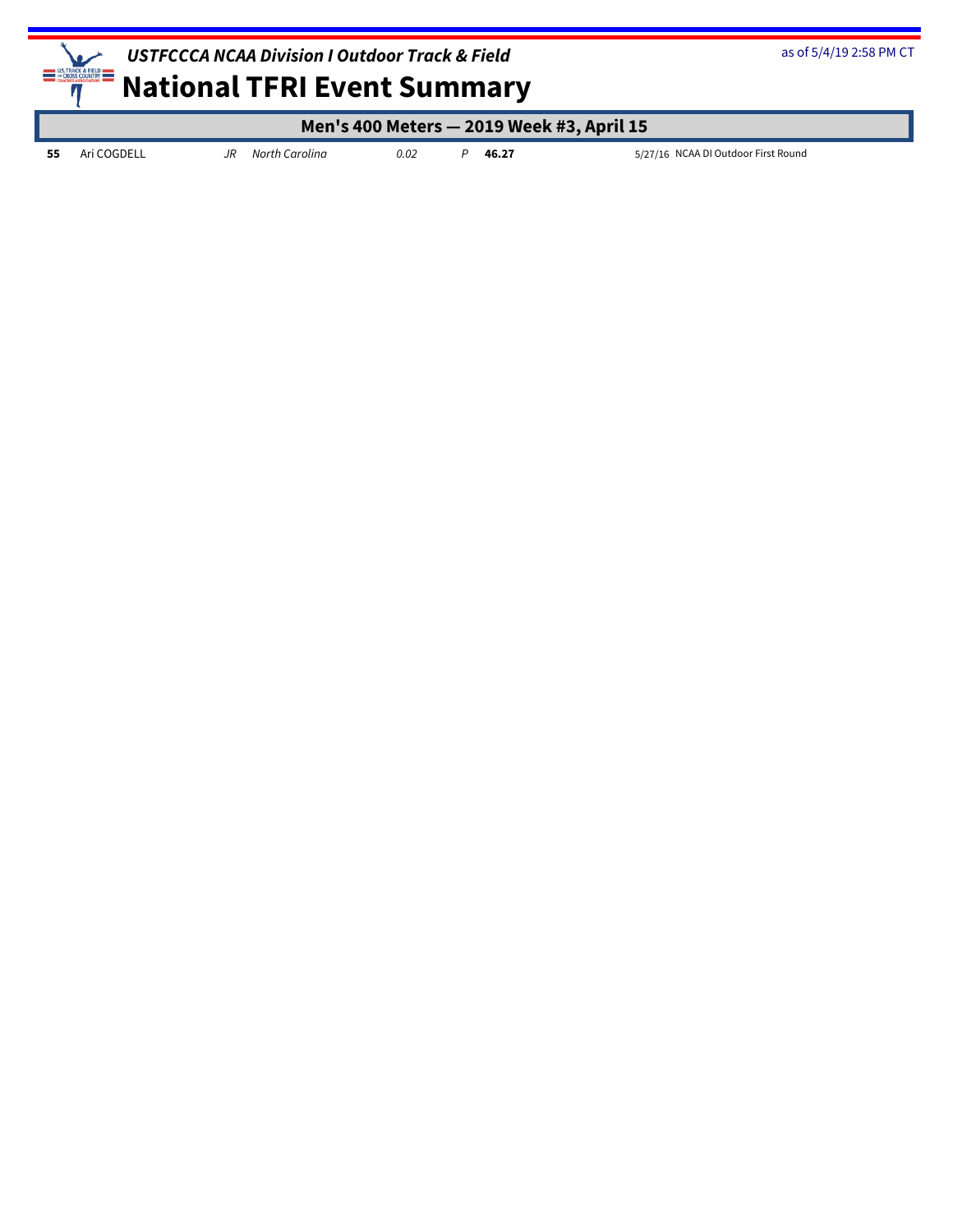## Men's 400 Meters — 2019 Week #3, April 15

| | | | | | | | |
|---|---|---|---|---|---|---|---|
| **55** | Ari COGDELL | *JR* | *North Carolina* | *0.02* | *P* | **46.27** | 5/27/16 NCAA DI Outdoor First Round |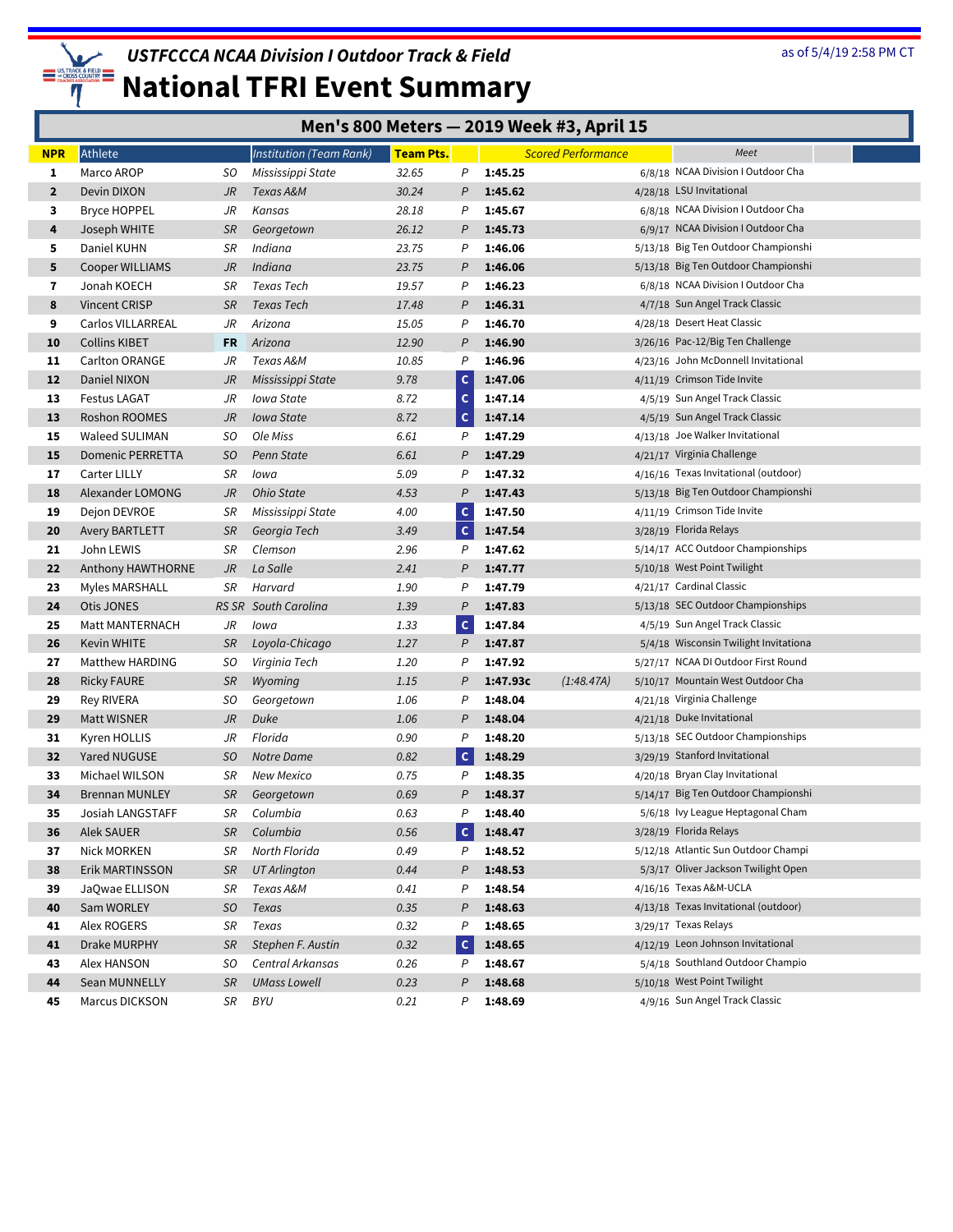# USTFCCCA NCAA Division I Outdoor Track & Field

## National TFRI Event Summary

as of 5/4/19 2:58 PM CT

### Men's 800 Meters — 2019 Week #3, April 15

| NPR | Athlete | | Institution (Team Rank) | Team Pts. | | Scored Performance | | | Meet |
|---|---|---|---|---|---|---|---|---|---|
| 1 | Marco AROP | SO | Mississippi State | 32.65 | P | 1:45.25 | | 6/8/18 | NCAA Division I Outdoor Cha |
| 2 | Devin DIXON | JR | Texas A&M | 30.24 | P | 1:45.62 | | 4/28/18 | LSU Invitational |
| 3 | Bryce HOPPEL | JR | Kansas | 28.18 | P | 1:45.67 | | 6/8/18 | NCAA Division I Outdoor Cha |
| 4 | Joseph WHITE | SR | Georgetown | 26.12 | P | 1:45.73 | | 6/9/17 | NCAA Division I Outdoor Cha |
| 5 | Daniel KUHN | SR | Indiana | 23.75 | P | 1:46.06 | | 5/13/18 | Big Ten Outdoor Championshi |
| 5 | Cooper WILLIAMS | JR | Indiana | 23.75 | P | 1:46.06 | | 5/13/18 | Big Ten Outdoor Championshi |
| 7 | Jonah KOECH | SR | Texas Tech | 19.57 | P | 1:46.23 | | 6/8/18 | NCAA Division I Outdoor Cha |
| 8 | Vincent CRISP | SR | Texas Tech | 17.48 | P | 1:46.31 | | 4/7/18 | Sun Angel Track Classic |
| 9 | Carlos VILLARREAL | JR | Arizona | 15.05 | P | 1:46.70 | | 4/28/18 | Desert Heat Classic |
| 10 | Collins KIBET | FR | Arizona | 12.90 | P | 1:46.90 | | 3/26/16 | Pac-12/Big Ten Challenge |
| 11 | Carlton ORANGE | JR | Texas A&M | 10.85 | P | 1:46.96 | | 4/23/16 | John McDonnell Invitational |
| 12 | Daniel NIXON | JR | Mississippi State | 9.78 | C | 1:47.06 | | 4/11/19 | Crimson Tide Invite |
| 13 | Festus LAGAT | JR | Iowa State | 8.72 | C | 1:47.14 | | 4/5/19 | Sun Angel Track Classic |
| 13 | Roshon ROOMES | JR | Iowa State | 8.72 | C | 1:47.14 | | 4/5/19 | Sun Angel Track Classic |
| 15 | Waleed SULIMAN | SO | Ole Miss | 6.61 | P | 1:47.29 | | 4/13/18 | Joe Walker Invitational |
| 15 | Domenic PERRETTA | SO | Penn State | 6.61 | P | 1:47.29 | | 4/21/17 | Virginia Challenge |
| 17 | Carter LILLY | SR | Iowa | 5.09 | P | 1:47.32 | | 4/16/16 | Texas Invitational (outdoor) |
| 18 | Alexander LOMONG | JR | Ohio State | 4.53 | P | 1:47.43 | | 5/13/18 | Big Ten Outdoor Championshi |
| 19 | Dejon DEVROE | SR | Mississippi State | 4.00 | C | 1:47.50 | | 4/11/19 | Crimson Tide Invite |
| 20 | Avery BARTLETT | SR | Georgia Tech | 3.49 | C | 1:47.54 | | 3/28/19 | Florida Relays |
| 21 | John LEWIS | SR | Clemson | 2.96 | P | 1:47.62 | | 5/14/17 | ACC Outdoor Championships |
| 22 | Anthony HAWTHORNE | JR | La Salle | 2.41 | P | 1:47.77 | | 5/10/18 | West Point Twilight |
| 23 | Myles MARSHALL | SR | Harvard | 1.90 | P | 1:47.79 | | 4/21/17 | Cardinal Classic |
| 24 | Otis JONES | RS SR | South Carolina | 1.39 | P | 1:47.83 | | 5/13/18 | SEC Outdoor Championships |
| 25 | Matt MANTERNACH | JR | Iowa | 1.33 | C | 1:47.84 | | 4/5/19 | Sun Angel Track Classic |
| 26 | Kevin WHITE | SR | Loyola-Chicago | 1.27 | P | 1:47.87 | | 5/4/18 | Wisconsin Twilight Invitationa |
| 27 | Matthew HARDING | SO | Virginia Tech | 1.20 | P | 1:47.92 | | 5/27/17 | NCAA DI Outdoor First Round |
| 28 | Ricky FAURE | SR | Wyoming | 1.15 | P | 1:47.93c | (1:48.47A) | 5/10/17 | Mountain West Outdoor Cha |
| 29 | Rey RIVERA | SO | Georgetown | 1.06 | P | 1:48.04 | | 4/21/18 | Virginia Challenge |
| 29 | Matt WISNER | JR | Duke | 1.06 | P | 1:48.04 | | 4/21/18 | Duke Invitational |
| 31 | Kyren HOLLIS | JR | Florida | 0.90 | P | 1:48.20 | | 5/13/18 | SEC Outdoor Championships |
| 32 | Yared NUGUSE | SO | Notre Dame | 0.82 | C | 1:48.29 | | 3/29/19 | Stanford Invitational |
| 33 | Michael WILSON | SR | New Mexico | 0.75 | P | 1:48.35 | | 4/20/18 | Bryan Clay Invitational |
| 34 | Brennan MUNLEY | SR | Georgetown | 0.69 | P | 1:48.37 | | 5/14/17 | Big Ten Outdoor Championshi |
| 35 | Josiah LANGSTAFF | SR | Columbia | 0.63 | P | 1:48.40 | | 5/6/18 | Ivy League Heptagonal Cham |
| 36 | Alek SAUER | SR | Columbia | 0.56 | C | 1:48.47 | | 3/28/19 | Florida Relays |
| 37 | Nick MORKEN | SR | North Florida | 0.49 | P | 1:48.52 | | 5/12/18 | Atlantic Sun Outdoor Champi |
| 38 | Erik MARTINSSON | SR | UT Arlington | 0.44 | P | 1:48.53 | | 5/3/17 | Oliver Jackson Twilight Open |
| 39 | JaQwae ELLISON | SR | Texas A&M | 0.41 | P | 1:48.54 | | 4/16/16 | Texas A&M-UCLA |
| 40 | Sam WORLEY | SO | Texas | 0.35 | P | 1:48.63 | | 4/13/18 | Texas Invitational (outdoor) |
| 41 | Alex ROGERS | SR | Texas | 0.32 | P | 1:48.65 | | 3/29/17 | Texas Relays |
| 41 | Drake MURPHY | SR | Stephen F. Austin | 0.32 | C | 1:48.65 | | 4/12/19 | Leon Johnson Invitational |
| 43 | Alex HANSON | SO | Central Arkansas | 0.26 | P | 1:48.67 | | 5/4/18 | Southland Outdoor Champio |
| 44 | Sean MUNNELLY | SR | UMass Lowell | 0.23 | P | 1:48.68 | | 5/10/18 | West Point Twilight |
| 45 | Marcus DICKSON | SR | BYU | 0.21 | P | 1:48.69 | | 4/9/16 | Sun Angel Track Classic |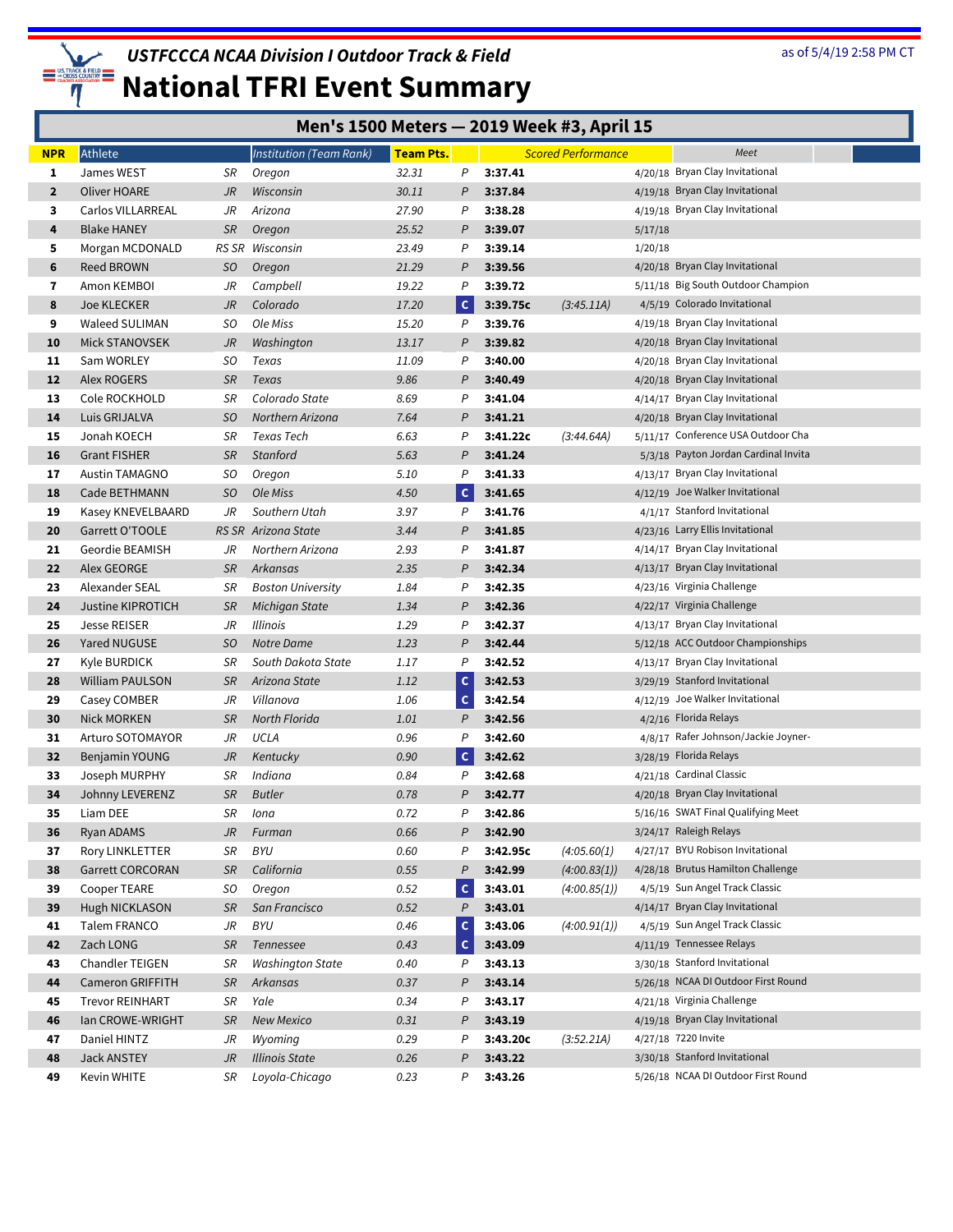*USTFCCCA NCAA Division I Outdoor Track & Field*

# National TFRI Event Summary

as of 5/4/19 2:58 PM CT

## Men's 1500 Meters — 2019 Week #3, April 15

| NPR | Athlete | | Institution (Team Rank) | Team Pts. | | Scored Performance | | | Meet |
|---|---|---|---|---|---|---|---|---|---|
| 1 | James WEST | SR | Oregon | 32.31 | P | 3:37.41 | | 4/20/18 | Bryan Clay Invitational |
| 2 | Oliver HOARE | JR | Wisconsin | 30.11 | P | 3:37.84 | | 4/19/18 | Bryan Clay Invitational |
| 3 | Carlos VILLARREAL | JR | Arizona | 27.90 | P | 3:38.28 | | 4/19/18 | Bryan Clay Invitational |
| 4 | Blake HANEY | SR | Oregon | 25.52 | P | 3:39.07 | | 5/17/18 | |
| 5 | Morgan MCDONALD | RS SR | Wisconsin | 23.49 | P | 3:39.14 | | 1/20/18 | |
| 6 | Reed BROWN | SO | Oregon | 21.29 | P | 3:39.56 | | 4/20/18 | Bryan Clay Invitational |
| 7 | Amon KEMBOI | JR | Campbell | 19.22 | P | 3:39.72 | | 5/11/18 | Big South Outdoor Champion |
| 8 | Joe KLECKER | JR | Colorado | 17.20 | C | 3:39.75c | (3:45.11A) | 4/5/19 | Colorado Invitational |
| 9 | Waleed SULIMAN | SO | Ole Miss | 15.20 | P | 3:39.76 | | 4/19/18 | Bryan Clay Invitational |
| 10 | Mick STANOVSEK | JR | Washington | 13.17 | P | 3:39.82 | | 4/20/18 | Bryan Clay Invitational |
| 11 | Sam WORLEY | SO | Texas | 11.09 | P | 3:40.00 | | 4/20/18 | Bryan Clay Invitational |
| 12 | Alex ROGERS | SR | Texas | 9.86 | P | 3:40.49 | | 4/20/18 | Bryan Clay Invitational |
| 13 | Cole ROCKHOLD | SR | Colorado State | 8.69 | P | 3:41.04 | | 4/14/17 | Bryan Clay Invitational |
| 14 | Luis GRIJALVA | SO | Northern Arizona | 7.64 | P | 3:41.21 | | 4/20/18 | Bryan Clay Invitational |
| 15 | Jonah KOECH | SR | Texas Tech | 6.63 | P | 3:41.22c | (3:44.64A) | 5/11/17 | Conference USA Outdoor Cha |
| 16 | Grant FISHER | SR | Stanford | 5.63 | P | 3:41.24 | | 5/3/18 | Payton Jordan Cardinal Invita |
| 17 | Austin TAMAGNO | SO | Oregon | 5.10 | P | 3:41.33 | | 4/13/17 | Bryan Clay Invitational |
| 18 | Cade BETHMANN | SO | Ole Miss | 4.50 | C | 3:41.65 | | 4/12/19 | Joe Walker Invitational |
| 19 | Kasey KNEVELBAARD | JR | Southern Utah | 3.97 | P | 3:41.76 | | 4/1/17 | Stanford Invitational |
| 20 | Garrett O'TOOLE | RS SR | Arizona State | 3.44 | P | 3:41.85 | | 4/23/16 | Larry Ellis Invitational |
| 21 | Geordie BEAMISH | JR | Northern Arizona | 2.93 | P | 3:41.87 | | 4/14/17 | Bryan Clay Invitational |
| 22 | Alex GEORGE | SR | Arkansas | 2.35 | P | 3:42.34 | | 4/13/17 | Bryan Clay Invitational |
| 23 | Alexander SEAL | SR | Boston University | 1.84 | P | 3:42.35 | | 4/23/16 | Virginia Challenge |
| 24 | Justine KIPROTICH | SR | Michigan State | 1.34 | P | 3:42.36 | | 4/22/17 | Virginia Challenge |
| 25 | Jesse REISER | JR | Illinois | 1.29 | P | 3:42.37 | | 4/13/17 | Bryan Clay Invitational |
| 26 | Yared NUGUSE | SO | Notre Dame | 1.23 | P | 3:42.44 | | 5/12/18 | ACC Outdoor Championships |
| 27 | Kyle BURDICK | SR | South Dakota State | 1.17 | P | 3:42.52 | | 4/13/17 | Bryan Clay Invitational |
| 28 | William PAULSON | SR | Arizona State | 1.12 | C | 3:42.53 | | 3/29/19 | Stanford Invitational |
| 29 | Casey COMBER | JR | Villanova | 1.06 | C | 3:42.54 | | 4/12/19 | Joe Walker Invitational |
| 30 | Nick MORKEN | SR | North Florida | 1.01 | P | 3:42.56 | | 4/2/16 | Florida Relays |
| 31 | Arturo SOTOMAYOR | JR | UCLA | 0.96 | P | 3:42.60 | | 4/8/17 | Rafer Johnson/Jackie Joyner- |
| 32 | Benjamin YOUNG | JR | Kentucky | 0.90 | C | 3:42.62 | | 3/28/19 | Florida Relays |
| 33 | Joseph MURPHY | SR | Indiana | 0.84 | P | 3:42.68 | | 4/21/18 | Cardinal Classic |
| 34 | Johnny LEVERENZ | SR | Butler | 0.78 | P | 3:42.77 | | 4/20/18 | Bryan Clay Invitational |
| 35 | Liam DEE | SR | Iona | 0.72 | P | 3:42.86 | | 5/16/16 | SWAT Final Qualifying Meet |
| 36 | Ryan ADAMS | JR | Furman | 0.66 | P | 3:42.90 | | 3/24/17 | Raleigh Relays |
| 37 | Rory LINKLETTER | SR | BYU | 0.60 | P | 3:42.95c | (4:05.60(1) | 4/27/17 | BYU Robison Invitational |
| 38 | Garrett CORCORAN | SR | California | 0.55 | P | 3:42.99 | (4:00.83(1)) | 4/28/18 | Brutus Hamilton Challenge |
| 39 | Cooper TEARE | SO | Oregon | 0.52 | C | 3:43.01 | (4:00.85(1)) | 4/5/19 | Sun Angel Track Classic |
| 39 | Hugh NICKLASON | SR | San Francisco | 0.52 | P | 3:43.01 | | 4/14/17 | Bryan Clay Invitational |
| 41 | Talem FRANCO | JR | BYU | 0.46 | C | 3:43.06 | (4:00.91(1)) | 4/5/19 | Sun Angel Track Classic |
| 42 | Zach LONG | SR | Tennessee | 0.43 | C | 3:43.09 | | 4/11/19 | Tennessee Relays |
| 43 | Chandler TEIGEN | SR | Washington State | 0.40 | P | 3:43.13 | | 3/30/18 | Stanford Invitational |
| 44 | Cameron GRIFFITH | SR | Arkansas | 0.37 | P | 3:43.14 | | 5/26/18 | NCAA DI Outdoor First Round |
| 45 | Trevor REINHART | SR | Yale | 0.34 | P | 3:43.17 | | 4/21/18 | Virginia Challenge |
| 46 | Ian CROWE-WRIGHT | SR | New Mexico | 0.31 | P | 3:43.19 | | 4/19/18 | Bryan Clay Invitational |
| 47 | Daniel HINTZ | JR | Wyoming | 0.29 | P | 3:43.20c | (3:52.21A) | 4/27/18 | 7220 Invite |
| 48 | Jack ANSTEY | JR | Illinois State | 0.26 | P | 3:43.22 | | 3/30/18 | Stanford Invitational |
| 49 | Kevin WHITE | SR | Loyola-Chicago | 0.23 | P | 3:43.26 | | 5/26/18 | NCAA DI Outdoor First Round |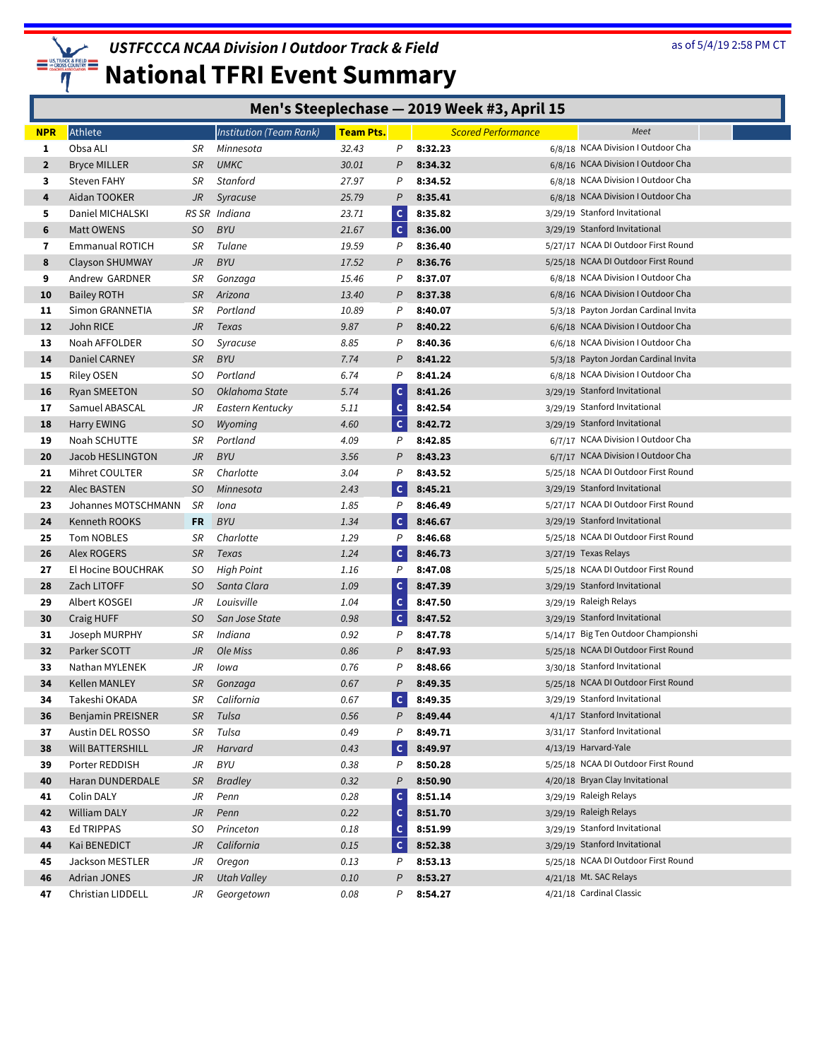# USTFCCCA NCAA Division I Outdoor Track & Field

# National TFRI Event Summary

as of 5/4/19 2:58 PM CT

## Men's Steeplechase — 2019 Week #3, April 15

| NPR | Athlete | | Institution (Team Rank) | Team Pts. | | Scored Performance | | Meet |
|---|---|---|---|---|---|---|---|---|
| 1 | Obsa ALI | SR | Minnesota | 32.43 | P | 8:32.23 | 6/8/18 | NCAA Division I Outdoor Cha |
| 2 | Bryce MILLER | SR | UMKC | 30.01 | P | 8:34.32 | 6/8/16 | NCAA Division I Outdoor Cha |
| 3 | Steven FAHY | SR | Stanford | 27.97 | P | 8:34.52 | 6/8/18 | NCAA Division I Outdoor Cha |
| 4 | Aidan TOOKER | JR | Syracuse | 25.79 | P | 8:35.41 | 6/8/18 | NCAA Division I Outdoor Cha |
| 5 | Daniel MICHALSKI | RS SR | Indiana | 23.71 | C | 8:35.82 | 3/29/19 | Stanford Invitational |
| 6 | Matt OWENS | SO | BYU | 21.67 | C | 8:36.00 | 3/29/19 | Stanford Invitational |
| 7 | Emmanual ROTICH | SR | Tulane | 19.59 | P | 8:36.40 | 5/27/17 | NCAA DI Outdoor First Round |
| 8 | Clayson SHUMWAY | JR | BYU | 17.52 | P | 8:36.76 | 5/25/18 | NCAA DI Outdoor First Round |
| 9 | Andrew GARDNER | SR | Gonzaga | 15.46 | P | 8:37.07 | 6/8/18 | NCAA Division I Outdoor Cha |
| 10 | Bailey ROTH | SR | Arizona | 13.40 | P | 8:37.38 | 6/8/16 | NCAA Division I Outdoor Cha |
| 11 | Simon GRANNETIA | SR | Portland | 10.89 | P | 8:40.07 | 5/3/18 | Payton Jordan Cardinal Invita |
| 12 | John RICE | JR | Texas | 9.87 | P | 8:40.22 | 6/6/18 | NCAA Division I Outdoor Cha |
| 13 | Noah AFFOLDER | SO | Syracuse | 8.85 | P | 8:40.36 | 6/6/18 | NCAA Division I Outdoor Cha |
| 14 | Daniel CARNEY | SR | BYU | 7.74 | P | 8:41.22 | 5/3/18 | Payton Jordan Cardinal Invita |
| 15 | Riley OSEN | SO | Portland | 6.74 | P | 8:41.24 | 6/8/18 | NCAA Division I Outdoor Cha |
| 16 | Ryan SMEETON | SO | Oklahoma State | 5.74 | C | 8:41.26 | 3/29/19 | Stanford Invitational |
| 17 | Samuel ABASCAL | JR | Eastern Kentucky | 5.11 | C | 8:42.54 | 3/29/19 | Stanford Invitational |
| 18 | Harry EWING | SO | Wyoming | 4.60 | C | 8:42.72 | 3/29/19 | Stanford Invitational |
| 19 | Noah SCHUTTE | SR | Portland | 4.09 | P | 8:42.85 | 6/7/17 | NCAA Division I Outdoor Cha |
| 20 | Jacob HESLINGTON | JR | BYU | 3.56 | P | 8:43.23 | 6/7/17 | NCAA Division I Outdoor Cha |
| 21 | Mihret COULTER | SR | Charlotte | 3.04 | P | 8:43.52 | 5/25/18 | NCAA DI Outdoor First Round |
| 22 | Alec BASTEN | SO | Minnesota | 2.43 | C | 8:45.21 | 3/29/19 | Stanford Invitational |
| 23 | Johannes MOTSCHMANN | SR | Iona | 1.85 | P | 8:46.49 | 5/27/17 | NCAA DI Outdoor First Round |
| 24 | Kenneth ROOKS | FR | BYU | 1.34 | C | 8:46.67 | 3/29/19 | Stanford Invitational |
| 25 | Tom NOBLES | SR | Charlotte | 1.29 | P | 8:46.68 | 5/25/18 | NCAA DI Outdoor First Round |
| 26 | Alex ROGERS | SR | Texas | 1.24 | C | 8:46.73 | 3/27/19 | Texas Relays |
| 27 | El Hocine BOUCHRAK | SO | High Point | 1.16 | P | 8:47.08 | 5/25/18 | NCAA DI Outdoor First Round |
| 28 | Zach LITOFF | SO | Santa Clara | 1.09 | C | 8:47.39 | 3/29/19 | Stanford Invitational |
| 29 | Albert KOSGEI | JR | Louisville | 1.04 | C | 8:47.50 | 3/29/19 | Raleigh Relays |
| 30 | Craig HUFF | SO | San Jose State | 0.98 | C | 8:47.52 | 3/29/19 | Stanford Invitational |
| 31 | Joseph MURPHY | SR | Indiana | 0.92 | P | 8:47.78 | 5/14/17 | Big Ten Outdoor Championshi |
| 32 | Parker SCOTT | JR | Ole Miss | 0.86 | P | 8:47.93 | 5/25/18 | NCAA DI Outdoor First Round |
| 33 | Nathan MYLENEK | JR | Iowa | 0.76 | P | 8:48.66 | 3/30/18 | Stanford Invitational |
| 34 | Kellen MANLEY | SR | Gonzaga | 0.67 | P | 8:49.35 | 5/25/18 | NCAA DI Outdoor First Round |
| 34 | Takeshi OKADA | SR | California | 0.67 | C | 8:49.35 | 3/29/19 | Stanford Invitational |
| 36 | Benjamin PREISNER | SR | Tulsa | 0.56 | P | 8:49.44 | 4/1/17 | Stanford Invitational |
| 37 | Austin DEL ROSSO | SR | Tulsa | 0.49 | P | 8:49.71 | 3/31/17 | Stanford Invitational |
| 38 | Will BATTERSHILL | JR | Harvard | 0.43 | C | 8:49.97 | 4/13/19 | Harvard-Yale |
| 39 | Porter REDDISH | JR | BYU | 0.38 | P | 8:50.28 | 5/25/18 | NCAA DI Outdoor First Round |
| 40 | Haran DUNDERDALE | SR | Bradley | 0.32 | P | 8:50.90 | 4/20/18 | Bryan Clay Invitational |
| 41 | Colin DALY | JR | Penn | 0.28 | C | 8:51.14 | 3/29/19 | Raleigh Relays |
| 42 | William DALY | JR | Penn | 0.22 | C | 8:51.70 | 3/29/19 | Raleigh Relays |
| 43 | Ed TRIPPAS | SO | Princeton | 0.18 | C | 8:51.99 | 3/29/19 | Stanford Invitational |
| 44 | Kai BENEDICT | JR | California | 0.15 | C | 8:52.38 | 3/29/19 | Stanford Invitational |
| 45 | Jackson MESTLER | JR | Oregon | 0.13 | P | 8:53.13 | 5/25/18 | NCAA DI Outdoor First Round |
| 46 | Adrian JONES | JR | Utah Valley | 0.10 | P | 8:53.27 | 4/21/18 | Mt. SAC Relays |
| 47 | Christian LIDDELL | JR | Georgetown | 0.08 | P | 8:54.27 | 4/21/18 | Cardinal Classic |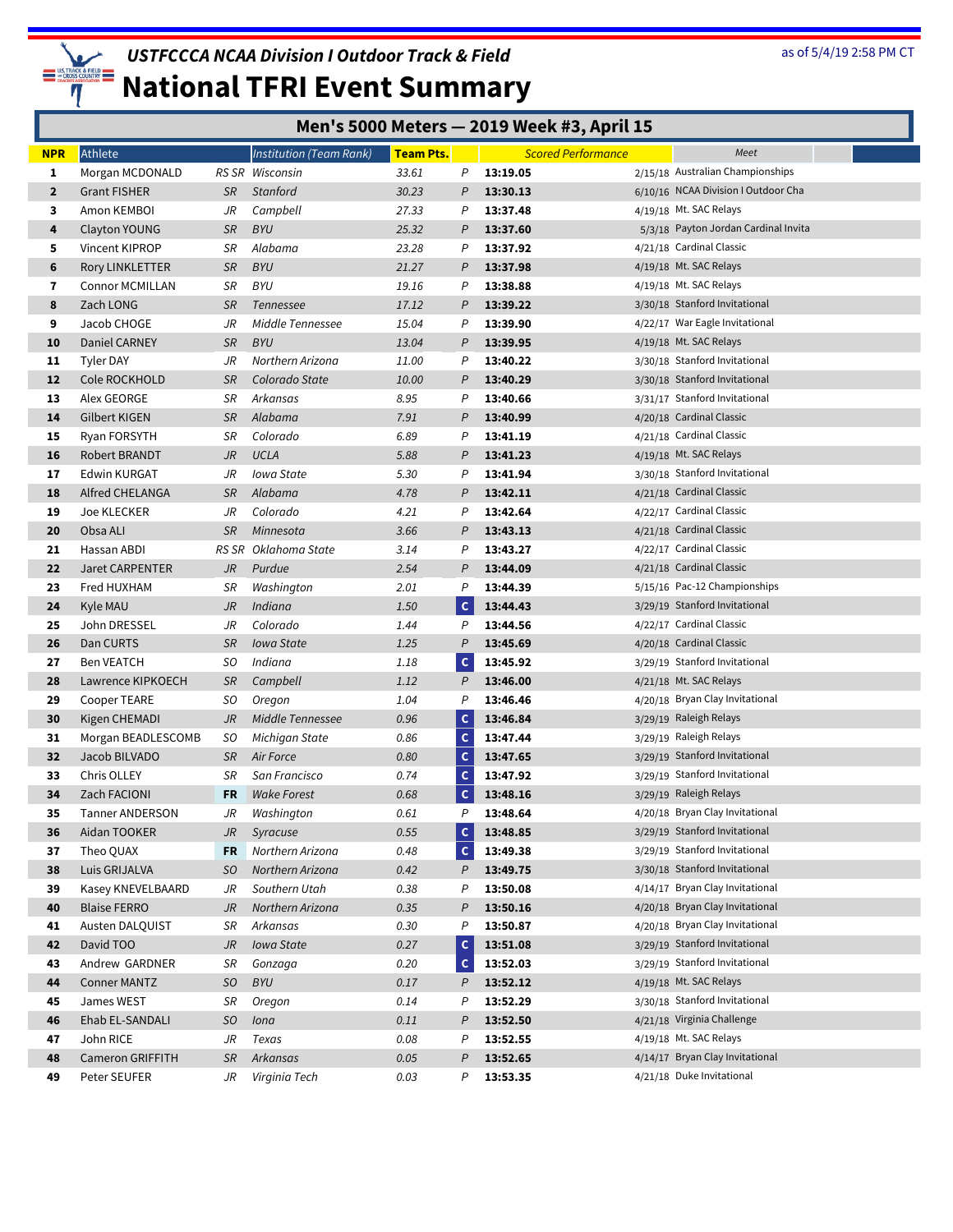# USTFCCCA NCAA Division I Outdoor Track & Field

## National TFRI Event Summary

as of 5/4/19 2:58 PM CT

### Men's 5000 Meters — 2019 Week #3, April 15

| NPR | Athlete | | Institution (Team Rank) | Team Pts. | | Scored Performance | | Meet |
|---|---|---|---|---|---|---|---|---|
| 1 | Morgan MCDONALD | RS SR | Wisconsin | 33.61 | P | 13:19.05 | 2/15/18 | Australian Championships |
| 2 | Grant FISHER | SR | Stanford | 30.23 | P | 13:30.13 | 6/10/16 | NCAA Division I Outdoor Cha |
| 3 | Amon KEMBOI | JR | Campbell | 27.33 | P | 13:37.48 | 4/19/18 | Mt. SAC Relays |
| 4 | Clayton YOUNG | SR | BYU | 25.32 | P | 13:37.60 | 5/3/18 | Payton Jordan Cardinal Invita |
| 5 | Vincent KIPROP | SR | Alabama | 23.28 | P | 13:37.92 | 4/21/18 | Cardinal Classic |
| 6 | Rory LINKLETTER | SR | BYU | 21.27 | P | 13:37.98 | 4/19/18 | Mt. SAC Relays |
| 7 | Connor MCMILLAN | SR | BYU | 19.16 | P | 13:38.88 | 4/19/18 | Mt. SAC Relays |
| 8 | Zach LONG | SR | Tennessee | 17.12 | P | 13:39.22 | 3/30/18 | Stanford Invitational |
| 9 | Jacob CHOGE | JR | Middle Tennessee | 15.04 | P | 13:39.90 | 4/22/17 | War Eagle Invitational |
| 10 | Daniel CARNEY | SR | BYU | 13.04 | P | 13:39.95 | 4/19/18 | Mt. SAC Relays |
| 11 | Tyler DAY | JR | Northern Arizona | 11.00 | P | 13:40.22 | 3/30/18 | Stanford Invitational |
| 12 | Cole ROCKHOLD | SR | Colorado State | 10.00 | P | 13:40.29 | 3/30/18 | Stanford Invitational |
| 13 | Alex GEORGE | SR | Arkansas | 8.95 | P | 13:40.66 | 3/31/17 | Stanford Invitational |
| 14 | Gilbert KIGEN | SR | Alabama | 7.91 | P | 13:40.99 | 4/20/18 | Cardinal Classic |
| 15 | Ryan FORSYTH | SR | Colorado | 6.89 | P | 13:41.19 | 4/21/18 | Cardinal Classic |
| 16 | Robert BRANDT | JR | UCLA | 5.88 | P | 13:41.23 | 4/19/18 | Mt. SAC Relays |
| 17 | Edwin KURGAT | JR | Iowa State | 5.30 | P | 13:41.94 | 3/30/18 | Stanford Invitational |
| 18 | Alfred CHELANGA | SR | Alabama | 4.78 | P | 13:42.11 | 4/21/18 | Cardinal Classic |
| 19 | Joe KLECKER | JR | Colorado | 4.21 | P | 13:42.64 | 4/22/17 | Cardinal Classic |
| 20 | Obsa ALI | SR | Minnesota | 3.66 | P | 13:43.13 | 4/21/18 | Cardinal Classic |
| 21 | Hassan ABDI | RS SR | Oklahoma State | 3.14 | P | 13:43.27 | 4/22/17 | Cardinal Classic |
| 22 | Jaret CARPENTER | JR | Purdue | 2.54 | P | 13:44.09 | 4/21/18 | Cardinal Classic |
| 23 | Fred HUXHAM | SR | Washington | 2.01 | P | 13:44.39 | 5/15/16 | Pac-12 Championships |
| 24 | Kyle MAU | JR | Indiana | 1.50 | C | 13:44.43 | 3/29/19 | Stanford Invitational |
| 25 | John DRESSEL | JR | Colorado | 1.44 | P | 13:44.56 | 4/22/17 | Cardinal Classic |
| 26 | Dan CURTS | SR | Iowa State | 1.25 | P | 13:45.69 | 4/20/18 | Cardinal Classic |
| 27 | Ben VEATCH | SO | Indiana | 1.18 | C | 13:45.92 | 3/29/19 | Stanford Invitational |
| 28 | Lawrence KIPKOECH | SR | Campbell | 1.12 | P | 13:46.00 | 4/21/18 | Mt. SAC Relays |
| 29 | Cooper TEARE | SO | Oregon | 1.04 | P | 13:46.46 | 4/20/18 | Bryan Clay Invitational |
| 30 | Kigen CHEMADI | JR | Middle Tennessee | 0.96 | C | 13:46.84 | 3/29/19 | Raleigh Relays |
| 31 | Morgan BEADLESCOMB | SO | Michigan State | 0.86 | C | 13:47.44 | 3/29/19 | Raleigh Relays |
| 32 | Jacob BILVADO | SR | Air Force | 0.80 | C | 13:47.65 | 3/29/19 | Stanford Invitational |
| 33 | Chris OLLEY | SR | San Francisco | 0.74 | C | 13:47.92 | 3/29/19 | Stanford Invitational |
| 34 | Zach FACIONI | FR | Wake Forest | 0.68 | C | 13:48.16 | 3/29/19 | Raleigh Relays |
| 35 | Tanner ANDERSON | JR | Washington | 0.61 | P | 13:48.64 | 4/20/18 | Bryan Clay Invitational |
| 36 | Aidan TOOKER | JR | Syracuse | 0.55 | C | 13:48.85 | 3/29/19 | Stanford Invitational |
| 37 | Theo QUAX | FR | Northern Arizona | 0.48 | C | 13:49.38 | 3/29/19 | Stanford Invitational |
| 38 | Luis GRIJALVA | SO | Northern Arizona | 0.42 | P | 13:49.75 | 3/30/18 | Stanford Invitational |
| 39 | Kasey KNEVELBAARD | JR | Southern Utah | 0.38 | P | 13:50.08 | 4/14/17 | Bryan Clay Invitational |
| 40 | Blaise FERRO | JR | Northern Arizona | 0.35 | P | 13:50.16 | 4/20/18 | Bryan Clay Invitational |
| 41 | Austen DALQUIST | SR | Arkansas | 0.30 | P | 13:50.87 | 4/20/18 | Bryan Clay Invitational |
| 42 | David TOO | JR | Iowa State | 0.27 | C | 13:51.08 | 3/29/19 | Stanford Invitational |
| 43 | Andrew GARDNER | SR | Gonzaga | 0.20 | C | 13:52.03 | 3/29/19 | Stanford Invitational |
| 44 | Conner MANTZ | SO | BYU | 0.17 | P | 13:52.12 | 4/19/18 | Mt. SAC Relays |
| 45 | James WEST | SR | Oregon | 0.14 | P | 13:52.29 | 3/30/18 | Stanford Invitational |
| 46 | Ehab EL-SANDALI | SO | Iona | 0.11 | P | 13:52.50 | 4/21/18 | Virginia Challenge |
| 47 | John RICE | JR | Texas | 0.08 | P | 13:52.55 | 4/19/18 | Mt. SAC Relays |
| 48 | Cameron GRIFFITH | SR | Arkansas | 0.05 | P | 13:52.65 | 4/14/17 | Bryan Clay Invitational |
| 49 | Peter SEUFER | JR | Virginia Tech | 0.03 | P | 13:53.35 | 4/21/18 | Duke Invitational |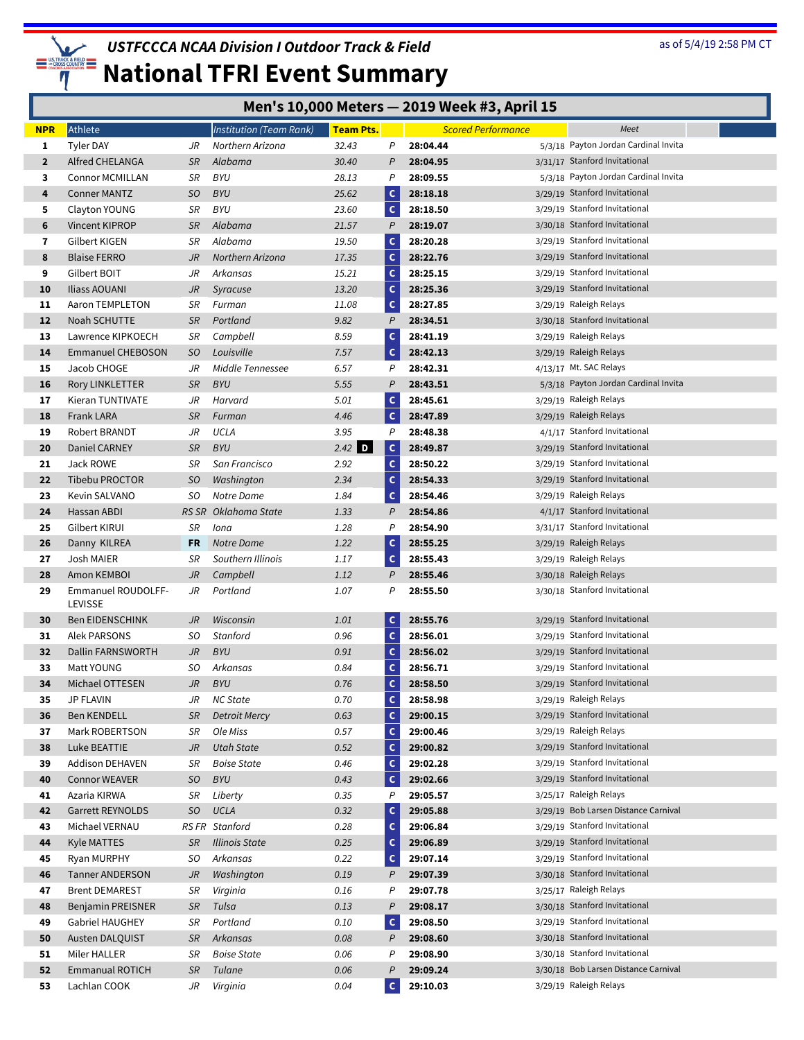# USTFCCCA NCAA Division I Outdoor Track & Field

## National TFRI Event Summary

as of 5/4/19 2:58 PM CT

### Men's 10,000 Meters — 2019 Week #3, April 15

| NPR | Athlete | | Institution (Team Rank) | Team Pts. | | Scored Performance | | Meet |
|---|---|---|---|---|---|---|---|---|
| 1 | Tyler DAY | JR | Northern Arizona | 32.43 | P | 28:04.44 | 5/3/18 | Payton Jordan Cardinal Invita |
| 2 | Alfred CHELANGA | SR | Alabama | 30.40 | P | 28:04.95 | 3/31/17 | Stanford Invitational |
| 3 | Connor MCMILLAN | SR | BYU | 28.13 | P | 28:09.55 | 5/3/18 | Payton Jordan Cardinal Invita |
| 4 | Conner MANTZ | SO | BYU | 25.62 | C | 28:18.18 | 3/29/19 | Stanford Invitational |
| 5 | Clayton YOUNG | SR | BYU | 23.60 | C | 28:18.50 | 3/29/19 | Stanford Invitational |
| 6 | Vincent KIPROP | SR | Alabama | 21.57 | P | 28:19.07 | 3/30/18 | Stanford Invitational |
| 7 | Gilbert KIGEN | SR | Alabama | 19.50 | C | 28:20.28 | 3/29/19 | Stanford Invitational |
| 8 | Blaise FERRO | JR | Northern Arizona | 17.35 | C | 28:22.76 | 3/29/19 | Stanford Invitational |
| 9 | Gilbert BOIT | JR | Arkansas | 15.21 | C | 28:25.15 | 3/29/19 | Stanford Invitational |
| 10 | Iliass AOUANI | JR | Syracuse | 13.20 | C | 28:25.36 | 3/29/19 | Stanford Invitational |
| 11 | Aaron TEMPLETON | SR | Furman | 11.08 | C | 28:27.85 | 3/29/19 | Raleigh Relays |
| 12 | Noah SCHUTTE | SR | Portland | 9.82 | P | 28:34.51 | 3/30/18 | Stanford Invitational |
| 13 | Lawrence KIPKOECH | SR | Campbell | 8.59 | C | 28:41.19 | 3/29/19 | Raleigh Relays |
| 14 | Emmanuel CHEBOSON | SO | Louisville | 7.57 | C | 28:42.13 | 3/29/19 | Raleigh Relays |
| 15 | Jacob CHOGE | JR | Middle Tennessee | 6.57 | P | 28:42.31 | 4/13/17 | Mt. SAC Relays |
| 16 | Rory LINKLETTER | SR | BYU | 5.55 | P | 28:43.51 | 5/3/18 | Payton Jordan Cardinal Invita |
| 17 | Kieran TUNTIVATE | JR | Harvard | 5.01 | C | 28:45.61 | 3/29/19 | Raleigh Relays |
| 18 | Frank LARA | SR | Furman | 4.46 | C | 28:47.89 | 3/29/19 | Raleigh Relays |
| 19 | Robert BRANDT | JR | UCLA | 3.95 | P | 28:48.38 | 4/1/17 | Stanford Invitational |
| 20 | Daniel CARNEY | SR | BYU | 2.42 D | C | 28:49.87 | 3/29/19 | Stanford Invitational |
| 21 | Jack ROWE | SR | San Francisco | 2.92 | C | 28:50.22 | 3/29/19 | Stanford Invitational |
| 22 | Tibebu PROCTOR | SO | Washington | 2.34 | C | 28:54.33 | 3/29/19 | Stanford Invitational |
| 23 | Kevin SALVANO | SO | Notre Dame | 1.84 | C | 28:54.46 | 3/29/19 | Raleigh Relays |
| 24 | Hassan ABDI | RS SR | Oklahoma State | 1.33 | P | 28:54.86 | 4/1/17 | Stanford Invitational |
| 25 | Gilbert KIRUI | SR | Iona | 1.28 | P | 28:54.90 | 3/31/17 | Stanford Invitational |
| 26 | Danny KILREA | FR | Notre Dame | 1.22 | C | 28:55.25 | 3/29/19 | Raleigh Relays |
| 27 | Josh MAIER | SR | Southern Illinois | 1.17 | C | 28:55.43 | 3/29/19 | Raleigh Relays |
| 28 | Amon KEMBOI | JR | Campbell | 1.12 | P | 28:55.46 | 3/30/18 | Raleigh Relays |
| 29 | Emmanuel ROUDOLFF-LEVISSE | JR | Portland | 1.07 | P | 28:55.50 | 3/30/18 | Stanford Invitational |
| 30 | Ben EIDENSCHINK | JR | Wisconsin | 1.01 | C | 28:55.76 | 3/29/19 | Stanford Invitational |
| 31 | Alek PARSONS | SO | Stanford | 0.96 | C | 28:56.01 | 3/29/19 | Stanford Invitational |
| 32 | Dallin FARNSWORTH | JR | BYU | 0.91 | C | 28:56.02 | 3/29/19 | Stanford Invitational |
| 33 | Matt YOUNG | SO | Arkansas | 0.84 | C | 28:56.71 | 3/29/19 | Stanford Invitational |
| 34 | Michael OTTESEN | JR | BYU | 0.76 | C | 28:58.50 | 3/29/19 | Stanford Invitational |
| 35 | JP FLAVIN | JR | NC State | 0.70 | C | 28:58.98 | 3/29/19 | Raleigh Relays |
| 36 | Ben KENDELL | SR | Detroit Mercy | 0.63 | C | 29:00.15 | 3/29/19 | Stanford Invitational |
| 37 | Mark ROBERTSON | SR | Ole Miss | 0.57 | C | 29:00.46 | 3/29/19 | Raleigh Relays |
| 38 | Luke BEATTIE | JR | Utah State | 0.52 | C | 29:00.82 | 3/29/19 | Stanford Invitational |
| 39 | Addison DEHAVEN | SR | Boise State | 0.46 | C | 29:02.28 | 3/29/19 | Stanford Invitational |
| 40 | Connor WEAVER | SO | BYU | 0.43 | C | 29:02.66 | 3/29/19 | Stanford Invitational |
| 41 | Azaria KIRWA | SR | Liberty | 0.35 | P | 29:05.57 | 3/25/17 | Raleigh Relays |
| 42 | Garrett REYNOLDS | SO | UCLA | 0.32 | C | 29:05.88 | 3/29/19 | Bob Larsen Distance Carnival |
| 43 | Michael VERNAU | RS FR | Stanford | 0.28 | C | 29:06.84 | 3/29/19 | Stanford Invitational |
| 44 | Kyle MATTES | SR | Illinois State | 0.25 | C | 29:06.89 | 3/29/19 | Stanford Invitational |
| 45 | Ryan MURPHY | SO | Arkansas | 0.22 | C | 29:07.14 | 3/29/19 | Stanford Invitational |
| 46 | Tanner ANDERSON | JR | Washington | 0.19 | P | 29:07.39 | 3/30/18 | Stanford Invitational |
| 47 | Brent DEMAREST | SR | Virginia | 0.16 | P | 29:07.78 | 3/25/17 | Raleigh Relays |
| 48 | Benjamin PREISNER | SR | Tulsa | 0.13 | P | 29:08.17 | 3/30/18 | Stanford Invitational |
| 49 | Gabriel HAUGHEY | SR | Portland | 0.10 | C | 29:08.50 | 3/29/19 | Stanford Invitational |
| 50 | Austen DALQUIST | SR | Arkansas | 0.08 | P | 29:08.60 | 3/30/18 | Stanford Invitational |
| 51 | Miler HALLER | SR | Boise State | 0.06 | P | 29:08.90 | 3/30/18 | Stanford Invitational |
| 52 | Emmanual ROTICH | SR | Tulane | 0.06 | P | 29:09.24 | 3/30/18 | Bob Larsen Distance Carnival |
| 53 | Lachlan COOK | JR | Virginia | 0.04 | C | 29:10.03 | 3/29/19 | Raleigh Relays |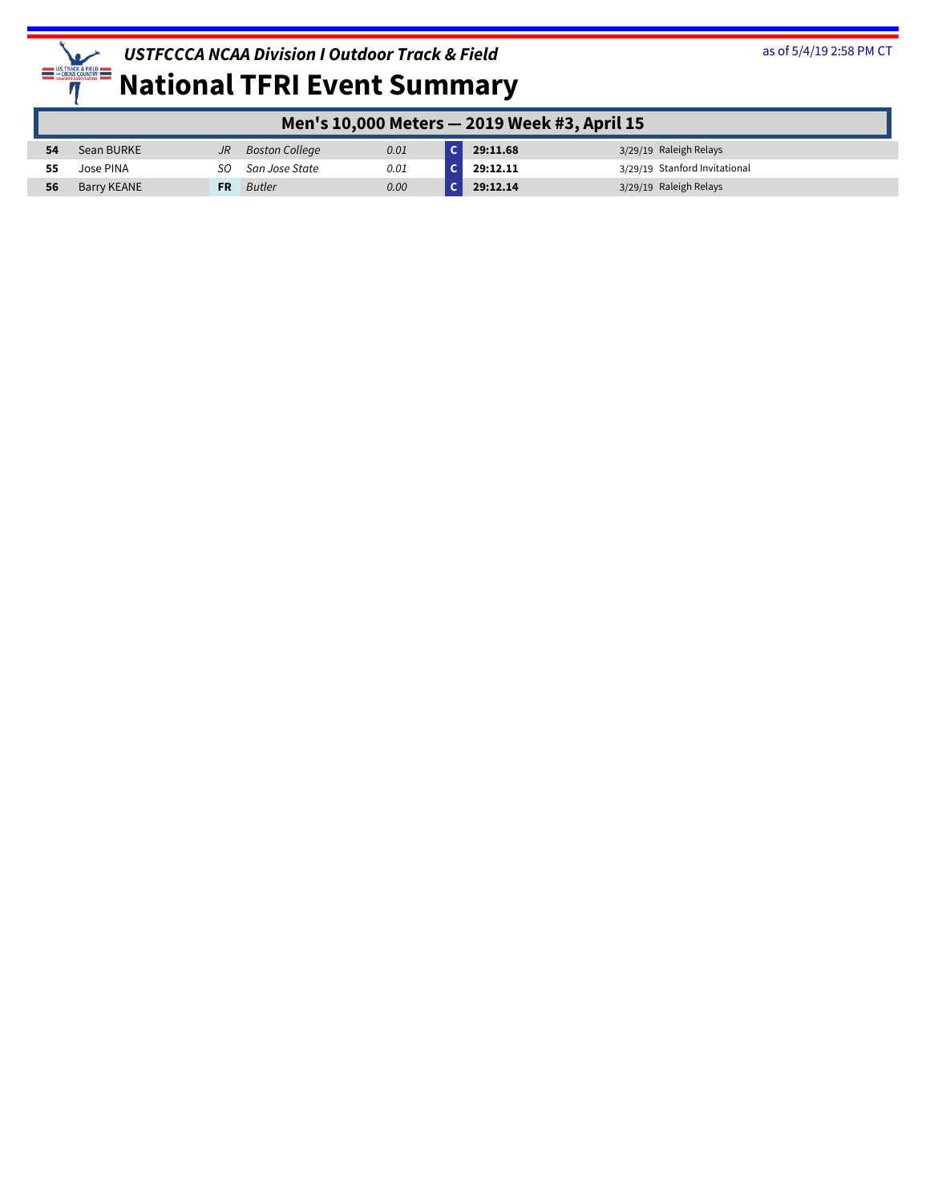## Men's 10,000 Meters — 2019 Week #3, April 15

| | | | | | | | | |
|---|---|---|---|---|---|---|---|---|
| **54** | Sean BURKE | *JR* | *Boston College* | *0.01* | C | **29:11.68** | 3/29/19 | Raleigh Relays |
| **55** | Jose PINA | *SO* | *San Jose State* | *0.01* | C | **29:12.11** | 3/29/19 | Stanford Invitational |
| **56** | Barry KEANE | **FR** | *Butler* | *0.00* | C | **29:12.14** | 3/29/19 | Raleigh Relays |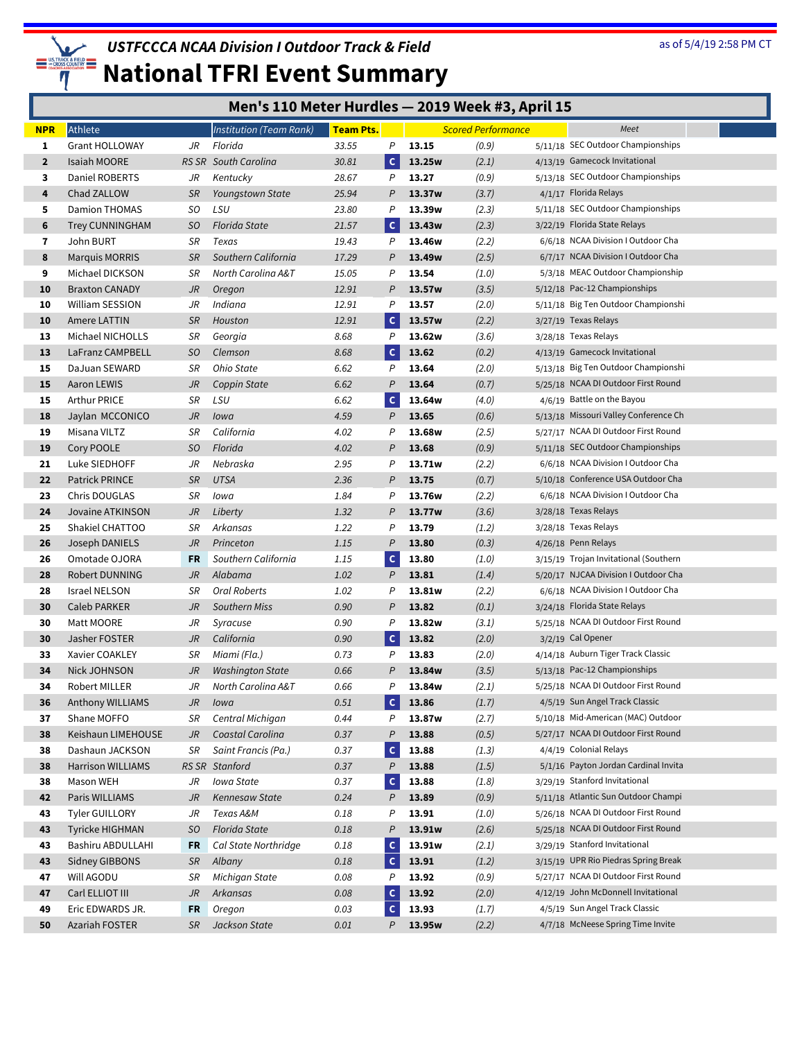# USTFCCCA NCAA Division I Outdoor Track & Field

# National TFRI Event Summary

as of 5/4/19 2:58 PM CT

## Men's 110 Meter Hurdles — 2019 Week #3, April 15

| NPR | Athlete | | Institution (Team Rank) | Team Pts. | | Scored Performance | | | Meet |
|---|---|---|---|---|---|---|---|---|---|
| 1 | Grant HOLLOWAY | JR | Florida | 33.55 | P | 13.15 | (0.9) | 5/11/18 | SEC Outdoor Championships |
| 2 | Isaiah MOORE | RS SR | South Carolina | 30.81 | C | 13.25w | (2.1) | 4/13/19 | Gamecock Invitational |
| 3 | Daniel ROBERTS | JR | Kentucky | 28.67 | P | 13.27 | (0.9) | 5/13/18 | SEC Outdoor Championships |
| 4 | Chad ZALLOW | SR | Youngstown State | 25.94 | P | 13.37w | (3.7) | 4/1/17 | Florida Relays |
| 5 | Damion THOMAS | SO | LSU | 23.80 | P | 13.39w | (2.3) | 5/11/18 | SEC Outdoor Championships |
| 6 | Trey CUNNINGHAM | SO | Florida State | 21.57 | C | 13.43w | (2.3) | 3/22/19 | Florida State Relays |
| 7 | John BURT | SR | Texas | 19.43 | P | 13.46w | (2.2) | 6/6/18 | NCAA Division I Outdoor Cha |
| 8 | Marquis MORRIS | SR | Southern California | 17.29 | P | 13.49w | (2.5) | 6/7/17 | NCAA Division I Outdoor Cha |
| 9 | Michael DICKSON | SR | North Carolina A&T | 15.05 | P | 13.54 | (1.0) | 5/3/18 | MEAC Outdoor Championship |
| 10 | Braxton CANADY | JR | Oregon | 12.91 | P | 13.57w | (3.5) | 5/12/18 | Pac-12 Championships |
| 10 | William SESSION | JR | Indiana | 12.91 | P | 13.57 | (2.0) | 5/11/18 | Big Ten Outdoor Championshi |
| 10 | Amere LATTIN | SR | Houston | 12.91 | C | 13.57w | (2.2) | 3/27/19 | Texas Relays |
| 13 | Michael NICHOLLS | SR | Georgia | 8.68 | P | 13.62w | (3.6) | 3/28/18 | Texas Relays |
| 13 | LaFranz CAMPBELL | SO | Clemson | 8.68 | C | 13.62 | (0.2) | 4/13/19 | Gamecock Invitational |
| 15 | DaJuan SEWARD | SR | Ohio State | 6.62 | P | 13.64 | (2.0) | 5/13/18 | Big Ten Outdoor Championshi |
| 15 | Aaron LEWIS | JR | Coppin State | 6.62 | P | 13.64 | (0.7) | 5/25/18 | NCAA DI Outdoor First Round |
| 15 | Arthur PRICE | SR | LSU | 6.62 | C | 13.64w | (4.0) | 4/6/19 | Battle on the Bayou |
| 18 | Jaylan MCCONICO | JR | Iowa | 4.59 | P | 13.65 | (0.6) | 5/13/18 | Missouri Valley Conference Ch |
| 19 | Misana VILTZ | SR | California | 4.02 | P | 13.68w | (2.5) | 5/27/17 | NCAA DI Outdoor First Round |
| 19 | Cory POOLE | SO | Florida | 4.02 | P | 13.68 | (0.9) | 5/11/18 | SEC Outdoor Championships |
| 21 | Luke SIEDHOFF | JR | Nebraska | 2.95 | P | 13.71w | (2.2) | 6/6/18 | NCAA Division I Outdoor Cha |
| 22 | Patrick PRINCE | SR | UTSA | 2.36 | P | 13.75 | (0.7) | 5/10/18 | Conference USA Outdoor Cha |
| 23 | Chris DOUGLAS | SR | Iowa | 1.84 | P | 13.76w | (2.2) | 6/6/18 | NCAA Division I Outdoor Cha |
| 24 | Jovaine ATKINSON | JR | Liberty | 1.32 | P | 13.77w | (3.6) | 3/28/18 | Texas Relays |
| 25 | Shakiel CHATTOO | SR | Arkansas | 1.22 | P | 13.79 | (1.2) | 3/28/18 | Texas Relays |
| 26 | Joseph DANIELS | JR | Princeton | 1.15 | P | 13.80 | (0.3) | 4/26/18 | Penn Relays |
| 26 | Omotade OJORA | FR | Southern California | 1.15 | C | 13.80 | (1.0) | 3/15/19 | Trojan Invitational (Southern |
| 28 | Robert DUNNING | JR | Alabama | 1.02 | P | 13.81 | (1.4) | 5/20/17 | NJCAA Division I Outdoor Cha |
| 28 | Israel NELSON | SR | Oral Roberts | 1.02 | P | 13.81w | (2.2) | 6/6/18 | NCAA Division I Outdoor Cha |
| 30 | Caleb PARKER | JR | Southern Miss | 0.90 | P | 13.82 | (0.1) | 3/24/18 | Florida State Relays |
| 30 | Matt MOORE | JR | Syracuse | 0.90 | P | 13.82w | (3.1) | 5/25/18 | NCAA DI Outdoor First Round |
| 30 | Jasher FOSTER | JR | California | 0.90 | C | 13.82 | (2.0) | 3/2/19 | Cal Opener |
| 33 | Xavier COAKLEY | SR | Miami (Fla.) | 0.73 | P | 13.83 | (2.0) | 4/14/18 | Auburn Tiger Track Classic |
| 34 | Nick JOHNSON | JR | Washington State | 0.66 | P | 13.84w | (3.5) | 5/13/18 | Pac-12 Championships |
| 34 | Robert MILLER | JR | North Carolina A&T | 0.66 | P | 13.84w | (2.1) | 5/25/18 | NCAA DI Outdoor First Round |
| 36 | Anthony WILLIAMS | JR | Iowa | 0.51 | C | 13.86 | (1.7) | 4/5/19 | Sun Angel Track Classic |
| 37 | Shane MOFFO | SR | Central Michigan | 0.44 | P | 13.87w | (2.7) | 5/10/18 | Mid-American (MAC) Outdoor |
| 38 | Keishaun LIMEHOUSE | JR | Coastal Carolina | 0.37 | P | 13.88 | (0.5) | 5/27/17 | NCAA DI Outdoor First Round |
| 38 | Dashaun JACKSON | SR | Saint Francis (Pa.) | 0.37 | C | 13.88 | (1.3) | 4/4/19 | Colonial Relays |
| 38 | Harrison WILLIAMS | RS SR | Stanford | 0.37 | P | 13.88 | (1.5) | 5/1/16 | Payton Jordan Cardinal Invita |
| 38 | Mason WEH | JR | Iowa State | 0.37 | C | 13.88 | (1.8) | 3/29/19 | Stanford Invitational |
| 42 | Paris WILLIAMS | JR | Kennesaw State | 0.24 | P | 13.89 | (0.9) | 5/11/18 | Atlantic Sun Outdoor Champi |
| 43 | Tyler GUILLORY | JR | Texas A&M | 0.18 | P | 13.91 | (1.0) | 5/26/18 | NCAA DI Outdoor First Round |
| 43 | Tyricke HIGHMAN | SO | Florida State | 0.18 | P | 13.91w | (2.6) | 5/25/18 | NCAA DI Outdoor First Round |
| 43 | Bashiru ABDULLAHI | FR | Cal State Northridge | 0.18 | C | 13.91w | (2.1) | 3/29/19 | Stanford Invitational |
| 43 | Sidney GIBBONS | SR | Albany | 0.18 | C | 13.91 | (1.2) | 3/15/19 | UPR Rio Piedras Spring Break |
| 47 | Will AGODU | SR | Michigan State | 0.08 | P | 13.92 | (0.9) | 5/27/17 | NCAA DI Outdoor First Round |
| 47 | Carl ELLIOT III | JR | Arkansas | 0.08 | C | 13.92 | (2.0) | 4/12/19 | John McDonnell Invitational |
| 49 | Eric EDWARDS JR. | FR | Oregon | 0.03 | C | 13.93 | (1.7) | 4/5/19 | Sun Angel Track Classic |
| 50 | Azariah FOSTER | SR | Jackson State | 0.01 | P | 13.95w | (2.2) | 4/7/18 | McNeese Spring Time Invite |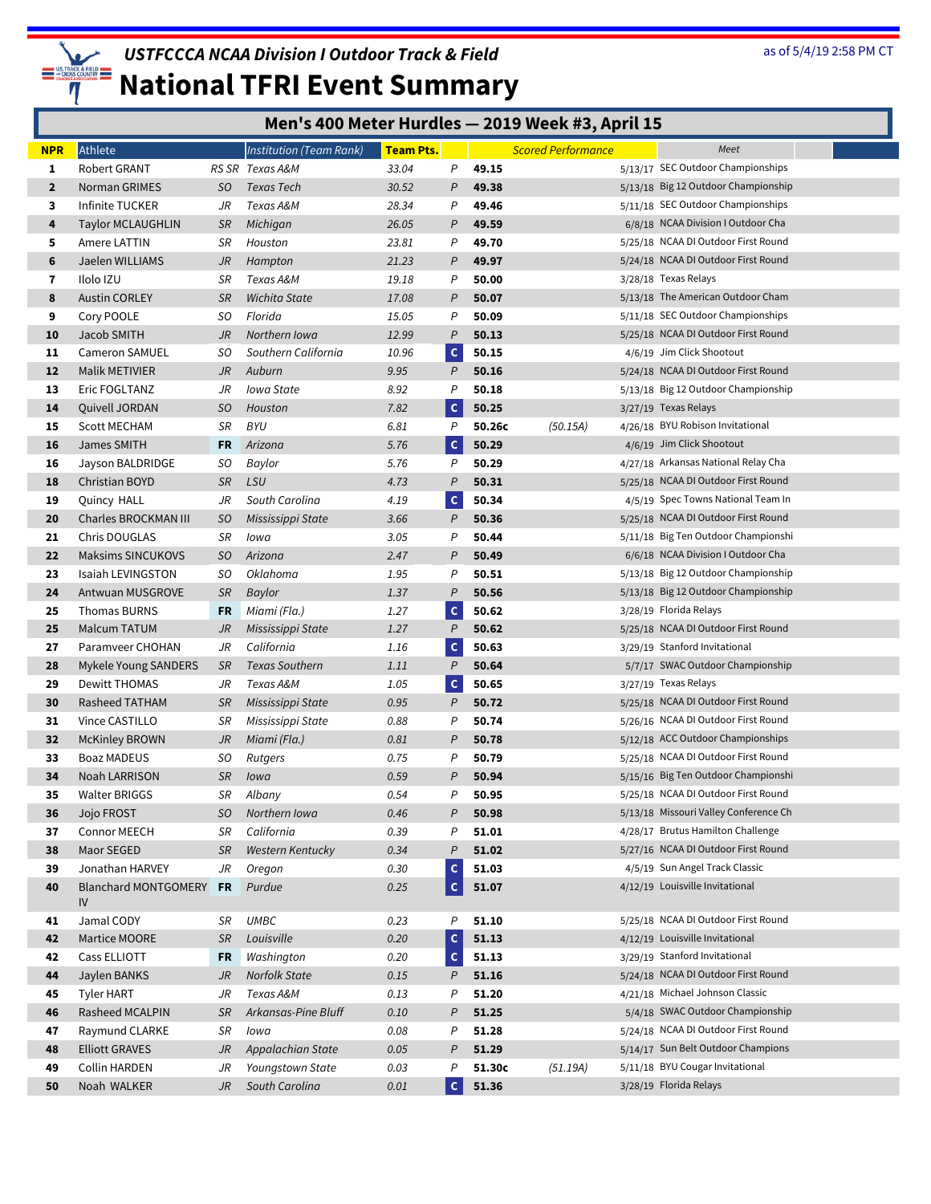## USTFCCCA NCAA Division I Outdoor Track & Field

# National TFRI Event Summary

as of 5/4/19 2:58 PM CT

### Men's 400 Meter Hurdles — 2019 Week #3, April 15

| NPR | Athlete | | Institution (Team Rank) | Team Pts. | | Scored Performance | | | Meet |
|---|---|---|---|---|---|---|---|---|---|
| 1 | Robert GRANT | RS SR | Texas A&M | 33.04 | P | 49.15 | | 5/13/17 | SEC Outdoor Championships |
| 2 | Norman GRIMES | SO | Texas Tech | 30.52 | P | 49.38 | | 5/13/18 | Big 12 Outdoor Championship |
| 3 | Infinite TUCKER | JR | Texas A&M | 28.34 | P | 49.46 | | 5/11/18 | SEC Outdoor Championships |
| 4 | Taylor MCLAUGHLIN | SR | Michigan | 26.05 | P | 49.59 | | 6/8/18 | NCAA Division I Outdoor Cha |
| 5 | Amere LATTIN | SR | Houston | 23.81 | P | 49.70 | | 5/25/18 | NCAA DI Outdoor First Round |
| 6 | Jaelen WILLIAMS | JR | Hampton | 21.23 | P | 49.97 | | 5/24/18 | NCAA DI Outdoor First Round |
| 7 | Ilolo IZU | SR | Texas A&M | 19.18 | P | 50.00 | | 3/28/18 | Texas Relays |
| 8 | Austin CORLEY | SR | Wichita State | 17.08 | P | 50.07 | | 5/13/18 | The American Outdoor Cham |
| 9 | Cory POOLE | SO | Florida | 15.05 | P | 50.09 | | 5/11/18 | SEC Outdoor Championships |
| 10 | Jacob SMITH | JR | Northern Iowa | 12.99 | P | 50.13 | | 5/25/18 | NCAA DI Outdoor First Round |
| 11 | Cameron SAMUEL | SO | Southern California | 10.96 | C | 50.15 | | 4/6/19 | Jim Click Shootout |
| 12 | Malik METIVIER | JR | Auburn | 9.95 | P | 50.16 | | 5/24/18 | NCAA DI Outdoor First Round |
| 13 | Eric FOGLTANZ | JR | Iowa State | 8.92 | P | 50.18 | | 5/13/18 | Big 12 Outdoor Championship |
| 14 | Quivell JORDAN | SO | Houston | 7.82 | C | 50.25 | | 3/27/19 | Texas Relays |
| 15 | Scott MECHAM | SR | BYU | 6.81 | P | 50.26c | (50.15A) | 4/26/18 | BYU Robison Invitational |
| 16 | James SMITH | FR | Arizona | 5.76 | C | 50.29 | | 4/6/19 | Jim Click Shootout |
| 16 | Jayson BALDRIDGE | SO | Baylor | 5.76 | P | 50.29 | | 4/27/18 | Arkansas National Relay Cha |
| 18 | Christian BOYD | SR | LSU | 4.73 | P | 50.31 | | 5/25/18 | NCAA DI Outdoor First Round |
| 19 | Quincy HALL | JR | South Carolina | 4.19 | C | 50.34 | | 4/5/19 | Spec Towns National Team In |
| 20 | Charles BROCKMAN III | SO | Mississippi State | 3.66 | P | 50.36 | | 5/25/18 | NCAA DI Outdoor First Round |
| 21 | Chris DOUGLAS | SR | Iowa | 3.05 | P | 50.44 | | 5/11/18 | Big Ten Outdoor Championshi |
| 22 | Maksims SINCUKOVS | SO | Arizona | 2.47 | P | 50.49 | | 6/6/18 | NCAA Division I Outdoor Cha |
| 23 | Isaiah LEVINGSTON | SO | Oklahoma | 1.95 | P | 50.51 | | 5/13/18 | Big 12 Outdoor Championship |
| 24 | Antwuan MUSGROVE | SR | Baylor | 1.37 | P | 50.56 | | 5/13/18 | Big 12 Outdoor Championship |
| 25 | Thomas BURNS | FR | Miami (Fla.) | 1.27 | C | 50.62 | | 3/28/19 | Florida Relays |
| 25 | Malcum TATUM | JR | Mississippi State | 1.27 | P | 50.62 | | 5/25/18 | NCAA DI Outdoor First Round |
| 27 | Paramveer CHOHAN | JR | California | 1.16 | C | 50.63 | | 3/29/19 | Stanford Invitational |
| 28 | Mykele Young SANDERS | SR | Texas Southern | 1.11 | P | 50.64 | | 5/7/17 | SWAC Outdoor Championship |
| 29 | Dewitt THOMAS | JR | Texas A&M | 1.05 | C | 50.65 | | 3/27/19 | Texas Relays |
| 30 | Rasheed TATHAM | SR | Mississippi State | 0.95 | P | 50.72 | | 5/25/18 | NCAA DI Outdoor First Round |
| 31 | Vince CASTILLO | SR | Mississippi State | 0.88 | P | 50.74 | | 5/26/16 | NCAA DI Outdoor First Round |
| 32 | McKinley BROWN | JR | Miami (Fla.) | 0.81 | P | 50.78 | | 5/12/18 | ACC Outdoor Championships |
| 33 | Boaz MADEUS | SO | Rutgers | 0.75 | P | 50.79 | | 5/25/18 | NCAA DI Outdoor First Round |
| 34 | Noah LARRISON | SR | Iowa | 0.59 | P | 50.94 | | 5/15/16 | Big Ten Outdoor Championshi |
| 35 | Walter BRIGGS | SR | Albany | 0.54 | P | 50.95 | | 5/25/18 | NCAA DI Outdoor First Round |
| 36 | Jojo FROST | SO | Northern Iowa | 0.46 | P | 50.98 | | 5/13/18 | Missouri Valley Conference Ch |
| 37 | Connor MEECH | SR | California | 0.39 | P | 51.01 | | 4/28/17 | Brutus Hamilton Challenge |
| 38 | Maor SEGED | SR | Western Kentucky | 0.34 | P | 51.02 | | 5/27/16 | NCAA DI Outdoor First Round |
| 39 | Jonathan HARVEY | JR | Oregon | 0.30 | C | 51.03 | | 4/5/19 | Sun Angel Track Classic |
| 40 | Blanchard MONTGOMERY IV | FR | Purdue | 0.25 | C | 51.07 | | 4/12/19 | Louisville Invitational |
| 41 | Jamal CODY | SR | UMBC | 0.23 | P | 51.10 | | 5/25/18 | NCAA DI Outdoor First Round |
| 42 | Martice MOORE | SR | Louisville | 0.20 | C | 51.13 | | 4/12/19 | Louisville Invitational |
| 42 | Cass ELLIOTT | FR | Washington | 0.20 | C | 51.13 | | 3/29/19 | Stanford Invitational |
| 44 | Jaylen BANKS | JR | Norfolk State | 0.15 | P | 51.16 | | 5/24/18 | NCAA DI Outdoor First Round |
| 45 | Tyler HART | JR | Texas A&M | 0.13 | P | 51.20 | | 4/21/18 | Michael Johnson Classic |
| 46 | Rasheed MCALPIN | SR | Arkansas-Pine Bluff | 0.10 | P | 51.25 | | 5/4/18 | SWAC Outdoor Championship |
| 47 | Raymund CLARKE | SR | Iowa | 0.08 | P | 51.28 | | 5/24/18 | NCAA DI Outdoor First Round |
| 48 | Elliott GRAVES | JR | Appalachian State | 0.05 | P | 51.29 | | 5/14/17 | Sun Belt Outdoor Champions |
| 49 | Collin HARDEN | JR | Youngstown State | 0.03 | P | 51.30c | (51.19A) | 5/11/18 | BYU Cougar Invitational |
| 50 | Noah WALKER | JR | South Carolina | 0.01 | C | 51.36 | | 3/28/19 | Florida Relays |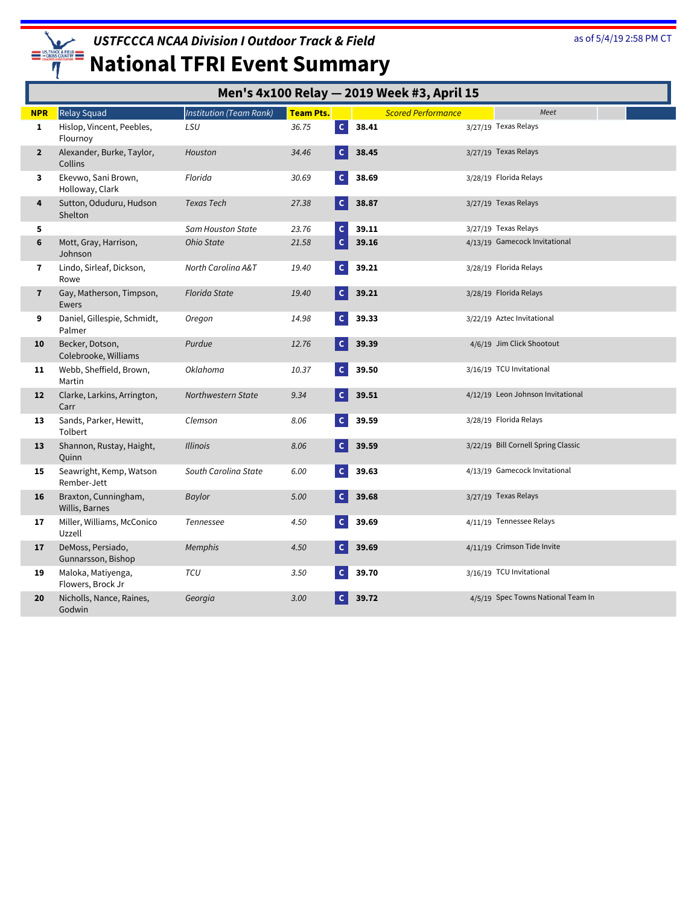*USTFCCCA NCAA Division I Outdoor Track & Field*

# National TFRI Event Summary

as of 5/4/19 2:58 PM CT

## Men's 4x100 Relay — 2019 Week #3, April 15

| NPR | Relay Squad | Institution (Team Rank) | Team Pts. | | Scored Performance | Meet |
|---|---|---|---|---|---|---|
| 1 | Hislop, Vincent, Peebles, Flournoy | LSU | 36.75 | C | **38.41** | 3/27/19 Texas Relays |
| 2 | Alexander, Burke, Taylor, Collins | Houston | 34.46 | C | **38.45** | 3/27/19 Texas Relays |
| 3 | Ekevwo, Sani Brown, Holloway, Clark | Florida | 30.69 | C | **38.69** | 3/28/19 Florida Relays |
| 4 | Sutton, Oduduru, Hudson Shelton | Texas Tech | 27.38 | C | **38.87** | 3/27/19 Texas Relays |
| 5 | | Sam Houston State | 23.76 | C | **39.11** | 3/27/19 Texas Relays |
| 6 | Mott, Gray, Harrison, Johnson | Ohio State | 21.58 | C | **39.16** | 4/13/19 Gamecock Invitational |
| 7 | Lindo, Sirleaf, Dickson, Rowe | North Carolina A&T | 19.40 | C | **39.21** | 3/28/19 Florida Relays |
| 7 | Gay, Matherson, Timpson, Ewers | Florida State | 19.40 | C | **39.21** | 3/28/19 Florida Relays |
| 9 | Daniel, Gillespie, Schmidt, Palmer | Oregon | 14.98 | C | **39.33** | 3/22/19 Aztec Invitational |
| 10 | Becker, Dotson, Colebrooke, Williams | Purdue | 12.76 | C | **39.39** | 4/6/19 Jim Click Shootout |
| 11 | Webb, Sheffield, Brown, Martin | Oklahoma | 10.37 | C | **39.50** | 3/16/19 TCU Invitational |
| 12 | Clarke, Larkins, Arrington, Carr | Northwestern State | 9.34 | C | **39.51** | 4/12/19 Leon Johnson Invitational |
| 13 | Sands, Parker, Hewitt, Tolbert | Clemson | 8.06 | C | **39.59** | 3/28/19 Florida Relays |
| 13 | Shannon, Rustay, Haight, Quinn | Illinois | 8.06 | C | **39.59** | 3/22/19 Bill Cornell Spring Classic |
| 15 | Seawright, Kemp, Watson Rember-Jett | South Carolina State | 6.00 | C | **39.63** | 4/13/19 Gamecock Invitational |
| 16 | Braxton, Cunningham, Willis, Barnes | Baylor | 5.00 | C | **39.68** | 3/27/19 Texas Relays |
| 17 | Miller, Williams, McConico Uzzell | Tennessee | 4.50 | C | **39.69** | 4/11/19 Tennessee Relays |
| 17 | DeMoss, Persiado, Gunnarsson, Bishop | Memphis | 4.50 | C | **39.69** | 4/11/19 Crimson Tide Invite |
| 19 | Maloka, Matiyenga, Flowers, Brock Jr | TCU | 3.50 | C | **39.70** | 3/16/19 TCU Invitational |
| 20 | Nicholls, Nance, Raines, Godwin | Georgia | 3.00 | C | **39.72** | 4/5/19 Spec Towns National Team In |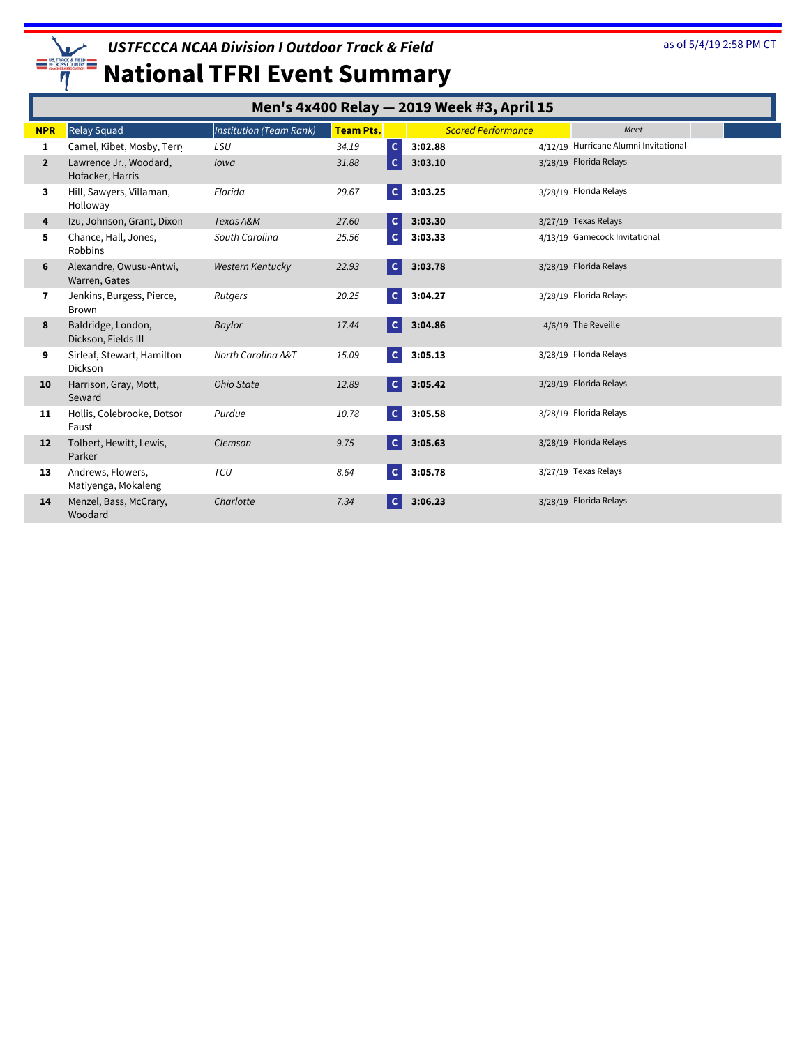# USTFCCCA NCAA Division I Outdoor Track & Field

# National TFRI Event Summary

as of 5/4/19 2:58 PM CT

## Men's 4x400 Relay — 2019 Week #3, April 15

| NPR | Relay Squad | Institution (Team Rank) | Team Pts. | | Scored Performance | | Meet |
|---|---|---|---|---|---|---|---|
| 1 | Camel, Kibet, Mosby, Terry | LSU | 34.19 | C | 3:02.88 | 4/12/19 | Hurricane Alumni Invitational |
| 2 | Lawrence Jr., Woodard, Hofacker, Harris | Iowa | 31.88 | C | 3:03.10 | 3/28/19 | Florida Relays |
| 3 | Hill, Sawyers, Villaman, Holloway | Florida | 29.67 | C | 3:03.25 | 3/28/19 | Florida Relays |
| 4 | Izu, Johnson, Grant, Dixon | Texas A&M | 27.60 | C | 3:03.30 | 3/27/19 | Texas Relays |
| 5 | Chance, Hall, Jones, Robbins | South Carolina | 25.56 | C | 3:03.33 | 4/13/19 | Gamecock Invitational |
| 6 | Alexandre, Owusu-Antwi, Warren, Gates | Western Kentucky | 22.93 | C | 3:03.78 | 3/28/19 | Florida Relays |
| 7 | Jenkins, Burgess, Pierce, Brown | Rutgers | 20.25 | C | 3:04.27 | 3/28/19 | Florida Relays |
| 8 | Baldridge, London, Dickson, Fields III | Baylor | 17.44 | C | 3:04.86 | 4/6/19 | The Reveille |
| 9 | Sirleaf, Stewart, Hamilton, Dickson | North Carolina A&T | 15.09 | C | 3:05.13 | 3/28/19 | Florida Relays |
| 10 | Harrison, Gray, Mott, Seward | Ohio State | 12.89 | C | 3:05.42 | 3/28/19 | Florida Relays |
| 11 | Hollis, Colebrooke, Dotson, Faust | Purdue | 10.78 | C | 3:05.58 | 3/28/19 | Florida Relays |
| 12 | Tolbert, Hewitt, Lewis, Parker | Clemson | 9.75 | C | 3:05.63 | 3/28/19 | Florida Relays |
| 13 | Andrews, Flowers, Matiyenga, Mokaleng | TCU | 8.64 | C | 3:05.78 | 3/27/19 | Texas Relays |
| 14 | Menzel, Bass, McCrary, Woodard | Charlotte | 7.34 | C | 3:06.23 | 3/28/19 | Florida Relays |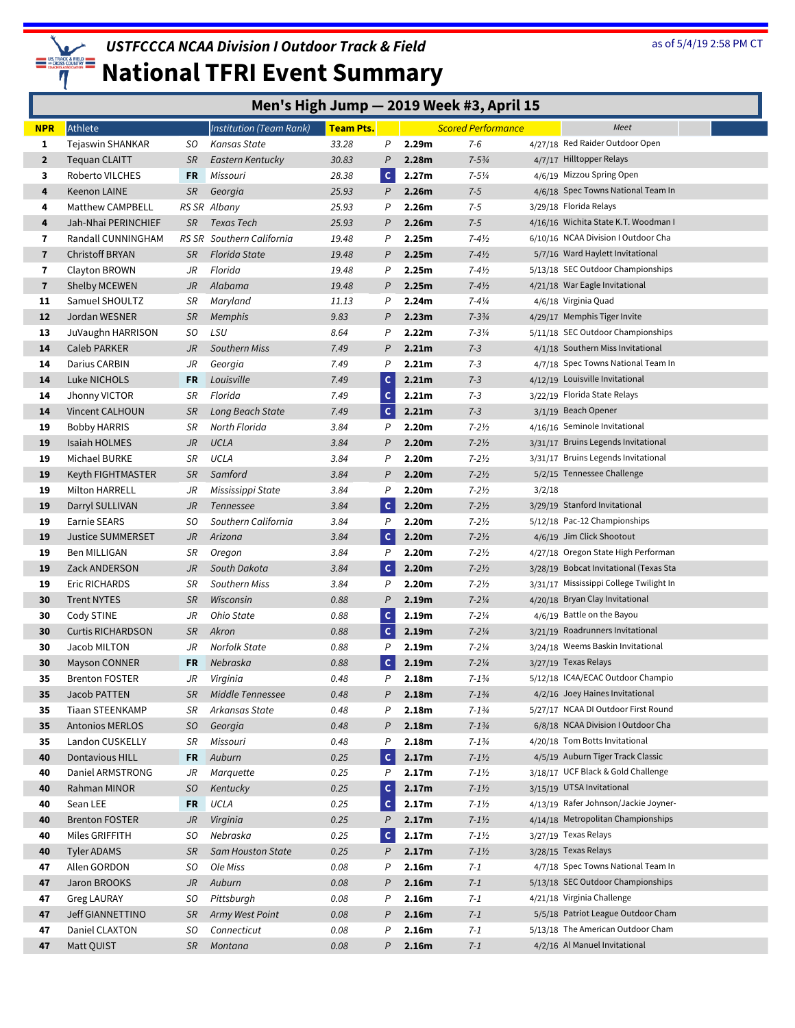# USTFCCCA NCAA Division I Outdoor Track & Field

## National TFRI Event Summary

as of 5/4/19 2:58 PM CT

### Men's High Jump — 2019 Week #3, April 15

| NPR | Athlete | | Institution (Team Rank) | Team Pts. | | Scored Performance | | | Meet |
|---|---|---|---|---|---|---|---|---|---|
| 1 | Tejaswin SHANKAR | SO | Kansas State | 33.28 | P | 2.29m | 7-6 | 4/27/18 | Red Raider Outdoor Open |
| 2 | Tequan CLAITT | SR | Eastern Kentucky | 30.83 | P | 2.28m | 7-5¾ | 4/7/17 | Hilltopper Relays |
| 3 | Roberto VILCHES | FR | Missouri | 28.38 | C | 2.27m | 7-5¼ | 4/6/19 | Mizzou Spring Open |
| 4 | Keenon LAINE | SR | Georgia | 25.93 | P | 2.26m | 7-5 | 4/6/18 | Spec Towns National Team In |
| 4 | Matthew CAMPBELL | RS SR | Albany | 25.93 | P | 2.26m | 7-5 | 3/29/18 | Florida Relays |
| 4 | Jah-Nhai PERINCHIEF | SR | Texas Tech | 25.93 | P | 2.26m | 7-5 | 4/16/16 | Wichita State K.T. Woodman I |
| 7 | Randall CUNNINGHAM | RS SR | Southern California | 19.48 | P | 2.25m | 7-4½ | 6/10/16 | NCAA Division I Outdoor Cha |
| 7 | Christoff BRYAN | SR | Florida State | 19.48 | P | 2.25m | 7-4½ | 5/7/16 | Ward Haylett Invitational |
| 7 | Clayton BROWN | JR | Florida | 19.48 | P | 2.25m | 7-4½ | 5/13/18 | SEC Outdoor Championships |
| 7 | Shelby MCEWEN | JR | Alabama | 19.48 | P | 2.25m | 7-4½ | 4/21/18 | War Eagle Invitational |
| 11 | Samuel SHOULTZ | SR | Maryland | 11.13 | P | 2.24m | 7-4¼ | 4/6/18 | Virginia Quad |
| 12 | Jordan WESNER | SR | Memphis | 9.83 | P | 2.23m | 7-3¾ | 4/29/17 | Memphis Tiger Invite |
| 13 | JuVaughn HARRISON | SO | LSU | 8.64 | P | 2.22m | 7-3¼ | 5/11/18 | SEC Outdoor Championships |
| 14 | Caleb PARKER | JR | Southern Miss | 7.49 | P | 2.21m | 7-3 | 4/1/18 | Southern Miss Invitational |
| 14 | Darius CARBIN | JR | Georgia | 7.49 | P | 2.21m | 7-3 | 4/7/18 | Spec Towns National Team In |
| 14 | Luke NICHOLS | FR | Louisville | 7.49 | C | 2.21m | 7-3 | 4/12/19 | Louisville Invitational |
| 14 | Jhonny VICTOR | SR | Florida | 7.49 | C | 2.21m | 7-3 | 3/22/19 | Florida State Relays |
| 14 | Vincent CALHOUN | SR | Long Beach State | 7.49 | C | 2.21m | 7-3 | 3/1/19 | Beach Opener |
| 19 | Bobby HARRIS | SR | North Florida | 3.84 | P | 2.20m | 7-2½ | 4/16/16 | Seminole Invitational |
| 19 | Isaiah HOLMES | JR | UCLA | 3.84 | P | 2.20m | 7-2½ | 3/31/17 | Bruins Legends Invitational |
| 19 | Michael BURKE | SR | UCLA | 3.84 | P | 2.20m | 7-2½ | 3/31/17 | Bruins Legends Invitational |
| 19 | Keyth FIGHTMASTER | SR | Samford | 3.84 | P | 2.20m | 7-2½ | 5/2/15 | Tennessee Challenge |
| 19 | Milton HARRELL | JR | Mississippi State | 3.84 | P | 2.20m | 7-2½ | 3/2/18 | |
| 19 | Darryl SULLIVAN | JR | Tennessee | 3.84 | C | 2.20m | 7-2½ | 3/29/19 | Stanford Invitational |
| 19 | Earnie SEARS | SO | Southern California | 3.84 | P | 2.20m | 7-2½ | 5/12/18 | Pac-12 Championships |
| 19 | Justice SUMMERSET | JR | Arizona | 3.84 | C | 2.20m | 7-2½ | 4/6/19 | Jim Click Shootout |
| 19 | Ben MILLIGAN | SR | Oregon | 3.84 | P | 2.20m | 7-2½ | 4/27/18 | Oregon State High Performan |
| 19 | Zack ANDERSON | JR | South Dakota | 3.84 | C | 2.20m | 7-2½ | 3/28/19 | Bobcat Invitational (Texas Sta |
| 19 | Eric RICHARDS | SR | Southern Miss | 3.84 | P | 2.20m | 7-2½ | 3/31/17 | Mississippi College Twilight In |
| 30 | Trent NYTES | SR | Wisconsin | 0.88 | P | 2.19m | 7-2¼ | 4/20/18 | Bryan Clay Invitational |
| 30 | Cody STINE | JR | Ohio State | 0.88 | C | 2.19m | 7-2¼ | 4/6/19 | Battle on the Bayou |
| 30 | Curtis RICHARDSON | SR | Akron | 0.88 | C | 2.19m | 7-2¼ | 3/21/19 | Roadrunners Invitational |
| 30 | Jacob MILTON | JR | Norfolk State | 0.88 | P | 2.19m | 7-2¼ | 3/24/18 | Weems Baskin Invitational |
| 30 | Mayson CONNER | FR | Nebraska | 0.88 | C | 2.19m | 7-2¼ | 3/27/19 | Texas Relays |
| 35 | Brenton FOSTER | JR | Virginia | 0.48 | P | 2.18m | 7-1¾ | 5/12/18 | IC4A/ECAC Outdoor Champio |
| 35 | Jacob PATTEN | SR | Middle Tennessee | 0.48 | P | 2.18m | 7-1¾ | 4/2/16 | Joey Haines Invitational |
| 35 | Tiaan STEENKAMP | SR | Arkansas State | 0.48 | P | 2.18m | 7-1¾ | 5/27/17 | NCAA DI Outdoor First Round |
| 35 | Antonios MERLOS | SO | Georgia | 0.48 | P | 2.18m | 7-1¾ | 6/8/18 | NCAA Division I Outdoor Cha |
| 35 | Landon CUSKELLY | SR | Missouri | 0.48 | P | 2.18m | 7-1¾ | 4/20/18 | Tom Botts Invitational |
| 40 | Dontavious HILL | FR | Auburn | 0.25 | C | 2.17m | 7-1½ | 4/5/19 | Auburn Tiger Track Classic |
| 40 | Daniel ARMSTRONG | JR | Marquette | 0.25 | P | 2.17m | 7-1½ | 3/18/17 | UCF Black & Gold Challenge |
| 40 | Rahman MINOR | SO | Kentucky | 0.25 | C | 2.17m | 7-1½ | 3/15/19 | UTSA Invitational |
| 40 | Sean LEE | FR | UCLA | 0.25 | C | 2.17m | 7-1½ | 4/13/19 | Rafer Johnson/Jackie Joyner- |
| 40 | Brenton FOSTER | JR | Virginia | 0.25 | P | 2.17m | 7-1½ | 4/14/18 | Metropolitan Championships |
| 40 | Miles GRIFFITH | SO | Nebraska | 0.25 | C | 2.17m | 7-1½ | 3/27/19 | Texas Relays |
| 40 | Tyler ADAMS | SR | Sam Houston State | 0.25 | P | 2.17m | 7-1½ | 3/28/15 | Texas Relays |
| 47 | Allen GORDON | SO | Ole Miss | 0.08 | P | 2.16m | 7-1 | 4/7/18 | Spec Towns National Team In |
| 47 | Jaron BROOKS | JR | Auburn | 0.08 | P | 2.16m | 7-1 | 5/13/18 | SEC Outdoor Championships |
| 47 | Greg LAURAY | SO | Pittsburgh | 0.08 | P | 2.16m | 7-1 | 4/21/18 | Virginia Challenge |
| 47 | Jeff GIANNETTINO | SR | Army West Point | 0.08 | P | 2.16m | 7-1 | 5/5/18 | Patriot League Outdoor Cham |
| 47 | Daniel CLAXTON | SO | Connecticut | 0.08 | P | 2.16m | 7-1 | 5/13/18 | The American Outdoor Cham |
| 47 | Matt QUIST | SR | Montana | 0.08 | P | 2.16m | 7-1 | 4/2/16 | Al Manuel Invitational |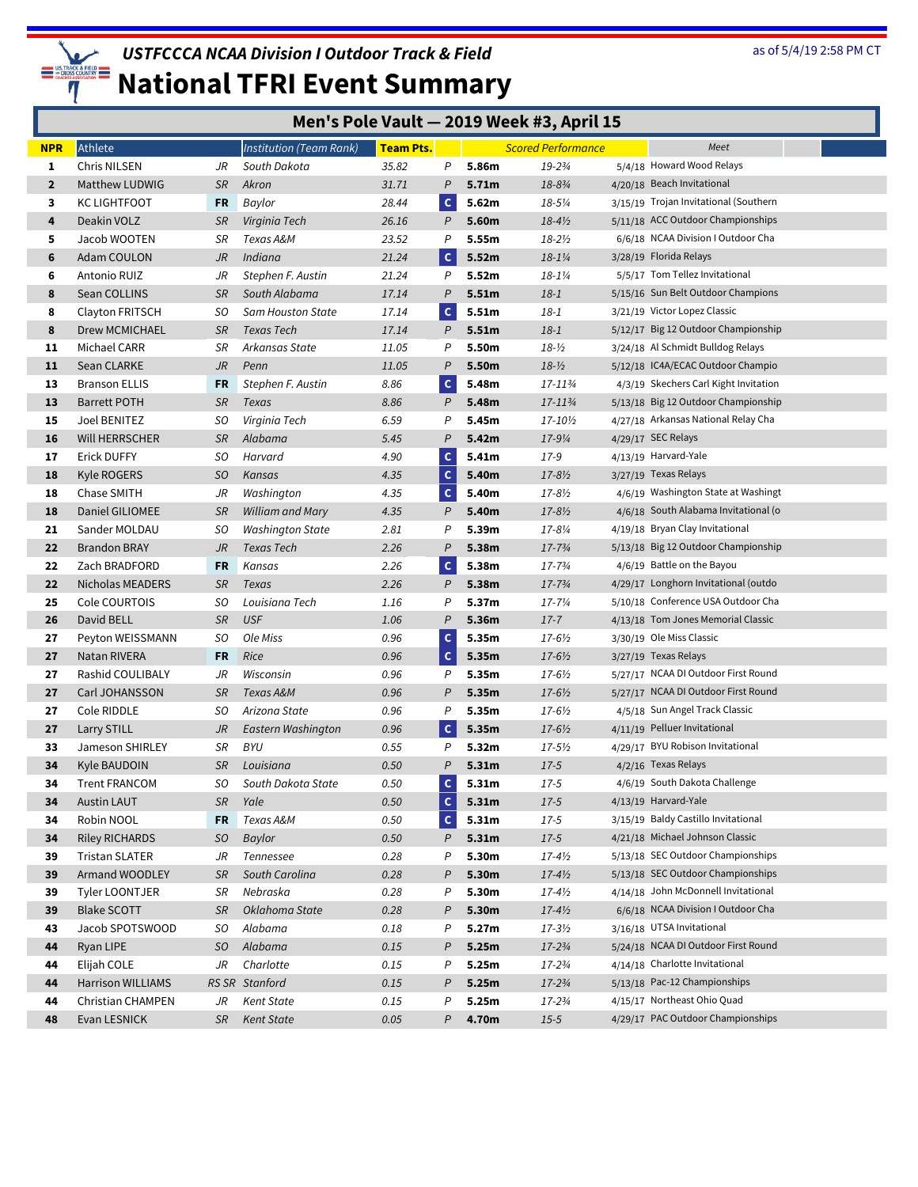# USTFCCCA NCAA Division I Outdoor Track & Field

# National TFRI Event Summary

as of 5/4/19 2:58 PM CT

## Men's Pole Vault — 2019 Week #3, April 15

| NPR | Athlete | | Institution (Team Rank) | Team Pts. | | Scored Performance | | | Meet |
|---|---|---|---|---|---|---|---|---|---|
| 1 | Chris NILSEN | JR | South Dakota | 35.82 | P | 5.86m | 19-2¾ | 5/4/18 | Howard Wood Relays |
| 2 | Matthew LUDWIG | SR | Akron | 31.71 | P | 5.71m | 18-8¾ | 4/20/18 | Beach Invitational |
| 3 | KC LIGHTFOOT | FR | Baylor | 28.44 | C | 5.62m | 18-5¼ | 3/15/19 | Trojan Invitational (Southern |
| 4 | Deakin VOLZ | SR | Virginia Tech | 26.16 | P | 5.60m | 18-4½ | 5/11/18 | ACC Outdoor Championships |
| 5 | Jacob WOOTEN | SR | Texas A&M | 23.52 | P | 5.55m | 18-2½ | 6/6/18 | NCAA Division I Outdoor Cha |
| 6 | Adam COULON | JR | Indiana | 21.24 | C | 5.52m | 18-1¼ | 3/28/19 | Florida Relays |
| 6 | Antonio RUIZ | JR | Stephen F. Austin | 21.24 | P | 5.52m | 18-1¼ | 5/5/17 | Tom Tellez Invitational |
| 8 | Sean COLLINS | SR | South Alabama | 17.14 | P | 5.51m | 18-1 | 5/15/16 | Sun Belt Outdoor Champions |
| 8 | Clayton FRITSCH | SO | Sam Houston State | 17.14 | C | 5.51m | 18-1 | 3/21/19 | Victor Lopez Classic |
| 8 | Drew MCMICHAEL | SR | Texas Tech | 17.14 | P | 5.51m | 18-1 | 5/12/17 | Big 12 Outdoor Championship |
| 11 | Michael CARR | SR | Arkansas State | 11.05 | P | 5.50m | 18-½ | 3/24/18 | Al Schmidt Bulldog Relays |
| 11 | Sean CLARKE | JR | Penn | 11.05 | P | 5.50m | 18-½ | 5/12/18 | IC4A/ECAC Outdoor Champio |
| 13 | Branson ELLIS | FR | Stephen F. Austin | 8.86 | C | 5.48m | 17-11¾ | 4/3/19 | Skechers Carl Kight Invitation |
| 13 | Barrett POTH | SR | Texas | 8.86 | P | 5.48m | 17-11¾ | 5/13/18 | Big 12 Outdoor Championship |
| 15 | Joel BENITEZ | SO | Virginia Tech | 6.59 | P | 5.45m | 17-10½ | 4/27/18 | Arkansas National Relay Cha |
| 16 | Will HERRSCHER | SR | Alabama | 5.45 | P | 5.42m | 17-9¼ | 4/29/17 | SEC Relays |
| 17 | Erick DUFFY | SO | Harvard | 4.90 | C | 5.41m | 17-9 | 4/13/19 | Harvard-Yale |
| 18 | Kyle ROGERS | SO | Kansas | 4.35 | C | 5.40m | 17-8½ | 3/27/19 | Texas Relays |
| 18 | Chase SMITH | JR | Washington | 4.35 | C | 5.40m | 17-8½ | 4/6/19 | Washington State at Washingt |
| 18 | Daniel GILIOMEE | SR | William and Mary | 4.35 | P | 5.40m | 17-8½ | 4/6/18 | South Alabama Invitational (o |
| 21 | Sander MOLDAU | SO | Washington State | 2.81 | P | 5.39m | 17-8¼ | 4/19/18 | Bryan Clay Invitational |
| 22 | Brandon BRAY | JR | Texas Tech | 2.26 | P | 5.38m | 17-7¾ | 5/13/18 | Big 12 Outdoor Championship |
| 22 | Zach BRADFORD | FR | Kansas | 2.26 | C | 5.38m | 17-7¾ | 4/6/19 | Battle on the Bayou |
| 22 | Nicholas MEADERS | SR | Texas | 2.26 | P | 5.38m | 17-7¾ | 4/29/17 | Longhorn Invitational (outdo |
| 25 | Cole COURTOIS | SO | Louisiana Tech | 1.16 | P | 5.37m | 17-7¼ | 5/10/18 | Conference USA Outdoor Cha |
| 26 | David BELL | SR | USF | 1.06 | P | 5.36m | 17-7 | 4/13/18 | Tom Jones Memorial Classic |
| 27 | Peyton WEISSMANN | SO | Ole Miss | 0.96 | C | 5.35m | 17-6½ | 3/30/19 | Ole Miss Classic |
| 27 | Natan RIVERA | FR | Rice | 0.96 | C | 5.35m | 17-6½ | 3/27/19 | Texas Relays |
| 27 | Rashid COULIBALY | JR | Wisconsin | 0.96 | P | 5.35m | 17-6½ | 5/27/17 | NCAA DI Outdoor First Round |
| 27 | Carl JOHANSSON | SR | Texas A&M | 0.96 | P | 5.35m | 17-6½ | 5/27/17 | NCAA DI Outdoor First Round |
| 27 | Cole RIDDLE | SO | Arizona State | 0.96 | P | 5.35m | 17-6½ | 4/5/18 | Sun Angel Track Classic |
| 27 | Larry STILL | JR | Eastern Washington | 0.96 | C | 5.35m | 17-6½ | 4/11/19 | Pelluer Invitational |
| 33 | Jameson SHIRLEY | SR | BYU | 0.55 | P | 5.32m | 17-5½ | 4/29/17 | BYU Robison Invitational |
| 34 | Kyle BAUDOIN | SR | Louisiana | 0.50 | P | 5.31m | 17-5 | 4/2/16 | Texas Relays |
| 34 | Trent FRANCOM | SO | South Dakota State | 0.50 | C | 5.31m | 17-5 | 4/6/19 | South Dakota Challenge |
| 34 | Austin LAUT | SR | Yale | 0.50 | C | 5.31m | 17-5 | 4/13/19 | Harvard-Yale |
| 34 | Robin NOOL | FR | Texas A&M | 0.50 | C | 5.31m | 17-5 | 3/15/19 | Baldy Castillo Invitational |
| 34 | Riley RICHARDS | SO | Baylor | 0.50 | P | 5.31m | 17-5 | 4/21/18 | Michael Johnson Classic |
| 39 | Tristan SLATER | JR | Tennessee | 0.28 | P | 5.30m | 17-4½ | 5/13/18 | SEC Outdoor Championships |
| 39 | Armand WOODLEY | SR | South Carolina | 0.28 | P | 5.30m | 17-4½ | 5/13/18 | SEC Outdoor Championships |
| 39 | Tyler LOONTJER | SR | Nebraska | 0.28 | P | 5.30m | 17-4½ | 4/14/18 | John McDonnell Invitational |
| 39 | Blake SCOTT | SR | Oklahoma State | 0.28 | P | 5.30m | 17-4½ | 6/6/18 | NCAA Division I Outdoor Cha |
| 43 | Jacob SPOTSWOOD | SO | Alabama | 0.18 | P | 5.27m | 17-3½ | 3/16/18 | UTSA Invitational |
| 44 | Ryan LIPE | SO | Alabama | 0.15 | P | 5.25m | 17-2¾ | 5/24/18 | NCAA DI Outdoor First Round |
| 44 | Elijah COLE | JR | Charlotte | 0.15 | P | 5.25m | 17-2¾ | 4/14/18 | Charlotte Invitational |
| 44 | Harrison WILLIAMS | RS SR | Stanford | 0.15 | P | 5.25m | 17-2¾ | 5/13/18 | Pac-12 Championships |
| 44 | Christian CHAMPEN | JR | Kent State | 0.15 | P | 5.25m | 17-2¾ | 4/15/17 | Northeast Ohio Quad |
| 48 | Evan LESNICK | SR | Kent State | 0.05 | P | 4.70m | 15-5 | 4/29/17 | PAC Outdoor Championships |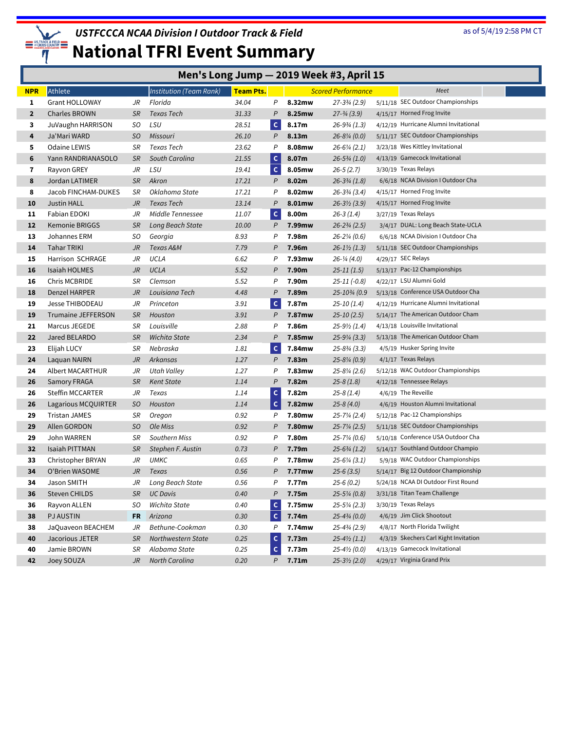# USTFCCCA NCAA Division I Outdoor Track & Field

# National TFRI Event Summary

as of 5/4/19 2:58 PM CT

## Men's Long Jump — 2019 Week #3, April 15

| NPR | Athlete | | Institution (Team Rank) | Team Pts. | | Scored Performance | | Meet | |
|---|---|---|---|---|---|---|---|---|---|
| 1 | Grant HOLLOWAY | JR | Florida | 34.04 | P | 8.32mw | 27-3¾ (2.9) | 5/11/18 | SEC Outdoor Championships |
| 2 | Charles BROWN | SR | Texas Tech | 31.33 | P | 8.25mw | 27-¾ (3.9) | 4/15/17 | Horned Frog Invite |
| 3 | JuVaughn HARRISON | SO | LSU | 28.51 | C | 8.17m | 26-9¾ (1.3) | 4/12/19 | Hurricane Alumni Invitational |
| 4 | Ja'Mari WARD | SO | Missouri | 26.10 | P | 8.13m | 26-8¼ (0.0) | 5/11/17 | SEC Outdoor Championships |
| 5 | Odaine LEWIS | SR | Texas Tech | 23.62 | P | 8.08mw | 26-6¼ (2.1) | 3/23/18 | Wes Kittley Invitational |
| 6 | Yann RANDRIANASOLO | SR | South Carolina | 21.55 | C | 8.07m | 26-5¾ (1.0) | 4/13/19 | Gamecock Invitational |
| 7 | Rayvon GREY | JR | LSU | 19.41 | C | 8.05mw | 26-5 (2.7) | 3/30/19 | Texas Relays |
| 8 | Jordan LATIMER | SR | Akron | 17.21 | P | 8.02m | 26-3¾ (1.8) | 6/6/18 | NCAA Division I Outdoor Cha |
| 8 | Jacob FINCHAM-DUKES | SR | Oklahoma State | 17.21 | P | 8.02mw | 26-3¾ (3.4) | 4/15/17 | Horned Frog Invite |
| 10 | Justin HALL | JR | Texas Tech | 13.14 | P | 8.01mw | 26-3½ (3.9) | 4/15/17 | Horned Frog Invite |
| 11 | Fabian EDOKI | JR | Middle Tennessee | 11.07 | C | 8.00m | 26-3 (1.4) | 3/27/19 | Texas Relays |
| 12 | Kemonie BRIGGS | SR | Long Beach State | 10.00 | P | 7.99mw | 26-2¾ (2.5) | 3/4/17 | DUAL: Long Beach State-UCLA |
| 13 | Johannes ERM | SO | Georgia | 8.93 | P | 7.98m | 26-2¼ (0.6) | 6/6/18 | NCAA Division I Outdoor Cha |
| 14 | Tahar TRIKI | JR | Texas A&M | 7.79 | P | 7.96m | 26-1½ (1.3) | 5/11/18 | SEC Outdoor Championships |
| 15 | Harrison SCHRAGE | JR | UCLA | 6.62 | P | 7.93mw | 26-¼ (4.0) | 4/29/17 | SEC Relays |
| 16 | Isaiah HOLMES | JR | UCLA | 5.52 | P | 7.90m | 25-11 (1.5) | 5/13/17 | Pac-12 Championships |
| 16 | Chris MCBRIDE | SR | Clemson | 5.52 | P | 7.90m | 25-11 (-0.8) | 4/22/17 | LSU Alumni Gold |
| 18 | Denzel HARPER | JR | Louisiana Tech | 4.48 | P | 7.89m | 25-10¾ (0.9 | 5/13/18 | Conference USA Outdoor Cha |
| 19 | Jesse THIBODEAU | JR | Princeton | 3.91 | C | 7.87m | 25-10 (1.4) | 4/12/19 | Hurricane Alumni Invitational |
| 19 | Trumaine JEFFERSON | SR | Houston | 3.91 | P | 7.87mw | 25-10 (2.5) | 5/14/17 | The American Outdoor Cham |
| 21 | Marcus JEGEDE | SR | Louisville | 2.88 | P | 7.86m | 25-9½ (1.4) | 4/13/18 | Louisville Invitational |
| 22 | Jared BELARDO | SR | Wichita State | 2.34 | P | 7.85mw | 25-9¼ (3.3) | 5/13/18 | The American Outdoor Cham |
| 23 | Elijah LUCY | SR | Nebraska | 1.81 | C | 7.84mw | 25-8¾ (3.3) | 4/5/19 | Husker Spring Invite |
| 24 | Laquan NAIRN | JR | Arkansas | 1.27 | P | 7.83m | 25-8¼ (0.9) | 4/1/17 | Texas Relays |
| 24 | Albert MACARTHUR | JR | Utah Valley | 1.27 | P | 7.83mw | 25-8¼ (2.6) | 5/12/18 | WAC Outdoor Championships |
| 26 | Samory FRAGA | SR | Kent State | 1.14 | P | 7.82m | 25-8 (1.8) | 4/12/18 | Tennessee Relays |
| 26 | Steffin MCCARTER | JR | Texas | 1.14 | C | 7.82m | 25-8 (1.4) | 4/6/19 | The Reveille |
| 26 | Lagarious MCQUIRTER | SO | Houston | 1.14 | C | 7.82mw | 25-8 (4.0) | 4/6/19 | Houston Alumni Invitational |
| 29 | Tristan JAMES | SR | Oregon | 0.92 | P | 7.80mw | 25-7¼ (2.4) | 5/12/18 | Pac-12 Championships |
| 29 | Allen GORDON | SO | Ole Miss | 0.92 | P | 7.80mw | 25-7¼ (2.5) | 5/11/18 | SEC Outdoor Championships |
| 29 | John WARREN | SR | Southern Miss | 0.92 | P | 7.80m | 25-7¼ (0.6) | 5/10/18 | Conference USA Outdoor Cha |
| 32 | Isaiah PITTMAN | SR | Stephen F. Austin | 0.73 | P | 7.79m | 25-6¾ (1.2) | 5/14/17 | Southland Outdoor Champio |
| 33 | Christopher BRYAN | JR | UMKC | 0.65 | P | 7.78mw | 25-6¼ (3.1) | 5/9/18 | WAC Outdoor Championships |
| 34 | O'Brien WASOME | JR | Texas | 0.56 | P | 7.77mw | 25-6 (3.5) | 5/14/17 | Big 12 Outdoor Championship |
| 34 | Jason SMITH | JR | Long Beach State | 0.56 | P | 7.77m | 25-6 (0.2) | 5/24/18 | NCAA DI Outdoor First Round |
| 36 | Steven CHILDS | SR | UC Davis | 0.40 | P | 7.75m | 25-5¼ (0.8) | 3/31/18 | Titan Team Challenge |
| 36 | Rayvon ALLEN | SO | Wichita State | 0.40 | C | 7.75mw | 25-5¼ (2.3) | 3/30/19 | Texas Relays |
| 38 | PJ AUSTIN | FR | Arizona | 0.30 | C | 7.74m | 25-4¾ (0.0) | 4/6/19 | Jim Click Shootout |
| 38 | JaQuaveon BEACHEM | JR | Bethune-Cookman | 0.30 | P | 7.74mw | 25-4¾ (2.9) | 4/8/17 | North Florida Twilight |
| 40 | Jacorious JETER | SR | Northwestern State | 0.25 | C | 7.73m | 25-4½ (1.1) | 4/3/19 | Skechers Carl Kight Invitation |
| 40 | Jamie BROWN | SR | Alabama State | 0.25 | C | 7.73m | 25-4½ (0.0) | 4/13/19 | Gamecock Invitational |
| 42 | Joey SOUZA | JR | North Carolina | 0.20 | P | 7.71m | 25-3½ (2.0) | 4/29/17 | Virginia Grand Prix |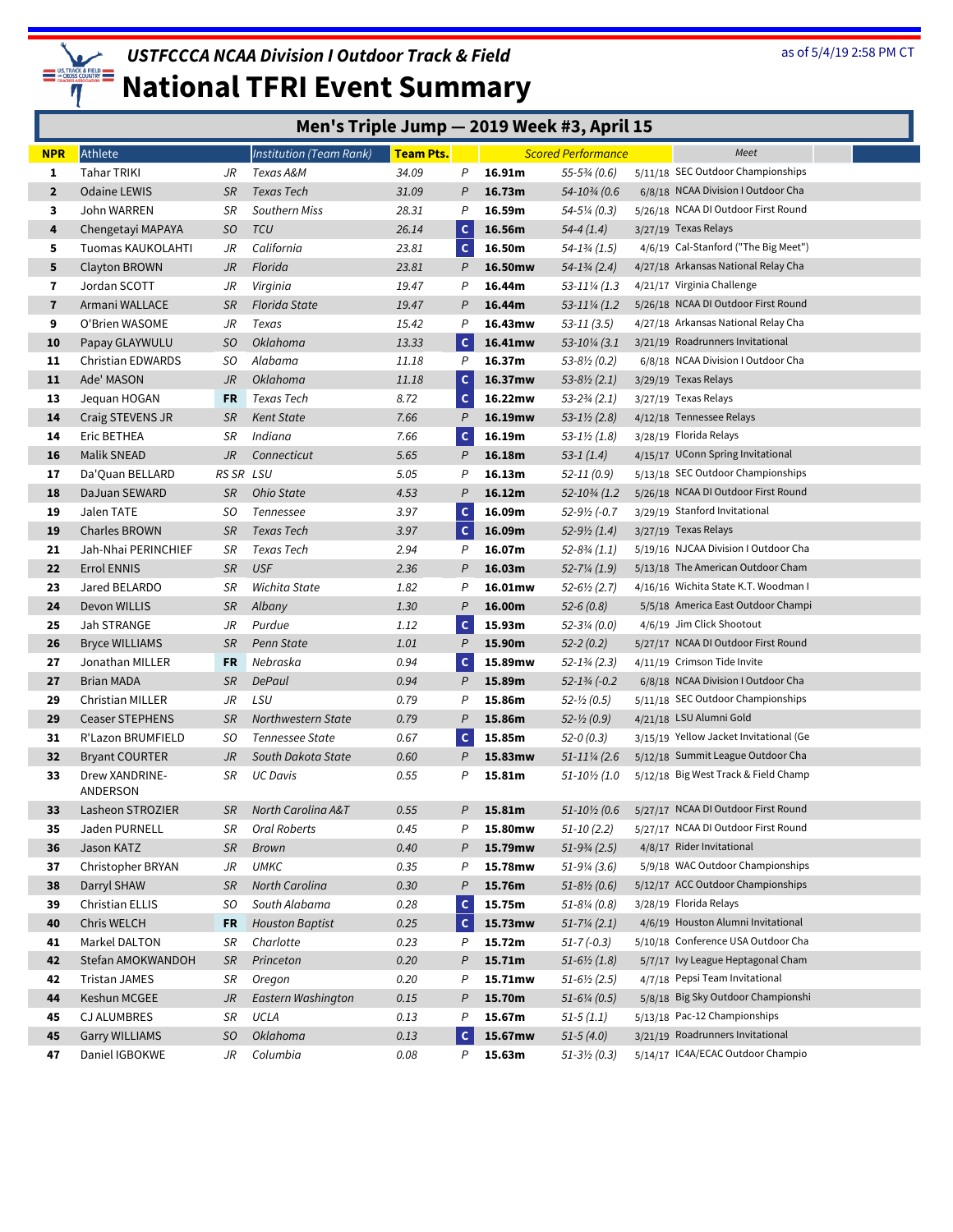# USTFCCCA NCAA Division I Outdoor Track & Field

## National TFRI Event Summary

as of 5/4/19 2:58 PM CT

### Men's Triple Jump — 2019 Week #3, April 15

| NPR | Athlete | | Institution (Team Rank) | Team Pts. | | Scored Performance | | Meet | |
|---|---|---|---|---|---|---|---|---|---|
| 1 | Tahar TRIKI | JR | Texas A&M | 34.09 | P | 16.91m | 55-5¾ (0.6) | 5/11/18 | SEC Outdoor Championships |
| 2 | Odaine LEWIS | SR | Texas Tech | 31.09 | P | 16.73m | 54-10¾ (0.6 | 6/8/18 | NCAA Division I Outdoor Cha |
| 3 | John WARREN | SR | Southern Miss | 28.31 | P | 16.59m | 54-5¼ (0.3) | 5/26/18 | NCAA DI Outdoor First Round |
| 4 | Chengetayi MAPAYA | SO | TCU | 26.14 | C | 16.56m | 54-4 (1.4) | 3/27/19 | Texas Relays |
| 5 | Tuomas KAUKOLAHTI | JR | California | 23.81 | C | 16.50m | 54-1¾ (1.5) | 4/6/19 | Cal-Stanford ("The Big Meet") |
| 5 | Clayton BROWN | JR | Florida | 23.81 | P | 16.50mw | 54-1¾ (2.4) | 4/27/18 | Arkansas National Relay Cha |
| 7 | Jordan SCOTT | JR | Virginia | 19.47 | P | 16.44m | 53-11¼ (1.3 | 4/21/17 | Virginia Challenge |
| 7 | Armani WALLACE | SR | Florida State | 19.47 | P | 16.44m | 53-11¼ (1.2 | 5/26/18 | NCAA DI Outdoor First Round |
| 9 | O'Brien WASOME | JR | Texas | 15.42 | P | 16.43mw | 53-11 (3.5) | 4/27/18 | Arkansas National Relay Cha |
| 10 | Papay GLAYWULU | SO | Oklahoma | 13.33 | C | 16.41mw | 53-10¼ (3.1 | 3/21/19 | Roadrunners Invitational |
| 11 | Christian EDWARDS | SO | Alabama | 11.18 | P | 16.37m | 53-8½ (0.2) | 6/8/18 | NCAA Division I Outdoor Cha |
| 11 | Ade' MASON | JR | Oklahoma | 11.18 | C | 16.37mw | 53-8½ (2.1) | 3/29/19 | Texas Relays |
| 13 | Jequan HOGAN | FR | Texas Tech | 8.72 | C | 16.22mw | 53-2¾ (2.1) | 3/27/19 | Texas Relays |
| 14 | Craig STEVENS JR | SR | Kent State | 7.66 | P | 16.19mw | 53-1½ (2.8) | 4/12/18 | Tennessee Relays |
| 14 | Eric BETHEA | SR | Indiana | 7.66 | C | 16.19m | 53-1½ (1.8) | 3/28/19 | Florida Relays |
| 16 | Malik SNEAD | JR | Connecticut | 5.65 | P | 16.18m | 53-1 (1.4) | 4/15/17 | UConn Spring Invitational |
| 17 | Da'Quan BELLARD | RS SR | LSU | 5.05 | P | 16.13m | 52-11 (0.9) | 5/13/18 | SEC Outdoor Championships |
| 18 | DaJuan SEWARD | SR | Ohio State | 4.53 | P | 16.12m | 52-10¾ (1.2 | 5/26/18 | NCAA DI Outdoor First Round |
| 19 | Jalen TATE | SO | Tennessee | 3.97 | C | 16.09m | 52-9½ (-0.7 | 3/29/19 | Stanford Invitational |
| 19 | Charles BROWN | SR | Texas Tech | 3.97 | C | 16.09m | 52-9½ (1.4) | 3/27/19 | Texas Relays |
| 21 | Jah-Nhai PERINCHIEF | SR | Texas Tech | 2.94 | P | 16.07m | 52-8¾ (1.1) | 5/19/16 | NJCAA Division I Outdoor Cha |
| 22 | Errol ENNIS | SR | USF | 2.36 | P | 16.03m | 52-7¼ (1.9) | 5/13/18 | The American Outdoor Cham |
| 23 | Jared BELARDO | SR | Wichita State | 1.82 | P | 16.01mw | 52-6½ (2.7) | 4/16/16 | Wichita State K.T. Woodman I |
| 24 | Devon WILLIS | SR | Albany | 1.30 | P | 16.00m | 52-6 (0.8) | 5/5/18 | America East Outdoor Champi |
| 25 | Jah STRANGE | JR | Purdue | 1.12 | C | 15.93m | 52-3¼ (0.0) | 4/6/19 | Jim Click Shootout |
| 26 | Bryce WILLIAMS | SR | Penn State | 1.01 | P | 15.90m | 52-2 (0.2) | 5/27/17 | NCAA DI Outdoor First Round |
| 27 | Jonathan MILLER | FR | Nebraska | 0.94 | C | 15.89mw | 52-1¾ (2.3) | 4/11/19 | Crimson Tide Invite |
| 27 | Brian MADA | SR | DePaul | 0.94 | P | 15.89m | 52-1¾ (-0.2 | 6/8/18 | NCAA Division I Outdoor Cha |
| 29 | Christian MILLER | JR | LSU | 0.79 | P | 15.86m | 52-½ (0.5) | 5/11/18 | SEC Outdoor Championships |
| 29 | Ceaser STEPHENS | SR | Northwestern State | 0.79 | P | 15.86m | 52-½ (0.9) | 4/21/18 | LSU Alumni Gold |
| 31 | R'Lazon BRUMFIELD | SO | Tennessee State | 0.67 | C | 15.85m | 52-0 (0.3) | 3/15/19 | Yellow Jacket Invitational (Ge |
| 32 | Bryant COURTER | JR | South Dakota State | 0.60 | P | 15.83mw | 51-11¼ (2.6 | 5/12/18 | Summit League Outdoor Cha |
| 33 | Drew XANDRINE-ANDERSON | SR | UC Davis | 0.55 | P | 15.81m | 51-10½ (1.0 | 5/12/18 | Big West Track & Field Champ |
| 33 | Lasheon STROZIER | SR | North Carolina A&T | 0.55 | P | 15.81m | 51-10½ (0.6 | 5/27/17 | NCAA DI Outdoor First Round |
| 35 | Jaden PURNELL | SR | Oral Roberts | 0.45 | P | 15.80mw | 51-10 (2.2) | 5/27/17 | NCAA DI Outdoor First Round |
| 36 | Jason KATZ | SR | Brown | 0.40 | P | 15.79mw | 51-9¾ (2.5) | 4/8/17 | Rider Invitational |
| 37 | Christopher BRYAN | JR | UMKC | 0.35 | P | 15.78mw | 51-9¼ (3.6) | 5/9/18 | WAC Outdoor Championships |
| 38 | Darryl SHAW | SR | North Carolina | 0.30 | P | 15.76m | 51-8½ (0.6) | 5/12/17 | ACC Outdoor Championships |
| 39 | Christian ELLIS | SO | South Alabama | 0.28 | C | 15.75m | 51-8¼ (0.8) | 3/28/19 | Florida Relays |
| 40 | Chris WELCH | FR | Houston Baptist | 0.25 | C | 15.73mw | 51-7¼ (2.1) | 4/6/19 | Houston Alumni Invitational |
| 41 | Markel DALTON | SR | Charlotte | 0.23 | P | 15.72m | 51-7 (-0.3) | 5/10/18 | Conference USA Outdoor Cha |
| 42 | Stefan AMOKWANDOH | SR | Princeton | 0.20 | P | 15.71m | 51-6½ (1.8) | 5/7/17 | Ivy League Heptagonal Cham |
| 42 | Tristan JAMES | SR | Oregon | 0.20 | P | 15.71mw | 51-6½ (2.5) | 4/7/18 | Pepsi Team Invitational |
| 44 | Keshun MCGEE | JR | Eastern Washington | 0.15 | P | 15.70m | 51-6¼ (0.5) | 5/8/18 | Big Sky Outdoor Championshi |
| 45 | CJ ALUMBRES | SR | UCLA | 0.13 | P | 15.67m | 51-5 (1.1) | 5/13/18 | Pac-12 Championships |
| 45 | Garry WILLIAMS | SO | Oklahoma | 0.13 | C | 15.67mw | 51-5 (4.0) | 3/21/19 | Roadrunners Invitational |
| 47 | Daniel IGBOKWE | JR | Columbia | 0.08 | P | 15.63m | 51-3½ (0.3) | 5/14/17 | IC4A/ECAC Outdoor Champio |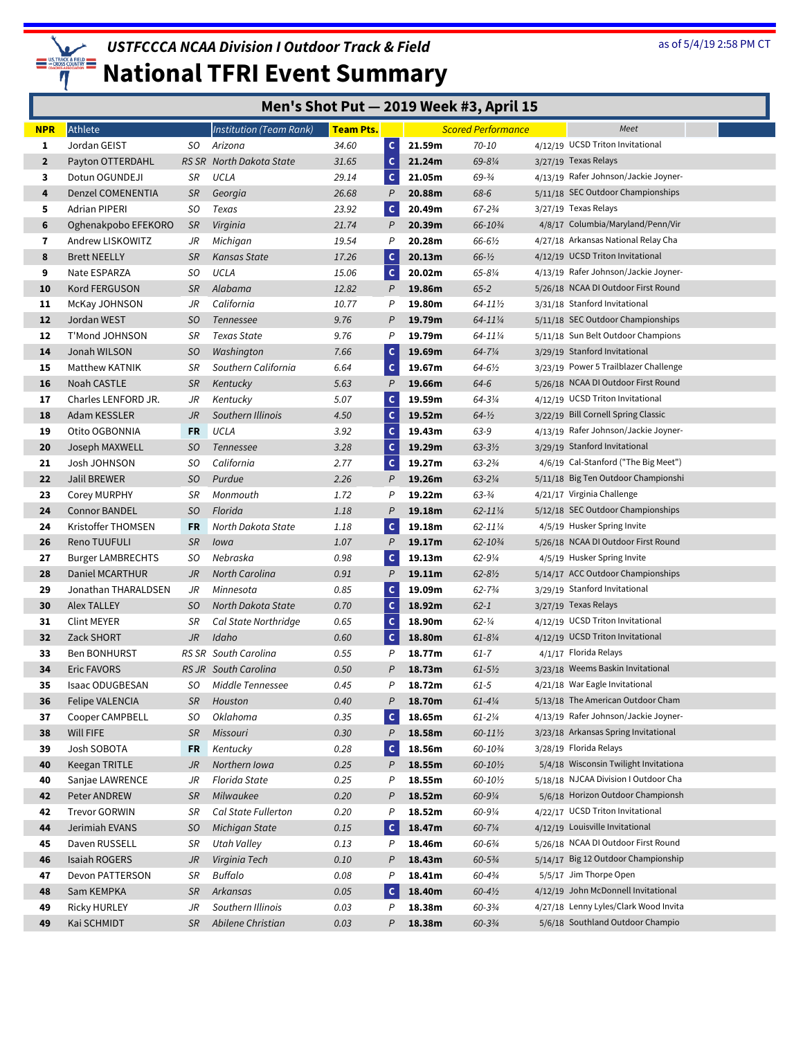# USTFCCCA NCAA Division I Outdoor Track & Field

# National TFRI Event Summary

as of 5/4/19 2:58 PM CT

## Men's Shot Put — 2019 Week #3, April 15

| NPR | Athlete | | Institution (Team Rank) | Team Pts. | | Scored Performance | | | Meet |
|---|---|---|---|---|---|---|---|---|---|
| 1 | Jordan GEIST | SO | Arizona | 34.60 | C | 21.59m | 70-10 | 4/12/19 | UCSD Triton Invitational |
| 2 | Payton OTTERDAHL | RS SR | North Dakota State | 31.65 | C | 21.24m | 69-8¼ | 3/27/19 | Texas Relays |
| 3 | Dotun OGUNDEJI | SR | UCLA | 29.14 | C | 21.05m | 69-¾ | 4/13/19 | Rafer Johnson/Jackie Joyner- |
| 4 | Denzel COMENENTIA | SR | Georgia | 26.68 | P | 20.88m | 68-6 | 5/11/18 | SEC Outdoor Championships |
| 5 | Adrian PIPERI | SO | Texas | 23.92 | C | 20.49m | 67-2¾ | 3/27/19 | Texas Relays |
| 6 | Oghenakpobo EFEKORO | SR | Virginia | 21.74 | P | 20.39m | 66-10¾ | 4/8/17 | Columbia/Maryland/Penn/Vir |
| 7 | Andrew LISKOWITZ | JR | Michigan | 19.54 | P | 20.28m | 66-6½ | 4/27/18 | Arkansas National Relay Cha |
| 8 | Brett NEELLY | SR | Kansas State | 17.26 | C | 20.13m | 66-½ | 4/12/19 | UCSD Triton Invitational |
| 9 | Nate ESPARZA | SO | UCLA | 15.06 | C | 20.02m | 65-8¼ | 4/13/19 | Rafer Johnson/Jackie Joyner- |
| 10 | Kord FERGUSON | SR | Alabama | 12.82 | P | 19.86m | 65-2 | 5/26/18 | NCAA DI Outdoor First Round |
| 11 | McKay JOHNSON | JR | California | 10.77 | P | 19.80m | 64-11½ | 3/31/18 | Stanford Invitational |
| 12 | Jordan WEST | SO | Tennessee | 9.76 | P | 19.79m | 64-11¼ | 5/11/18 | SEC Outdoor Championships |
| 12 | T'Mond JOHNSON | SR | Texas State | 9.76 | P | 19.79m | 64-11¼ | 5/11/18 | Sun Belt Outdoor Champions |
| 14 | Jonah WILSON | SO | Washington | 7.66 | C | 19.69m | 64-7¼ | 3/29/19 | Stanford Invitational |
| 15 | Matthew KATNIK | SR | Southern California | 6.64 | C | 19.67m | 64-6½ | 3/23/19 | Power 5 Trailblazer Challenge |
| 16 | Noah CASTLE | SR | Kentucky | 5.63 | P | 19.66m | 64-6 | 5/26/18 | NCAA DI Outdoor First Round |
| 17 | Charles LENFORD JR. | JR | Kentucky | 5.07 | C | 19.59m | 64-3¼ | 4/12/19 | UCSD Triton Invitational |
| 18 | Adam KESSLER | JR | Southern Illinois | 4.50 | C | 19.52m | 64-½ | 3/22/19 | Bill Cornell Spring Classic |
| 19 | Otito OGBONNIA | FR | UCLA | 3.92 | C | 19.43m | 63-9 | 4/13/19 | Rafer Johnson/Jackie Joyner- |
| 20 | Joseph MAXWELL | SO | Tennessee | 3.28 | C | 19.29m | 63-3½ | 3/29/19 | Stanford Invitational |
| 21 | Josh JOHNSON | SO | California | 2.77 | C | 19.27m | 63-2¾ | 4/6/19 | Cal-Stanford ("The Big Meet") |
| 22 | Jalil BREWER | SO | Purdue | 2.26 | P | 19.26m | 63-2¼ | 5/11/18 | Big Ten Outdoor Championshi |
| 23 | Corey MURPHY | SR | Monmouth | 1.72 | P | 19.22m | 63-¾ | 4/21/17 | Virginia Challenge |
| 24 | Connor BANDEL | SO | Florida | 1.18 | P | 19.18m | 62-11¼ | 5/12/18 | SEC Outdoor Championships |
| 24 | Kristoffer THOMSEN | FR | North Dakota State | 1.18 | C | 19.18m | 62-11¼ | 4/5/19 | Husker Spring Invite |
| 26 | Reno TUUFULI | SR | Iowa | 1.07 | P | 19.17m | 62-10¾ | 5/26/18 | NCAA DI Outdoor First Round |
| 27 | Burger LAMBRECHTS | SO | Nebraska | 0.98 | C | 19.13m | 62-9¼ | 4/5/19 | Husker Spring Invite |
| 28 | Daniel MCARTHUR | JR | North Carolina | 0.91 | P | 19.11m | 62-8½ | 5/14/17 | ACC Outdoor Championships |
| 29 | Jonathan THARALDSEN | JR | Minnesota | 0.85 | C | 19.09m | 62-7¾ | 3/29/19 | Stanford Invitational |
| 30 | Alex TALLEY | SO | North Dakota State | 0.70 | C | 18.92m | 62-1 | 3/27/19 | Texas Relays |
| 31 | Clint MEYER | SR | Cal State Northridge | 0.65 | C | 18.90m | 62-¼ | 4/12/19 | UCSD Triton Invitational |
| 32 | Zack SHORT | JR | Idaho | 0.60 | C | 18.80m | 61-8¼ | 4/12/19 | UCSD Triton Invitational |
| 33 | Ben BONHURST | RS SR | South Carolina | 0.55 | P | 18.77m | 61-7 | 4/1/17 | Florida Relays |
| 34 | Eric FAVORS | RS JR | South Carolina | 0.50 | P | 18.73m | 61-5½ | 3/23/18 | Weems Baskin Invitational |
| 35 | Isaac ODUGBESAN | SO | Middle Tennessee | 0.45 | P | 18.72m | 61-5 | 4/21/18 | War Eagle Invitational |
| 36 | Felipe VALENCIA | SR | Houston | 0.40 | P | 18.70m | 61-4¼ | 5/13/18 | The American Outdoor Cham |
| 37 | Cooper CAMPBELL | SO | Oklahoma | 0.35 | C | 18.65m | 61-2¼ | 4/13/19 | Rafer Johnson/Jackie Joyner- |
| 38 | Will FIFE | SR | Missouri | 0.30 | P | 18.58m | 60-11½ | 3/23/18 | Arkansas Spring Invitational |
| 39 | Josh SOBOTA | FR | Kentucky | 0.28 | C | 18.56m | 60-10¾ | 3/28/19 | Florida Relays |
| 40 | Keegan TRITLE | JR | Northern Iowa | 0.25 | P | 18.55m | 60-10½ | 5/4/18 | Wisconsin Twilight Invitationa |
| 40 | Sanjae LAWRENCE | JR | Florida State | 0.25 | P | 18.55m | 60-10½ | 5/18/18 | NJCAA Division I Outdoor Cha |
| 42 | Peter ANDREW | SR | Milwaukee | 0.20 | P | 18.52m | 60-9¼ | 5/6/18 | Horizon Outdoor Championsh |
| 42 | Trevor GORWIN | SR | Cal State Fullerton | 0.20 | P | 18.52m | 60-9¼ | 4/22/17 | UCSD Triton Invitational |
| 44 | Jerimiah EVANS | SO | Michigan State | 0.15 | C | 18.47m | 60-7¼ | 4/12/19 | Louisville Invitational |
| 45 | Daven RUSSELL | SR | Utah Valley | 0.13 | P | 18.46m | 60-6¾ | 5/26/18 | NCAA DI Outdoor First Round |
| 46 | Isaiah ROGERS | JR | Virginia Tech | 0.10 | P | 18.43m | 60-5¾ | 5/14/17 | Big 12 Outdoor Championship |
| 47 | Devon PATTERSON | SR | Buffalo | 0.08 | P | 18.41m | 60-4¾ | 5/5/17 | Jim Thorpe Open |
| 48 | Sam KEMPKA | SR | Arkansas | 0.05 | C | 18.40m | 60-4½ | 4/12/19 | John McDonnell Invitational |
| 49 | Ricky HURLEY | JR | Southern Illinois | 0.03 | P | 18.38m | 60-3¾ | 4/27/18 | Lenny Lyles/Clark Wood Invita |
| 49 | Kai SCHMIDT | SR | Abilene Christian | 0.03 | P | 18.38m | 60-3¾ | 5/6/18 | Southland Outdoor Champio |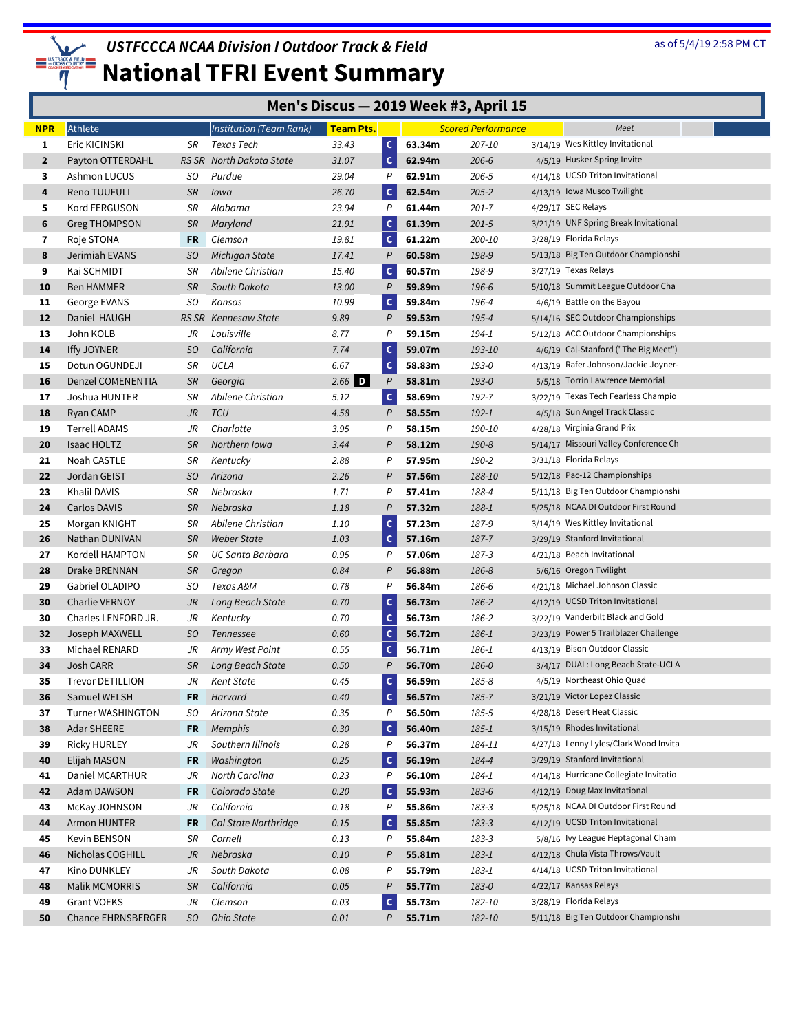# USTFCCCA NCAA Division I Outdoor Track & Field

## National TFRI Event Summary

as of 5/4/19 2:58 PM CT

### Men's Discus — 2019 Week #3, April 15

| NPR | Athlete | | Institution (Team Rank) | Team Pts. | | Scored Performance | | | Meet |
|---|---|---|---|---|---|---|---|---|---|
| 1 | Eric KICINSKI | SR | Texas Tech | 33.43 | C | 63.34m | 207-10 | 3/14/19 | Wes Kittley Invitational |
| 2 | Payton OTTERDAHL | RS SR | North Dakota State | 31.07 | C | 62.94m | 206-6 | 4/5/19 | Husker Spring Invite |
| 3 | Ashmon LUCUS | SO | Purdue | 29.04 | P | 62.91m | 206-5 | 4/14/18 | UCSD Triton Invitational |
| 4 | Reno TUUFULI | SR | Iowa | 26.70 | C | 62.54m | 205-2 | 4/13/19 | Iowa Musco Twilight |
| 5 | Kord FERGUSON | SR | Alabama | 23.94 | P | 61.44m | 201-7 | 4/29/17 | SEC Relays |
| 6 | Greg THOMPSON | SR | Maryland | 21.91 | C | 61.39m | 201-5 | 3/21/19 | UNF Spring Break Invitational |
| 7 | Roje STONA | FR | Clemson | 19.81 | C | 61.22m | 200-10 | 3/28/19 | Florida Relays |
| 8 | Jerimiah EVANS | SO | Michigan State | 17.41 | P | 60.58m | 198-9 | 5/13/18 | Big Ten Outdoor Championshi |
| 9 | Kai SCHMIDT | SR | Abilene Christian | 15.40 | C | 60.57m | 198-9 | 3/27/19 | Texas Relays |
| 10 | Ben HAMMER | SR | South Dakota | 13.00 | P | 59.89m | 196-6 | 5/10/18 | Summit League Outdoor Cha |
| 11 | George EVANS | SO | Kansas | 10.99 | C | 59.84m | 196-4 | 4/6/19 | Battle on the Bayou |
| 12 | Daniel HAUGH | RS SR | Kennesaw State | 9.89 | P | 59.53m | 195-4 | 5/14/16 | SEC Outdoor Championships |
| 13 | John KOLB | JR | Louisville | 8.77 | P | 59.15m | 194-1 | 5/12/18 | ACC Outdoor Championships |
| 14 | Iffy JOYNER | SO | California | 7.74 | C | 59.07m | 193-10 | 4/6/19 | Cal-Stanford ("The Big Meet") |
| 15 | Dotun OGUNDEJI | SR | UCLA | 6.67 | C | 58.83m | 193-0 | 4/13/19 | Rafer Johnson/Jackie Joyner- |
| 16 | Denzel COMENENTIA | SR | Georgia | 2.66 D | P | 58.81m | 193-0 | 5/5/18 | Torrin Lawrence Memorial |
| 17 | Joshua HUNTER | SR | Abilene Christian | 5.12 | C | 58.69m | 192-7 | 3/22/19 | Texas Tech Fearless Champio |
| 18 | Ryan CAMP | JR | TCU | 4.58 | P | 58.55m | 192-1 | 4/5/18 | Sun Angel Track Classic |
| 19 | Terrell ADAMS | JR | Charlotte | 3.95 | P | 58.15m | 190-10 | 4/28/18 | Virginia Grand Prix |
| 20 | Isaac HOLTZ | SR | Northern Iowa | 3.44 | P | 58.12m | 190-8 | 5/14/17 | Missouri Valley Conference Ch |
| 21 | Noah CASTLE | SR | Kentucky | 2.88 | P | 57.95m | 190-2 | 3/31/18 | Florida Relays |
| 22 | Jordan GEIST | SO | Arizona | 2.26 | P | 57.56m | 188-10 | 5/12/18 | Pac-12 Championships |
| 23 | Khalil DAVIS | SR | Nebraska | 1.71 | P | 57.41m | 188-4 | 5/11/18 | Big Ten Outdoor Championshi |
| 24 | Carlos DAVIS | SR | Nebraska | 1.18 | P | 57.32m | 188-1 | 5/25/18 | NCAA DI Outdoor First Round |
| 25 | Morgan KNIGHT | SR | Abilene Christian | 1.10 | C | 57.23m | 187-9 | 3/14/19 | Wes Kittley Invitational |
| 26 | Nathan DUNIVAN | SR | Weber State | 1.03 | C | 57.16m | 187-7 | 3/29/19 | Stanford Invitational |
| 27 | Kordell HAMPTON | SR | UC Santa Barbara | 0.95 | P | 57.06m | 187-3 | 4/21/18 | Beach Invitational |
| 28 | Drake BRENNAN | SR | Oregon | 0.84 | P | 56.88m | 186-8 | 5/6/16 | Oregon Twilight |
| 29 | Gabriel OLADIPO | SO | Texas A&M | 0.78 | P | 56.84m | 186-6 | 4/21/18 | Michael Johnson Classic |
| 30 | Charlie VERNOY | JR | Long Beach State | 0.70 | C | 56.73m | 186-2 | 4/12/19 | UCSD Triton Invitational |
| 30 | Charles LENFORD JR. | JR | Kentucky | 0.70 | C | 56.73m | 186-2 | 3/22/19 | Vanderbilt Black and Gold |
| 32 | Joseph MAXWELL | SO | Tennessee | 0.60 | C | 56.72m | 186-1 | 3/23/19 | Power 5 Trailblazer Challenge |
| 33 | Michael RENARD | JR | Army West Point | 0.55 | C | 56.71m | 186-1 | 4/13/19 | Bison Outdoor Classic |
| 34 | Josh CARR | SR | Long Beach State | 0.50 | P | 56.70m | 186-0 | 3/4/17 | DUAL: Long Beach State-UCLA |
| 35 | Trevor DETILLION | JR | Kent State | 0.45 | C | 56.59m | 185-8 | 4/5/19 | Northeast Ohio Quad |
| 36 | Samuel WELSH | FR | Harvard | 0.40 | C | 56.57m | 185-7 | 3/21/19 | Victor Lopez Classic |
| 37 | Turner WASHINGTON | SO | Arizona State | 0.35 | P | 56.50m | 185-5 | 4/28/18 | Desert Heat Classic |
| 38 | Adar SHEERE | FR | Memphis | 0.30 | C | 56.40m | 185-1 | 3/15/19 | Rhodes Invitational |
| 39 | Ricky HURLEY | JR | Southern Illinois | 0.28 | P | 56.37m | 184-11 | 4/27/18 | Lenny Lyles/Clark Wood Invita |
| 40 | Elijah MASON | FR | Washington | 0.25 | C | 56.19m | 184-4 | 3/29/19 | Stanford Invitational |
| 41 | Daniel MCARTHUR | JR | North Carolina | 0.23 | P | 56.10m | 184-1 | 4/14/18 | Hurricane Collegiate Invitatio |
| 42 | Adam DAWSON | FR | Colorado State | 0.20 | C | 55.93m | 183-6 | 4/12/19 | Doug Max Invitational |
| 43 | McKay JOHNSON | JR | California | 0.18 | P | 55.86m | 183-3 | 5/25/18 | NCAA DI Outdoor First Round |
| 44 | Armon HUNTER | FR | Cal State Northridge | 0.15 | C | 55.85m | 183-3 | 4/12/19 | UCSD Triton Invitational |
| 45 | Kevin BENSON | SR | Cornell | 0.13 | P | 55.84m | 183-3 | 5/8/16 | Ivy League Heptagonal Cham |
| 46 | Nicholas COGHILL | JR | Nebraska | 0.10 | P | 55.81m | 183-1 | 4/12/18 | Chula Vista Throws/Vault |
| 47 | Kino DUNKLEY | JR | South Dakota | 0.08 | P | 55.79m | 183-1 | 4/14/18 | UCSD Triton Invitational |
| 48 | Malik MCMORRIS | SR | California | 0.05 | P | 55.77m | 183-0 | 4/22/17 | Kansas Relays |
| 49 | Grant VOEKS | JR | Clemson | 0.03 | C | 55.73m | 182-10 | 3/28/19 | Florida Relays |
| 50 | Chance EHRNSBERGER | SO | Ohio State | 0.01 | P | 55.71m | 182-10 | 5/11/18 | Big Ten Outdoor Championshi |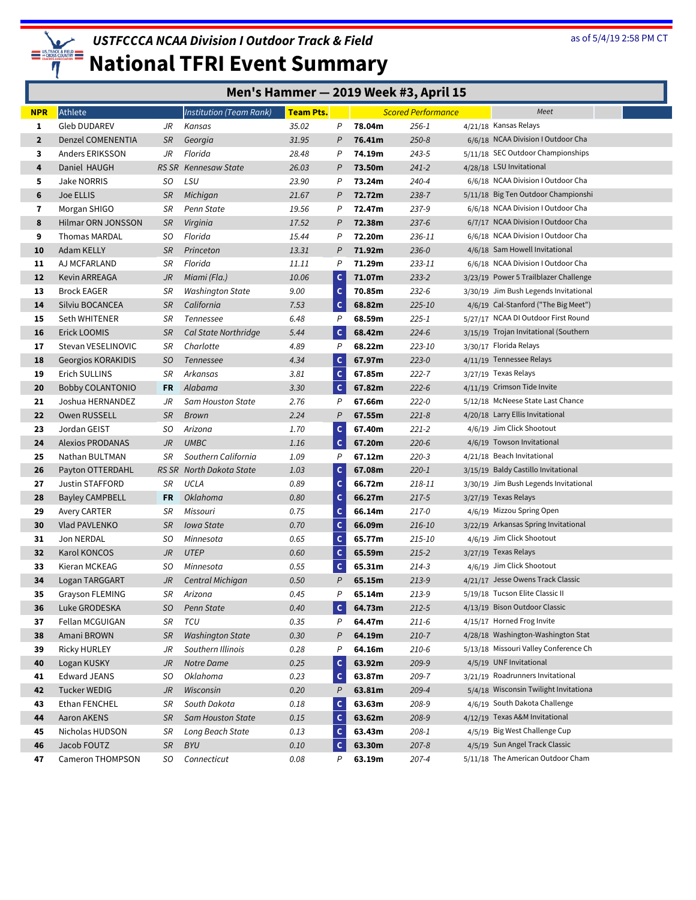# USTFCCCA NCAA Division I Outdoor Track & Field

# National TFRI Event Summary

as of 5/4/19 2:58 PM CT

## Men's Hammer — 2019 Week #3, April 15

| NPR | Athlete | | Institution (Team Rank) | Team Pts. | | Scored Performance | | Meet | |
|---|---|---|---|---|---|---|---|---|---|
| 1 | Gleb DUDAREV | JR | Kansas | 35.02 | P | 78.04m | 256-1 | 4/21/18 | Kansas Relays |
| 2 | Denzel COMENENTIA | SR | Georgia | 31.95 | P | 76.41m | 250-8 | 6/6/18 | NCAA Division I Outdoor Cha |
| 3 | Anders ERIKSSON | JR | Florida | 28.48 | P | 74.19m | 243-5 | 5/11/18 | SEC Outdoor Championships |
| 4 | Daniel HAUGH | RS SR | Kennesaw State | 26.03 | P | 73.50m | 241-2 | 4/28/18 | LSU Invitational |
| 5 | Jake NORRIS | SO | LSU | 23.90 | P | 73.24m | 240-4 | 6/6/18 | NCAA Division I Outdoor Cha |
| 6 | Joe ELLIS | SR | Michigan | 21.67 | P | 72.72m | 238-7 | 5/11/18 | Big Ten Outdoor Championshi |
| 7 | Morgan SHIGO | SR | Penn State | 19.56 | P | 72.47m | 237-9 | 6/6/18 | NCAA Division I Outdoor Cha |
| 8 | Hilmar ORN JONSSON | SR | Virginia | 17.52 | P | 72.38m | 237-6 | 6/7/17 | NCAA Division I Outdoor Cha |
| 9 | Thomas MARDAL | SO | Florida | 15.44 | P | 72.20m | 236-11 | 6/6/18 | NCAA Division I Outdoor Cha |
| 10 | Adam KELLY | SR | Princeton | 13.31 | P | 71.92m | 236-0 | 4/6/18 | Sam Howell Invitational |
| 11 | AJ MCFARLAND | SR | Florida | 11.11 | P | 71.29m | 233-11 | 6/6/18 | NCAA Division I Outdoor Cha |
| 12 | Kevin ARREAGA | JR | Miami (Fla.) | 10.06 | C | 71.07m | 233-2 | 3/23/19 | Power 5 Trailblazer Challenge |
| 13 | Brock EAGER | SR | Washington State | 9.00 | C | 70.85m | 232-6 | 3/30/19 | Jim Bush Legends Invitational |
| 14 | Silviu BOCANCEA | SR | California | 7.53 | C | 68.82m | 225-10 | 4/6/19 | Cal-Stanford ("The Big Meet") |
| 15 | Seth WHITENER | SR | Tennessee | 6.48 | P | 68.59m | 225-1 | 5/27/17 | NCAA DI Outdoor First Round |
| 16 | Erick LOOMIS | SR | Cal State Northridge | 5.44 | C | 68.42m | 224-6 | 3/15/19 | Trojan Invitational (Southern |
| 17 | Stevan VESELINOVIC | SR | Charlotte | 4.89 | P | 68.22m | 223-10 | 3/30/17 | Florida Relays |
| 18 | Georgios KORAKIDIS | SO | Tennessee | 4.34 | C | 67.97m | 223-0 | 4/11/19 | Tennessee Relays |
| 19 | Erich SULLINS | SR | Arkansas | 3.81 | C | 67.85m | 222-7 | 3/27/19 | Texas Relays |
| 20 | Bobby COLANTONIO | FR | Alabama | 3.30 | C | 67.82m | 222-6 | 4/11/19 | Crimson Tide Invite |
| 21 | Joshua HERNANDEZ | JR | Sam Houston State | 2.76 | P | 67.66m | 222-0 | 5/12/18 | McNeese State Last Chance |
| 22 | Owen RUSSELL | SR | Brown | 2.24 | P | 67.55m | 221-8 | 4/20/18 | Larry Ellis Invitational |
| 23 | Jordan GEIST | SO | Arizona | 1.70 | C | 67.40m | 221-2 | 4/6/19 | Jim Click Shootout |
| 24 | Alexios PRODANAS | JR | UMBC | 1.16 | C | 67.20m | 220-6 | 4/6/19 | Towson Invitational |
| 25 | Nathan BULTMAN | SR | Southern California | 1.09 | P | 67.12m | 220-3 | 4/21/18 | Beach Invitational |
| 26 | Payton OTTERDAHL | RS SR | North Dakota State | 1.03 | C | 67.08m | 220-1 | 3/15/19 | Baldy Castillo Invitational |
| 27 | Justin STAFFORD | SR | UCLA | 0.89 | C | 66.72m | 218-11 | 3/30/19 | Jim Bush Legends Invitational |
| 28 | Bayley CAMPBELL | FR | Oklahoma | 0.80 | C | 66.27m | 217-5 | 3/27/19 | Texas Relays |
| 29 | Avery CARTER | SR | Missouri | 0.75 | C | 66.14m | 217-0 | 4/6/19 | Mizzou Spring Open |
| 30 | Vlad PAVLENKO | SR | Iowa State | 0.70 | C | 66.09m | 216-10 | 3/22/19 | Arkansas Spring Invitational |
| 31 | Jon NERDAL | SO | Minnesota | 0.65 | C | 65.77m | 215-10 | 4/6/19 | Jim Click Shootout |
| 32 | Karol KONCOS | JR | UTEP | 0.60 | C | 65.59m | 215-2 | 3/27/19 | Texas Relays |
| 33 | Kieran MCKEAG | SO | Minnesota | 0.55 | C | 65.31m | 214-3 | 4/6/19 | Jim Click Shootout |
| 34 | Logan TARGGART | JR | Central Michigan | 0.50 | P | 65.15m | 213-9 | 4/21/17 | Jesse Owens Track Classic |
| 35 | Grayson FLEMING | SR | Arizona | 0.45 | P | 65.14m | 213-9 | 5/19/18 | Tucson Elite Classic II |
| 36 | Luke GRODESKA | SO | Penn State | 0.40 | C | 64.73m | 212-5 | 4/13/19 | Bison Outdoor Classic |
| 37 | Fellan MCGUIGAN | SR | TCU | 0.35 | P | 64.47m | 211-6 | 4/15/17 | Horned Frog Invite |
| 38 | Amani BROWN | SR | Washington State | 0.30 | P | 64.19m | 210-7 | 4/28/18 | Washington-Washington Stat |
| 39 | Ricky HURLEY | JR | Southern Illinois | 0.28 | P | 64.16m | 210-6 | 5/13/18 | Missouri Valley Conference Ch |
| 40 | Logan KUSKY | JR | Notre Dame | 0.25 | C | 63.92m | 209-9 | 4/5/19 | UNF Invitational |
| 41 | Edward JEANS | SO | Oklahoma | 0.23 | C | 63.87m | 209-7 | 3/21/19 | Roadrunners Invitational |
| 42 | Tucker WEDIG | JR | Wisconsin | 0.20 | P | 63.81m | 209-4 | 5/4/18 | Wisconsin Twilight Invitationa |
| 43 | Ethan FENCHEL | SR | South Dakota | 0.18 | C | 63.63m | 208-9 | 4/6/19 | South Dakota Challenge |
| 44 | Aaron AKENS | SR | Sam Houston State | 0.15 | C | 63.62m | 208-9 | 4/12/19 | Texas A&M Invitational |
| 45 | Nicholas HUDSON | SR | Long Beach State | 0.13 | C | 63.43m | 208-1 | 4/5/19 | Big West Challenge Cup |
| 46 | Jacob FOUTZ | SR | BYU | 0.10 | C | 63.30m | 207-8 | 4/5/19 | Sun Angel Track Classic |
| 47 | Cameron THOMPSON | SO | Connecticut | 0.08 | P | 63.19m | 207-4 | 5/11/18 | The American Outdoor Cham |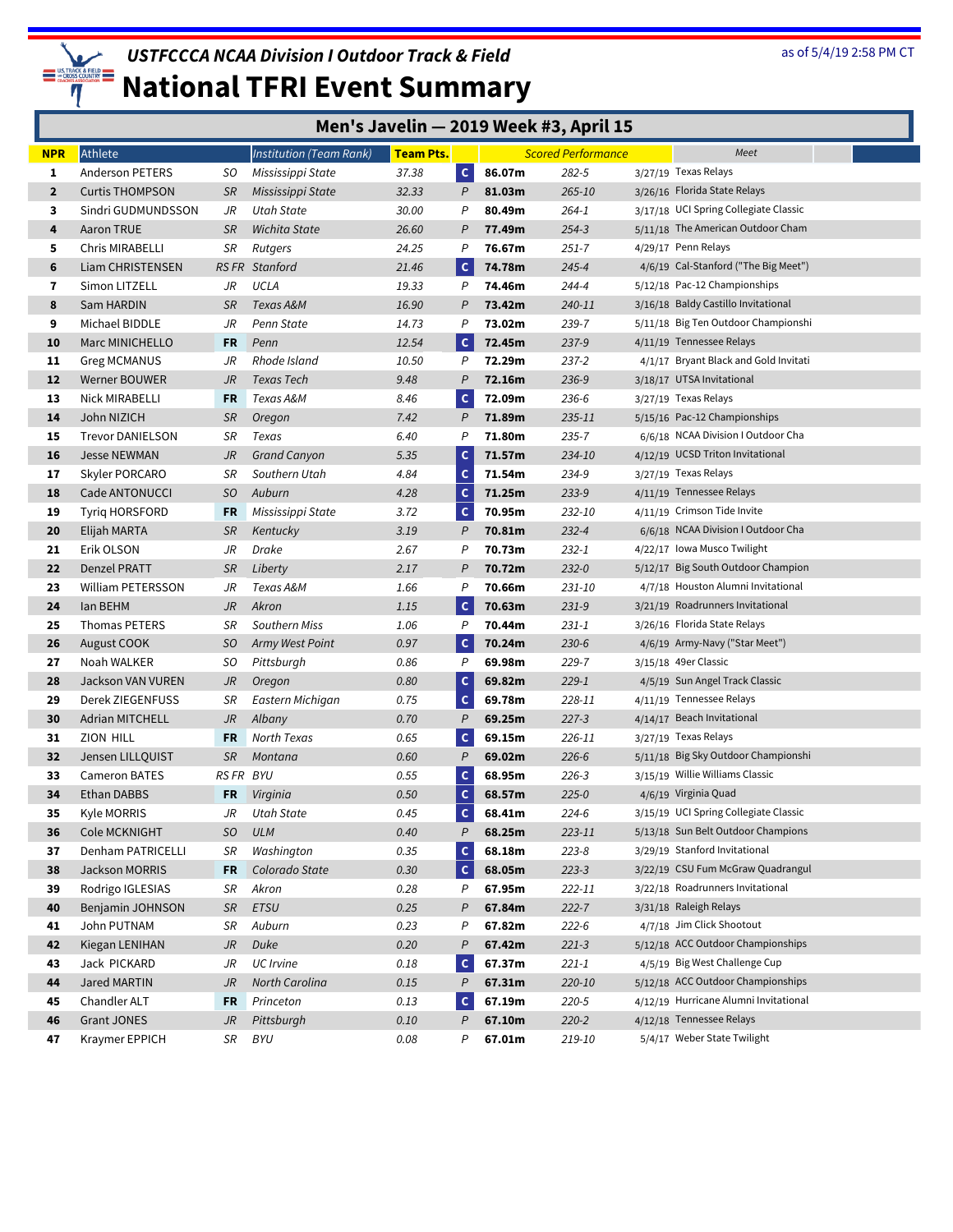# USTFCCCA NCAA Division I Outdoor Track & Field

# National TFRI Event Summary

as of 5/4/19 2:58 PM CT

## Men's Javelin — 2019 Week #3, April 15

| NPR | Athlete | | Institution (Team Rank) | Team Pts. | | Scored Performance | | | Meet |
|---|---|---|---|---|---|---|---|---|---|
| 1 | Anderson PETERS | SO | Mississippi State | 37.38 | C | 86.07m | 282-5 | 3/27/19 | Texas Relays |
| 2 | Curtis THOMPSON | SR | Mississippi State | 32.33 | P | 81.03m | 265-10 | 3/26/16 | Florida State Relays |
| 3 | Sindri GUDMUNDSSON | JR | Utah State | 30.00 | P | 80.49m | 264-1 | 3/17/18 | UCI Spring Collegiate Classic |
| 4 | Aaron TRUE | SR | Wichita State | 26.60 | P | 77.49m | 254-3 | 5/11/18 | The American Outdoor Cham |
| 5 | Chris MIRABELLI | SR | Rutgers | 24.25 | P | 76.67m | 251-7 | 4/29/17 | Penn Relays |
| 6 | Liam CHRISTENSEN | RS FR | Stanford | 21.46 | C | 74.78m | 245-4 | 4/6/19 | Cal-Stanford ("The Big Meet") |
| 7 | Simon LITZELL | JR | UCLA | 19.33 | P | 74.46m | 244-4 | 5/12/18 | Pac-12 Championships |
| 8 | Sam HARDIN | SR | Texas A&M | 16.90 | P | 73.42m | 240-11 | 3/16/18 | Baldy Castillo Invitational |
| 9 | Michael BIDDLE | JR | Penn State | 14.73 | P | 73.02m | 239-7 | 5/11/18 | Big Ten Outdoor Championshi |
| 10 | Marc MINICHELLO | FR | Penn | 12.54 | C | 72.45m | 237-9 | 4/11/19 | Tennessee Relays |
| 11 | Greg MCMANUS | JR | Rhode Island | 10.50 | P | 72.29m | 237-2 | 4/1/17 | Bryant Black and Gold Invitati |
| 12 | Werner BOUWER | JR | Texas Tech | 9.48 | P | 72.16m | 236-9 | 3/18/17 | UTSA Invitational |
| 13 | Nick MIRABELLI | FR | Texas A&M | 8.46 | C | 72.09m | 236-6 | 3/27/19 | Texas Relays |
| 14 | John NIZICH | SR | Oregon | 7.42 | P | 71.89m | 235-11 | 5/15/16 | Pac-12 Championships |
| 15 | Trevor DANIELSON | SR | Texas | 6.40 | P | 71.80m | 235-7 | 6/6/18 | NCAA Division I Outdoor Cha |
| 16 | Jesse NEWMAN | JR | Grand Canyon | 5.35 | C | 71.57m | 234-10 | 4/12/19 | UCSD Triton Invitational |
| 17 | Skyler PORCARO | SR | Southern Utah | 4.84 | C | 71.54m | 234-9 | 3/27/19 | Texas Relays |
| 18 | Cade ANTONUCCI | SO | Auburn | 4.28 | C | 71.25m | 233-9 | 4/11/19 | Tennessee Relays |
| 19 | Tyriq HORSFORD | FR | Mississippi State | 3.72 | C | 70.95m | 232-10 | 4/11/19 | Crimson Tide Invite |
| 20 | Elijah MARTA | SR | Kentucky | 3.19 | P | 70.81m | 232-4 | 6/6/18 | NCAA Division I Outdoor Cha |
| 21 | Erik OLSON | JR | Drake | 2.67 | P | 70.73m | 232-1 | 4/22/17 | Iowa Musco Twilight |
| 22 | Denzel PRATT | SR | Liberty | 2.17 | P | 70.72m | 232-0 | 5/12/17 | Big South Outdoor Champion |
| 23 | William PETERSSON | JR | Texas A&M | 1.66 | P | 70.66m | 231-10 | 4/7/18 | Houston Alumni Invitational |
| 24 | Ian BEHM | JR | Akron | 1.15 | C | 70.63m | 231-9 | 3/21/19 | Roadrunners Invitational |
| 25 | Thomas PETERS | SR | Southern Miss | 1.06 | P | 70.44m | 231-1 | 3/26/16 | Florida State Relays |
| 26 | August COOK | SO | Army West Point | 0.97 | C | 70.24m | 230-6 | 4/6/19 | Army-Navy ("Star Meet") |
| 27 | Noah WALKER | SO | Pittsburgh | 0.86 | P | 69.98m | 229-7 | 3/15/18 | 49er Classic |
| 28 | Jackson VAN VUREN | JR | Oregon | 0.80 | C | 69.82m | 229-1 | 4/5/19 | Sun Angel Track Classic |
| 29 | Derek ZIEGENFUSS | SR | Eastern Michigan | 0.75 | C | 69.78m | 228-11 | 4/11/19 | Tennessee Relays |
| 30 | Adrian MITCHELL | JR | Albany | 0.70 | P | 69.25m | 227-3 | 4/14/17 | Beach Invitational |
| 31 | ZION HILL | FR | North Texas | 0.65 | C | 69.15m | 226-11 | 3/27/19 | Texas Relays |
| 32 | Jensen LILLQUIST | SR | Montana | 0.60 | P | 69.02m | 226-6 | 5/11/18 | Big Sky Outdoor Championshi |
| 33 | Cameron BATES | RS FR | BYU | 0.55 | C | 68.95m | 226-3 | 3/15/19 | Willie Williams Classic |
| 34 | Ethan DABBS | FR | Virginia | 0.50 | C | 68.57m | 225-0 | 4/6/19 | Virginia Quad |
| 35 | Kyle MORRIS | JR | Utah State | 0.45 | C | 68.41m | 224-6 | 3/15/19 | UCI Spring Collegiate Classic |
| 36 | Cole MCKNIGHT | SO | ULM | 0.40 | P | 68.25m | 223-11 | 5/13/18 | Sun Belt Outdoor Champions |
| 37 | Denham PATRICELLI | SR | Washington | 0.35 | C | 68.18m | 223-8 | 3/29/19 | Stanford Invitational |
| 38 | Jackson MORRIS | FR | Colorado State | 0.30 | C | 68.05m | 223-3 | 3/22/19 | CSU Fum McGraw Quadrangul |
| 39 | Rodrigo IGLESIAS | SR | Akron | 0.28 | P | 67.95m | 222-11 | 3/22/18 | Roadrunners Invitational |
| 40 | Benjamin JOHNSON | SR | ETSU | 0.25 | P | 67.84m | 222-7 | 3/31/18 | Raleigh Relays |
| 41 | John PUTNAM | SR | Auburn | 0.23 | P | 67.82m | 222-6 | 4/7/18 | Jim Click Shootout |
| 42 | Kiegan LENIHAN | JR | Duke | 0.20 | P | 67.42m | 221-3 | 5/12/18 | ACC Outdoor Championships |
| 43 | Jack PICKARD | JR | UC Irvine | 0.18 | C | 67.37m | 221-1 | 4/5/19 | Big West Challenge Cup |
| 44 | Jared MARTIN | JR | North Carolina | 0.15 | P | 67.31m | 220-10 | 5/12/18 | ACC Outdoor Championships |
| 45 | Chandler ALT | FR | Princeton | 0.13 | C | 67.19m | 220-5 | 4/12/19 | Hurricane Alumni Invitational |
| 46 | Grant JONES | JR | Pittsburgh | 0.10 | P | 67.10m | 220-2 | 4/12/18 | Tennessee Relays |
| 47 | Kraymer EPPICH | SR | BYU | 0.08 | P | 67.01m | 219-10 | 5/4/17 | Weber State Twilight |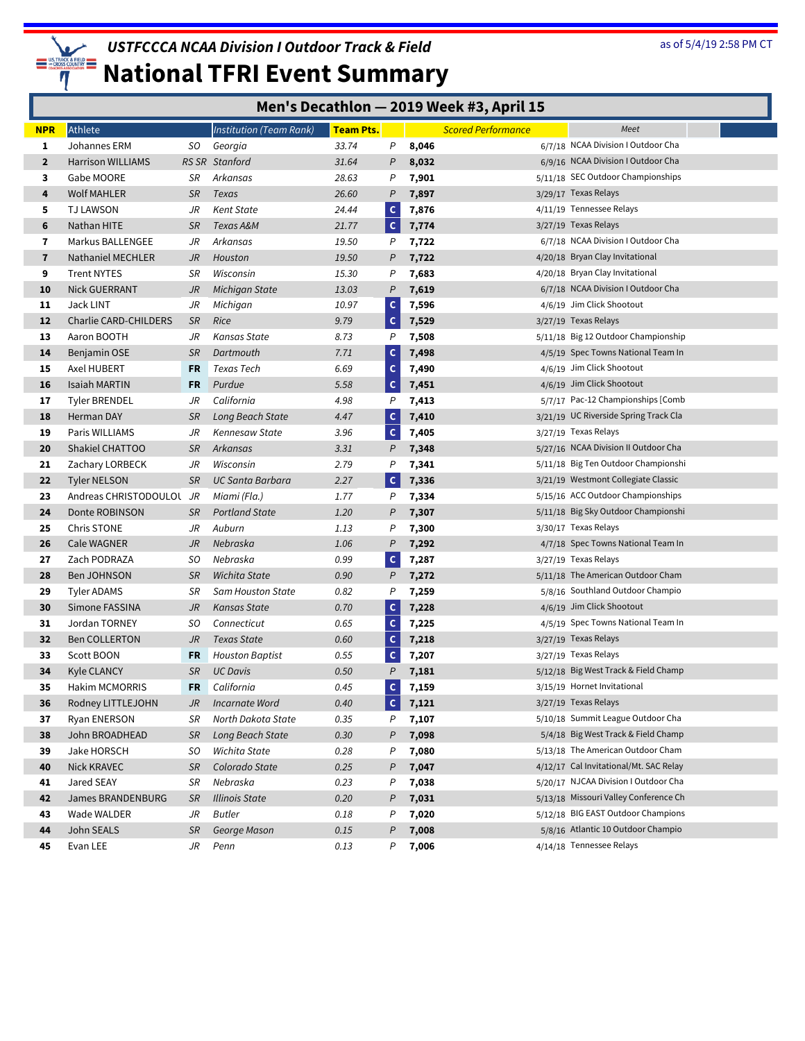## USTFCCCA NCAA Division I Outdoor Track & Field

# National TFRI Event Summary

as of 5/4/19 2:58 PM CT

## Men's Decathlon — 2019 Week #3, April 15

| NPR | Athlete | | Institution (Team Rank) | Team Pts. | | Scored Performance | | Meet |
|---|---|---|---|---|---|---|---|---|
| 1 | Johannes ERM | SO | Georgia | 33.74 | P | 8,046 | 6/7/18 | NCAA Division I Outdoor Cha |
| 2 | Harrison WILLIAMS | RS SR | Stanford | 31.64 | P | 8,032 | 6/9/16 | NCAA Division I Outdoor Cha |
| 3 | Gabe MOORE | SR | Arkansas | 28.63 | P | 7,901 | 5/11/18 | SEC Outdoor Championships |
| 4 | Wolf MAHLER | SR | Texas | 26.60 | P | 7,897 | 3/29/17 | Texas Relays |
| 5 | TJ LAWSON | JR | Kent State | 24.44 | C | 7,876 | 4/11/19 | Tennessee Relays |
| 6 | Nathan HITE | SR | Texas A&M | 21.77 | C | 7,774 | 3/27/19 | Texas Relays |
| 7 | Markus BALLENGEE | JR | Arkansas | 19.50 | P | 7,722 | 6/7/18 | NCAA Division I Outdoor Cha |
| 7 | Nathaniel MECHLER | JR | Houston | 19.50 | P | 7,722 | 4/20/18 | Bryan Clay Invitational |
| 9 | Trent NYTES | SR | Wisconsin | 15.30 | P | 7,683 | 4/20/18 | Bryan Clay Invitational |
| 10 | Nick GUERRANT | JR | Michigan State | 13.03 | P | 7,619 | 6/7/18 | NCAA Division I Outdoor Cha |
| 11 | Jack LINT | JR | Michigan | 10.97 | C | 7,596 | 4/6/19 | Jim Click Shootout |
| 12 | Charlie CARD-CHILDERS | SR | Rice | 9.79 | C | 7,529 | 3/27/19 | Texas Relays |
| 13 | Aaron BOOTH | JR | Kansas State | 8.73 | P | 7,508 | 5/11/18 | Big 12 Outdoor Championship |
| 14 | Benjamin OSE | SR | Dartmouth | 7.71 | C | 7,498 | 4/5/19 | Spec Towns National Team In |
| 15 | Axel HUBERT | FR | Texas Tech | 6.69 | C | 7,490 | 4/6/19 | Jim Click Shootout |
| 16 | Isaiah MARTIN | FR | Purdue | 5.58 | C | 7,451 | 4/6/19 | Jim Click Shootout |
| 17 | Tyler BRENDEL | JR | California | 4.98 | P | 7,413 | 5/7/17 | Pac-12 Championships [Comb |
| 18 | Herman DAY | SR | Long Beach State | 4.47 | C | 7,410 | 3/21/19 | UC Riverside Spring Track Cla |
| 19 | Paris WILLIAMS | JR | Kennesaw State | 3.96 | C | 7,405 | 3/27/19 | Texas Relays |
| 20 | Shakiel CHATTOO | SR | Arkansas | 3.31 | P | 7,348 | 5/27/16 | NCAA Division II Outdoor Cha |
| 21 | Zachary LORBECK | JR | Wisconsin | 2.79 | P | 7,341 | 5/11/18 | Big Ten Outdoor Championshi |
| 22 | Tyler NELSON | SR | UC Santa Barbara | 2.27 | C | 7,336 | 3/21/19 | Westmont Collegiate Classic |
| 23 | Andreas CHRISTODOULOU | JR | Miami (Fla.) | 1.77 | P | 7,334 | 5/15/16 | ACC Outdoor Championships |
| 24 | Donte ROBINSON | SR | Portland State | 1.20 | P | 7,307 | 5/11/18 | Big Sky Outdoor Championshi |
| 25 | Chris STONE | JR | Auburn | 1.13 | P | 7,300 | 3/30/17 | Texas Relays |
| 26 | Cale WAGNER | JR | Nebraska | 1.06 | P | 7,292 | 4/7/18 | Spec Towns National Team In |
| 27 | Zach PODRAZA | SO | Nebraska | 0.99 | C | 7,287 | 3/27/19 | Texas Relays |
| 28 | Ben JOHNSON | SR | Wichita State | 0.90 | P | 7,272 | 5/11/18 | The American Outdoor Cham |
| 29 | Tyler ADAMS | SR | Sam Houston State | 0.82 | P | 7,259 | 5/8/16 | Southland Outdoor Champio |
| 30 | Simone FASSINA | JR | Kansas State | 0.70 | C | 7,228 | 4/6/19 | Jim Click Shootout |
| 31 | Jordan TORNEY | SO | Connecticut | 0.65 | C | 7,225 | 4/5/19 | Spec Towns National Team In |
| 32 | Ben COLLERTON | JR | Texas State | 0.60 | C | 7,218 | 3/27/19 | Texas Relays |
| 33 | Scott BOON | FR | Houston Baptist | 0.55 | C | 7,207 | 3/27/19 | Texas Relays |
| 34 | Kyle CLANCY | SR | UC Davis | 0.50 | P | 7,181 | 5/12/18 | Big West Track & Field Champ |
| 35 | Hakim MCMORRIS | FR | California | 0.45 | C | 7,159 | 3/15/19 | Hornet Invitational |
| 36 | Rodney LITTLEJOHN | JR | Incarnate Word | 0.40 | C | 7,121 | 3/27/19 | Texas Relays |
| 37 | Ryan ENERSON | SR | North Dakota State | 0.35 | P | 7,107 | 5/10/18 | Summit League Outdoor Cha |
| 38 | John BROADHEAD | SR | Long Beach State | 0.30 | P | 7,098 | 5/4/18 | Big West Track & Field Champ |
| 39 | Jake HORSCH | SO | Wichita State | 0.28 | P | 7,080 | 5/13/18 | The American Outdoor Cham |
| 40 | Nick KRAVEC | SR | Colorado State | 0.25 | P | 7,047 | 4/12/17 | Cal Invitational/Mt. SAC Relay |
| 41 | Jared SEAY | SR | Nebraska | 0.23 | P | 7,038 | 5/20/17 | NJCAA Division I Outdoor Cha |
| 42 | James BRANDENBURG | SR | Illinois State | 0.20 | P | 7,031 | 5/13/18 | Missouri Valley Conference Ch |
| 43 | Wade WALDER | JR | Butler | 0.18 | P | 7,020 | 5/12/18 | BIG EAST Outdoor Champions |
| 44 | John SEALS | SR | George Mason | 0.15 | P | 7,008 | 5/8/16 | Atlantic 10 Outdoor Champio |
| 45 | Evan LEE | JR | Penn | 0.13 | P | 7,006 | 4/14/18 | Tennessee Relays |